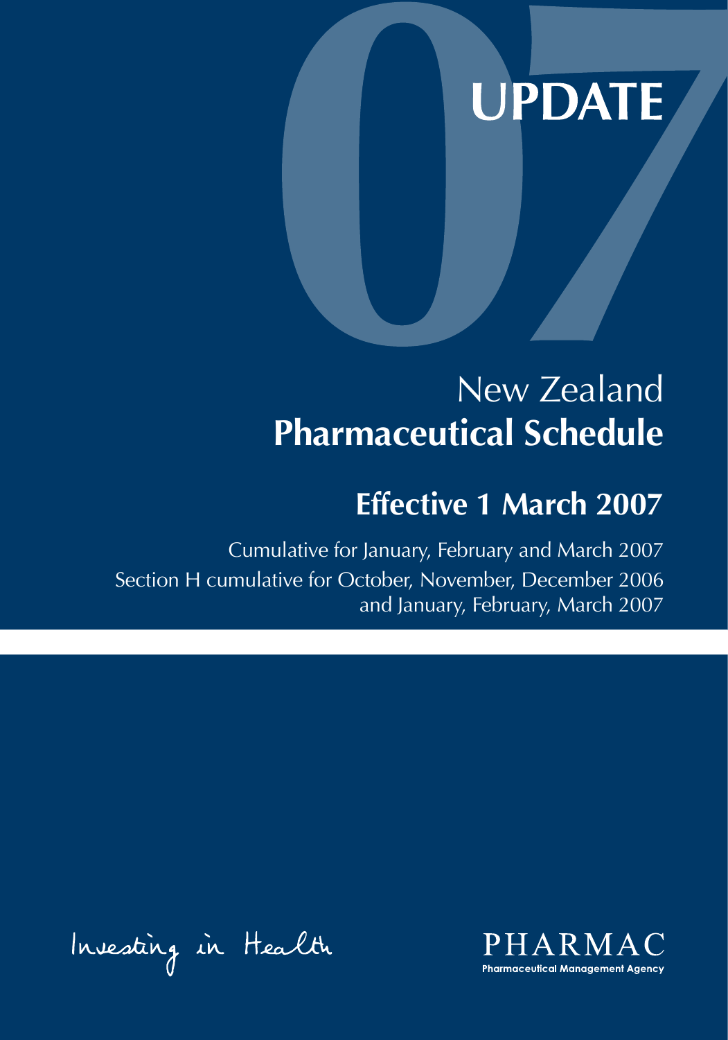# 07 UPDATE

# New Zealand **Pharmaceutical Schedule**

## Effective 1 March 2007

Cumulative for January, February and March 2007

Section H cumulative for October, November, December 2006 and January, February, March 2007

Investing in Health

PHARMAC

Pharmaceutical Management Agency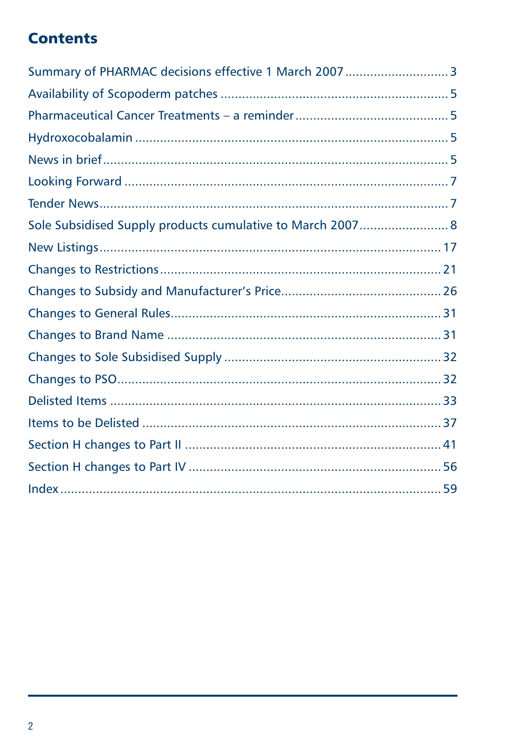## Contents

Summary of PHARMAC decisions effective 1 March 2007 .......... 3

Availability of Scopoderm patches .......... 5

Pharmaceutical Cancer Treatments – a reminder .......... 5

Hydroxocobalamin .......... 5

News in brief .......... 5

Looking Forward .......... 7

Tender News .......... 7

Sole Subsidised Supply products cumulative to March 2007 .......... 8

New Listings .......... 17

Changes to Restrictions .......... 21

Changes to Subsidy and Manufacturer's Price .......... 26

Changes to General Rules .......... 31

Changes to Brand Name .......... 31

Changes to Sole Subsidised Supply .......... 32

Changes to PSO .......... 32

Delisted Items .......... 33

Items to be Delisted .......... 37

Section H changes to Part II .......... 41

Section H changes to Part IV .......... 56

Index .......... 59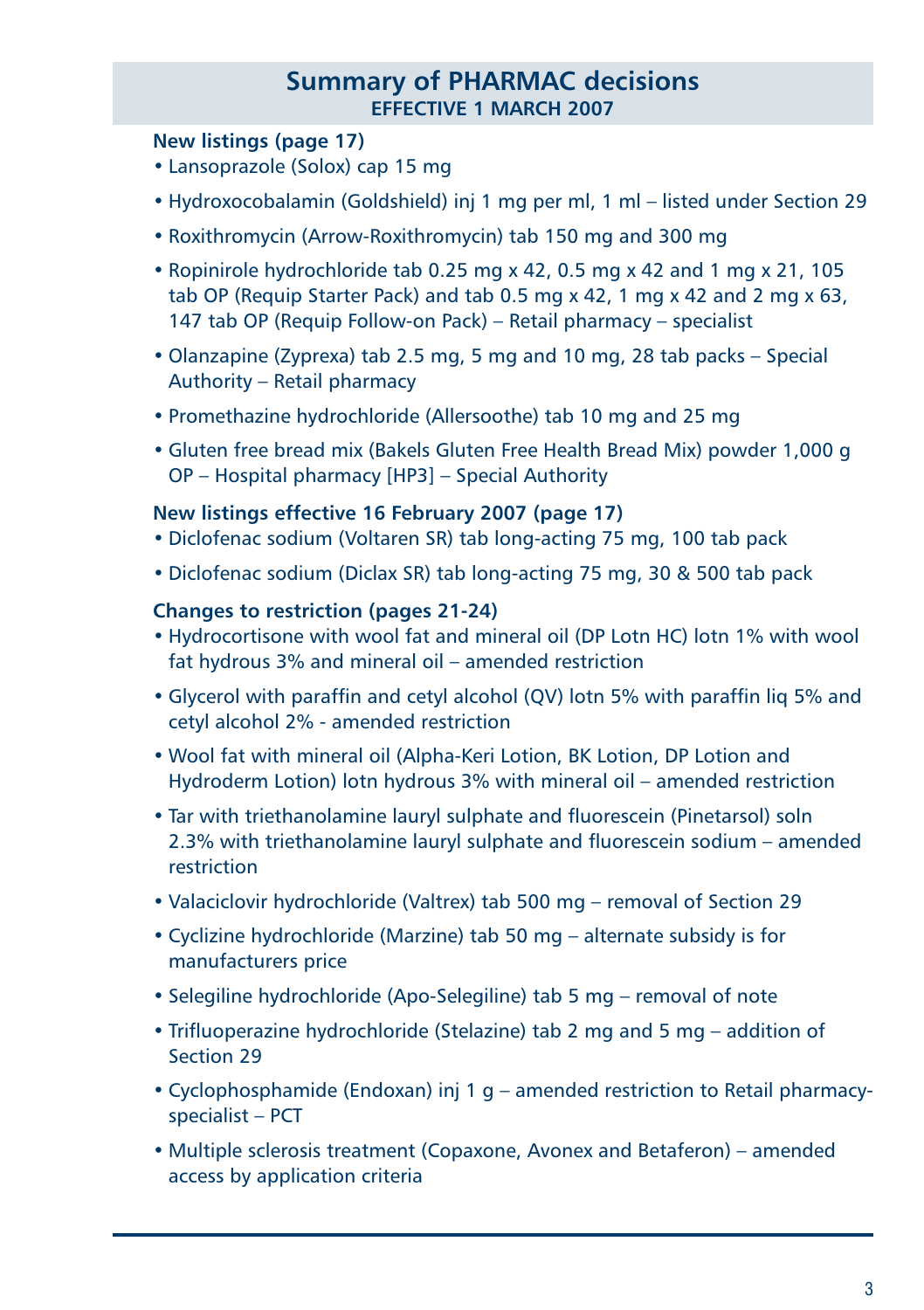## Summary of PHARMAC decisions

**EFFECTIVE 1 MARCH 2007**

### New listings (page 17)

- Lansoprazole (Solox) cap 15 mg
- Hydroxocobalamin (Goldshield) inj 1 mg per ml, 1 ml – listed under Section 29
- Roxithromycin (Arrow-Roxithromycin) tab 150 mg and 300 mg
- Ropinirole hydrochloride tab 0.25 mg x 42, 0.5 mg x 42 and 1 mg x 21, 105 tab OP (Requip Starter Pack) and tab 0.5 mg x 42, 1 mg x 42 and 2 mg x 63, 147 tab OP (Requip Follow-on Pack) – Retail pharmacy – specialist
- Olanzapine (Zyprexa) tab 2.5 mg, 5 mg and 10 mg, 28 tab packs – Special Authority – Retail pharmacy
- Promethazine hydrochloride (Allersoothe) tab 10 mg and 25 mg
- Gluten free bread mix (Bakels Gluten Free Health Bread Mix) powder 1,000 g OP – Hospital pharmacy [HP3] – Special Authority

### New listings effective 16 February 2007 (page 17)

- Diclofenac sodium (Voltaren SR) tab long-acting 75 mg, 100 tab pack
- Diclofenac sodium (Diclax SR) tab long-acting 75 mg, 30 & 500 tab pack

### Changes to restriction (pages 21-24)

- Hydrocortisone with wool fat and mineral oil (DP Lotn HC) lotn 1% with wool fat hydrous 3% and mineral oil – amended restriction
- Glycerol with paraffin and cetyl alcohol (QV) lotn 5% with paraffin liq 5% and cetyl alcohol 2% - amended restriction
- Wool fat with mineral oil (Alpha-Keri Lotion, BK Lotion, DP Lotion and Hydroderm Lotion) lotn hydrous 3% with mineral oil – amended restriction
- Tar with triethanolamine lauryl sulphate and fluorescein (Pinetarsol) soln 2.3% with triethanolamine lauryl sulphate and fluorescein sodium – amended restriction
- Valaciclovir hydrochloride (Valtrex) tab 500 mg – removal of Section 29
- Cyclizine hydrochloride (Marzine) tab 50 mg – alternate subsidy is for manufacturers price
- Selegiline hydrochloride (Apo-Selegiline) tab 5 mg – removal of note
- Trifluoperazine hydrochloride (Stelazine) tab 2 mg and 5 mg – addition of Section 29
- Cyclophosphamide (Endoxan) inj 1 g – amended restriction to Retail pharmacy-specialist – PCT
- Multiple sclerosis treatment (Copaxone, Avonex and Betaferon) – amended access by application criteria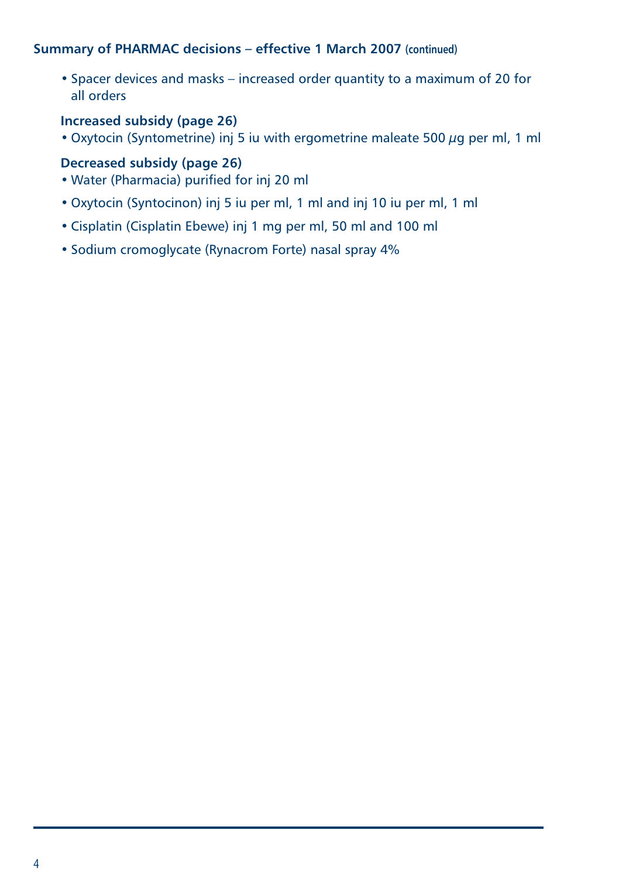## Summary of PHARMAC decisions – effective 1 March 2007 (continued)

- Spacer devices and masks – increased order quantity to a maximum of 20 for all orders

### Increased subsidy (page 26)

- Oxytocin (Syntometrine) inj 5 iu with ergometrine maleate 500 $\mu$g per ml, 1 ml

### Decreased subsidy (page 26)

- Water (Pharmacia) purified for inj 20 ml
- Oxytocin (Syntocinon) inj 5 iu per ml, 1 ml and inj 10 iu per ml, 1 ml
- Cisplatin (Cisplatin Ebewe) inj 1 mg per ml, 50 ml and 100 ml
- Sodium cromoglycate (Rynacrom Forte) nasal spray 4%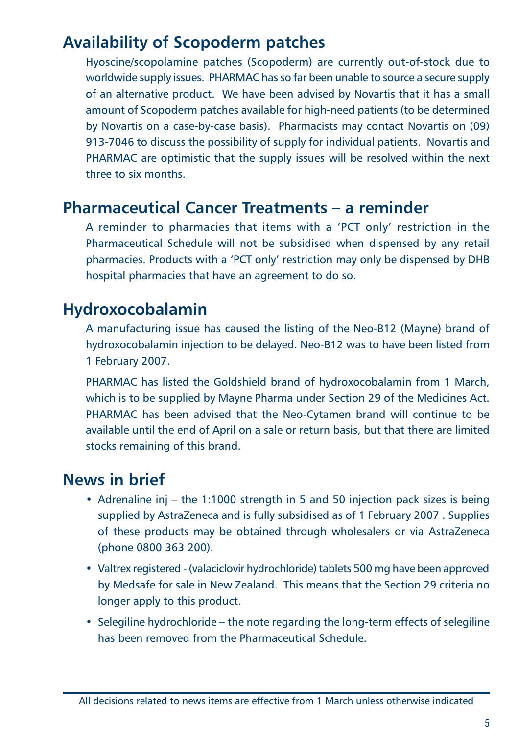## Availability of Scopoderm patches

Hyoscine/scopolamine patches (Scopoderm) are currently out-of-stock due to worldwide supply issues. PHARMAC has so far been unable to source a secure supply of an alternative product. We have been advised by Novartis that it has a small amount of Scopoderm patches available for high-need patients (to be determined by Novartis on a case-by-case basis). Pharmacists may contact Novartis on (09) 913-7046 to discuss the possibility of supply for individual patients. Novartis and PHARMAC are optimistic that the supply issues will be resolved within the next three to six months.

## Pharmaceutical Cancer Treatments – a reminder

A reminder to pharmacies that items with a 'PCT only' restriction in the Pharmaceutical Schedule will not be subsidised when dispensed by any retail pharmacies. Products with a 'PCT only' restriction may only be dispensed by DHB hospital pharmacies that have an agreement to do so.

## Hydroxocobalamin

A manufacturing issue has caused the listing of the Neo-B12 (Mayne) brand of hydroxocobalamin injection to be delayed. Neo-B12 was to have been listed from 1 February 2007.

PHARMAC has listed the Goldshield brand of hydroxocobalamin from 1 March, which is to be supplied by Mayne Pharma under Section 29 of the Medicines Act. PHARMAC has been advised that the Neo-Cytamen brand will continue to be available until the end of April on a sale or return basis, but that there are limited stocks remaining of this brand.

## News in brief

- Adrenaline inj – the 1:1000 strength in 5 and 50 injection pack sizes is being supplied by AstraZeneca and is fully subsidised as of 1 February 2007 . Supplies of these products may be obtained through wholesalers or via AstraZeneca (phone 0800 363 200).
- Valtrex registered - (valaciclovir hydrochloride) tablets 500 mg have been approved by Medsafe for sale in New Zealand. This means that the Section 29 criteria no longer apply to this product.
- Selegiline hydrochloride – the note regarding the long-term effects of selegiline has been removed from the Pharmaceutical Schedule.

All decisions related to news items are effective from 1 March unless otherwise indicated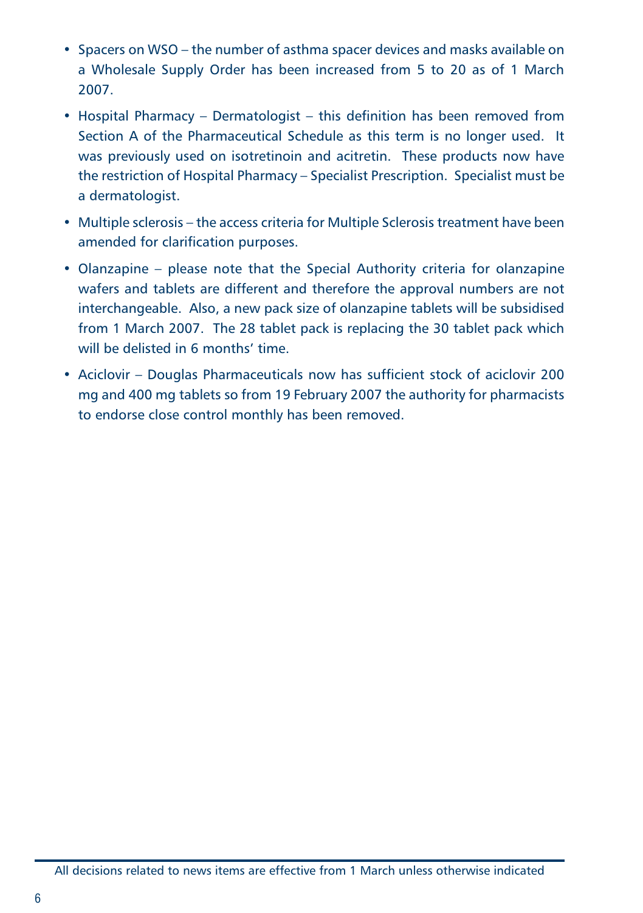- Spacers on WSO – the number of asthma spacer devices and masks available on a Wholesale Supply Order has been increased from 5 to 20 as of 1 March 2007.
- Hospital Pharmacy – Dermatologist – this definition has been removed from Section A of the Pharmaceutical Schedule as this term is no longer used. It was previously used on isotretinoin and acitretin. These products now have the restriction of Hospital Pharmacy – Specialist Prescription. Specialist must be a dermatologist.
- Multiple sclerosis – the access criteria for Multiple Sclerosis treatment have been amended for clarification purposes.
- Olanzapine – please note that the Special Authority criteria for olanzapine wafers and tablets are different and therefore the approval numbers are not interchangeable. Also, a new pack size of olanzapine tablets will be subsidised from 1 March 2007. The 28 tablet pack is replacing the 30 tablet pack which will be delisted in 6 months' time.
- Aciclovir – Douglas Pharmaceuticals now has sufficient stock of aciclovir 200 mg and 400 mg tablets so from 19 February 2007 the authority for pharmacists to endorse close control monthly has been removed.

All decisions related to news items are effective from 1 March unless otherwise indicated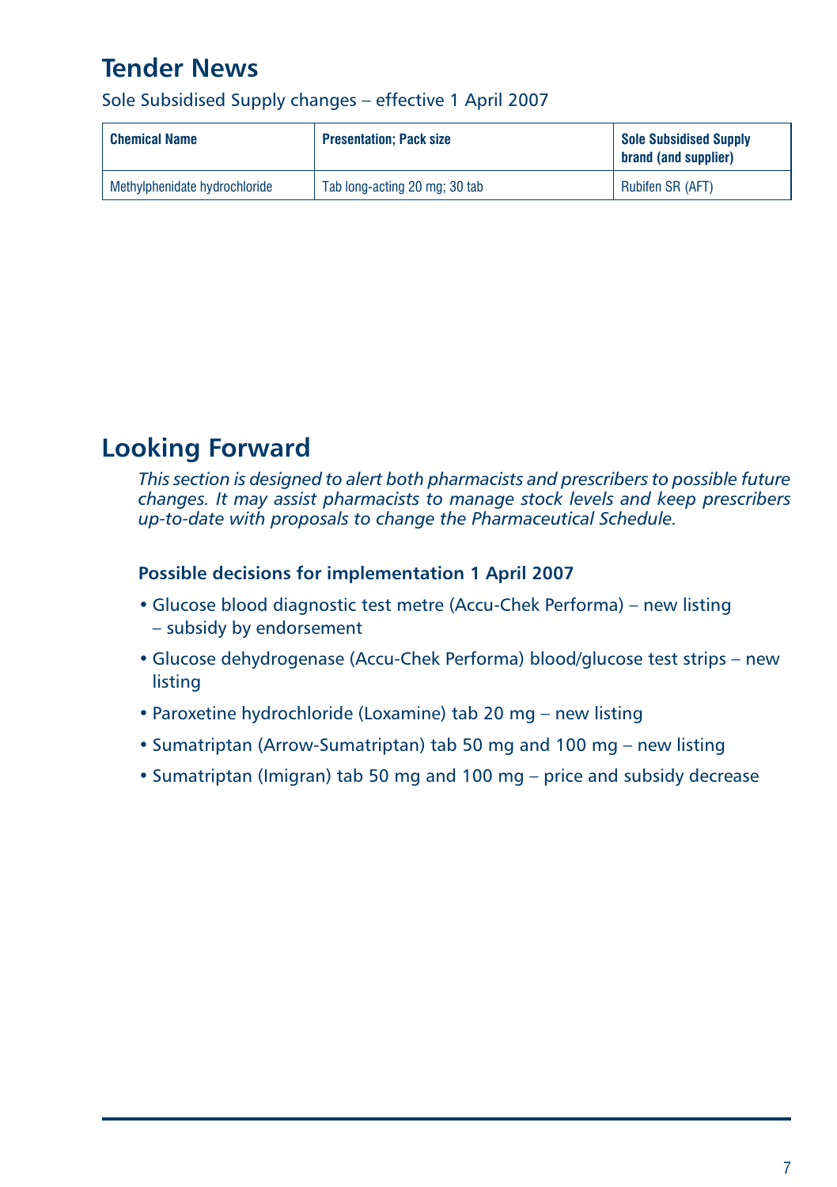## Tender News

Sole Subsidised Supply changes – effective 1 April 2007

| Chemical Name | Presentation; Pack size | Sole Subsidised Supply brand (and supplier) |
|---|---|---|
| Methylphenidate hydrochloride | Tab long-acting 20 mg; 30 tab | Rubifen SR (AFT) |

## Looking Forward

*This section is designed to alert both pharmacists and prescribers to possible future changes. It may assist pharmacists to manage stock levels and keep prescribers up-to-date with proposals to change the Pharmaceutical Schedule.*

**Possible decisions for implementation 1 April 2007**

- Glucose blood diagnostic test metre (Accu-Chek Performa) – new listing – subsidy by endorsement
- Glucose dehydrogenase (Accu-Chek Performa) blood/glucose test strips – new listing
- Paroxetine hydrochloride (Loxamine) tab 20 mg – new listing
- Sumatriptan (Arrow-Sumatriptan) tab 50 mg and 100 mg – new listing
- Sumatriptan (Imigran) tab 50 mg and 100 mg – price and subsidy decrease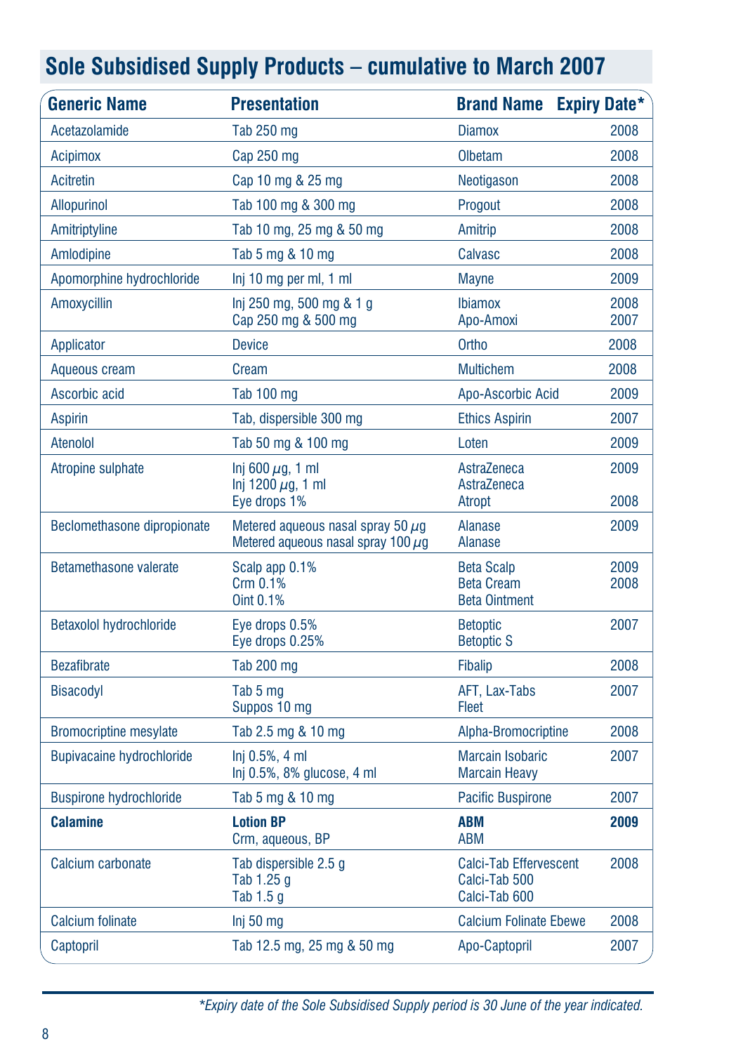## Sole Subsidised Supply Products – cumulative to March 2007

| Generic Name | Presentation | Brand Name | Expiry Date* |
|---|---|---|---|
| Acetazolamide | Tab 250 mg | Diamox | 2008 |
| Acipimox | Cap 250 mg | Olbetam | 2008 |
| Acitretin | Cap 10 mg & 25 mg | Neotigason | 2008 |
| Allopurinol | Tab 100 mg & 300 mg | Progout | 2008 |
| Amitriptyline | Tab 10 mg, 25 mg & 50 mg | Amitrip | 2008 |
| Amlodipine | Tab 5 mg & 10 mg | Calvasc | 2008 |
| Apomorphine hydrochloride | Inj 10 mg per ml, 1 ml | Mayne | 2009 |
| Amoxycillin | Inj 250 mg, 500 mg & 1 g<br>Cap 250 mg & 500 mg | Ibiamox<br>Apo-Amoxi | 2008<br>2007 |
| Applicator | Device | Ortho | 2008 |
| Aqueous cream | Cream | Multichem | 2008 |
| Ascorbic acid | Tab 100 mg | Apo-Ascorbic Acid | 2009 |
| Aspirin | Tab, dispersible 300 mg | Ethics Aspirin | 2007 |
| Atenolol | Tab 50 mg & 100 mg | Loten | 2009 |
| Atropine sulphate | Inj 600 µg, 1 ml<br>Inj 1200 µg, 1 ml<br>Eye drops 1% | AstraZeneca<br>AstraZeneca<br>Atropt | 2009<br><br>2008 |
| Beclomethasone dipropionate | Metered aqueous nasal spray 50 µg<br>Metered aqueous nasal spray 100 µg | Alanase<br>Alanase | 2009 |
| Betamethasone valerate | Scalp app 0.1%<br>Crm 0.1%<br>Oint 0.1% | Beta Scalp<br>Beta Cream<br>Beta Ointment | 2009<br>2008 |
| Betaxolol hydrochloride | Eye drops 0.5%<br>Eye drops 0.25% | Betoptic<br>Betoptic S | 2007 |
| Bezafibrate | Tab 200 mg | Fibalip | 2008 |
| Bisacodyl | Tab 5 mg<br>Suppos 10 mg | AFT, Lax-Tabs<br>Fleet | 2007 |
| Bromocriptine mesylate | Tab 2.5 mg & 10 mg | Alpha-Bromocriptine | 2008 |
| Bupivacaine hydrochloride | Inj 0.5%, 4 ml<br>Inj 0.5%, 8% glucose, 4 ml | Marcain Isobaric<br>Marcain Heavy | 2007 |
| Buspirone hydrochloride | Tab 5 mg & 10 mg | Pacific Buspirone | 2007 |
| **Calamine** | **Lotion BP**<br>Crm, aqueous, BP | **ABM**<br>ABM | **2009** |
| Calcium carbonate | Tab dispersible 2.5 g<br>Tab 1.25 g<br>Tab 1.5 g | Calci-Tab Effervescent<br>Calci-Tab 500<br>Calci-Tab 600 | 2008 |
| Calcium folinate | Inj 50 mg | Calcium Folinate Ebewe | 2008 |
| Captopril | Tab 12.5 mg, 25 mg & 50 mg | Apo-Captopril | 2007 |

*\*Expiry date of the Sole Subsidised Supply period is 30 June of the year indicated.*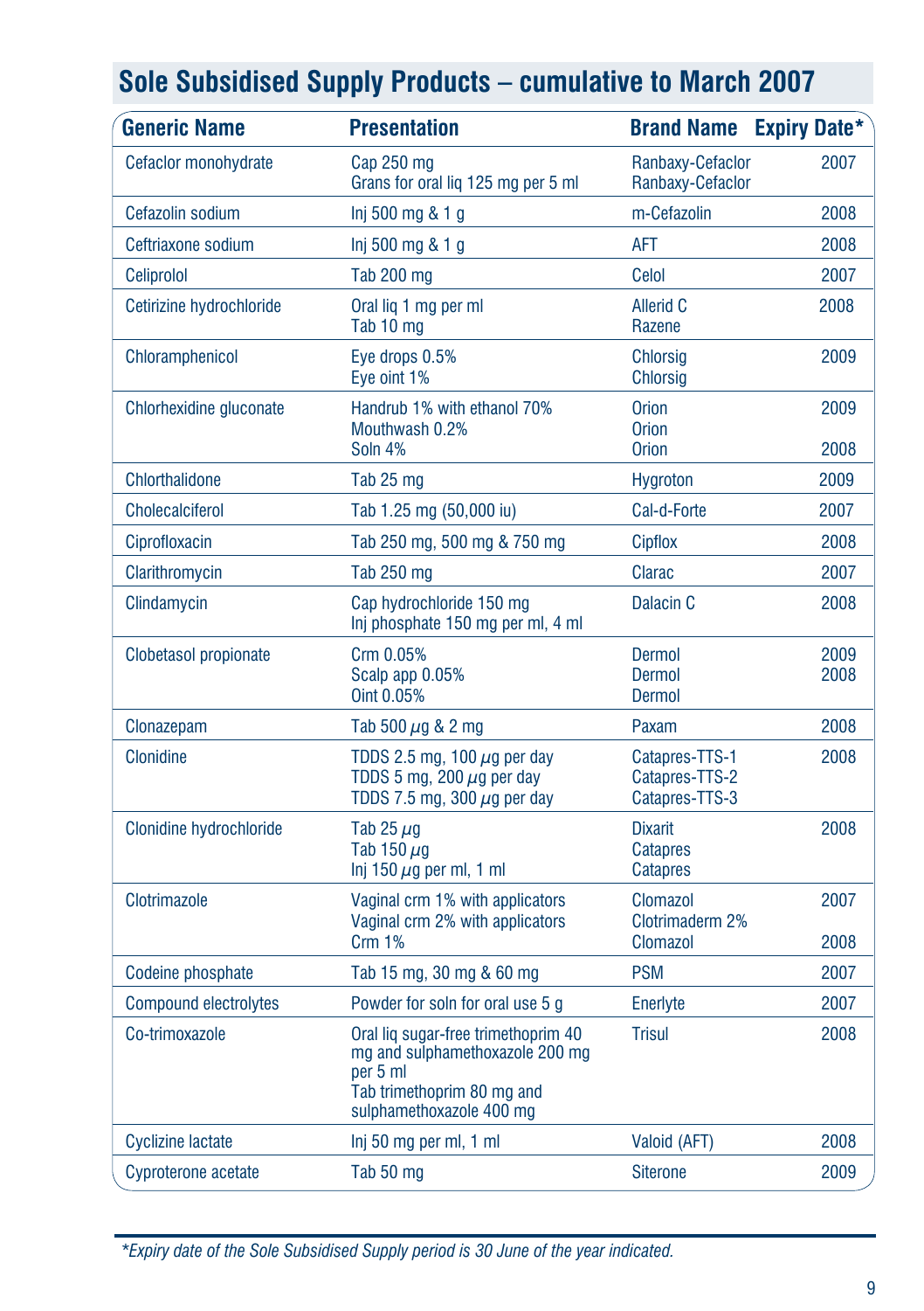## Sole Subsidised Supply Products – cumulative to March 2007

| Generic Name | Presentation | Brand Name | Expiry Date* |
|---|---|---|---|
| Cefaclor monohydrate | Cap 250 mg<br>Grans for oral liq 125 mg per 5 ml | Ranbaxy-Cefaclor<br>Ranbaxy-Cefaclor | 2007 |
| Cefazolin sodium | Inj 500 mg & 1 g | m-Cefazolin | 2008 |
| Ceftriaxone sodium | Inj 500 mg & 1 g | AFT | 2008 |
| Celiprolol | Tab 200 mg | Celol | 2007 |
| Cetirizine hydrochloride | Oral liq 1 mg per ml<br>Tab 10 mg | Allerid C<br>Razene | 2008 |
| Chloramphenicol | Eye drops 0.5%<br>Eye oint 1% | Chlorsig<br>Chlorsig | 2009 |
| Chlorhexidine gluconate | Handrub 1% with ethanol 70%<br>Mouthwash 0.2%<br>Soln 4% | Orion<br>Orion<br>Orion | 2009<br><br>2008 |
| Chlorthalidone | Tab 25 mg | Hygroton | 2009 |
| Cholecalciferol | Tab 1.25 mg (50,000 iu) | Cal-d-Forte | 2007 |
| Ciprofloxacin | Tab 250 mg, 500 mg & 750 mg | Cipflox | 2008 |
| Clarithromycin | Tab 250 mg | Clarac | 2007 |
| Clindamycin | Cap hydrochloride 150 mg<br>Inj phosphate 150 mg per ml, 4 ml | Dalacin C | 2008 |
| Clobetasol propionate | Crm 0.05%<br>Scalp app 0.05%<br>Oint 0.05% | Dermol<br>Dermol<br>Dermol | 2009<br>2008 |
| Clonazepam | Tab 500 µg & 2 mg | Paxam | 2008 |
| Clonidine | TDDS 2.5 mg, 100 µg per day<br>TDDS 5 mg, 200 µg per day<br>TDDS 7.5 mg, 300 µg per day | Catapres-TTS-1<br>Catapres-TTS-2<br>Catapres-TTS-3 | 2008 |
| Clonidine hydrochloride | Tab 25 µg<br>Tab 150 µg<br>Inj 150 µg per ml, 1 ml | Dixarit<br>Catapres<br>Catapres | 2008 |
| Clotrimazole | Vaginal crm 1% with applicators<br>Vaginal crm 2% with applicators<br>Crm 1% | Clomazol<br>Clotrimaderm 2%<br>Clomazol | 2007<br><br>2008 |
| Codeine phosphate | Tab 15 mg, 30 mg & 60 mg | PSM | 2007 |
| Compound electrolytes | Powder for soln for oral use 5 g | Enerlyte | 2007 |
| Co-trimoxazole | Oral liq sugar-free trimethoprim 40 mg and sulphamethoxazole 200 mg per 5 ml<br>Tab trimethoprim 80 mg and sulphamethoxazole 400 mg | Trisul | 2008 |
| Cyclizine lactate | Inj 50 mg per ml, 1 ml | Valoid (AFT) | 2008 |
| Cyproterone acetate | Tab 50 mg | Siterone | 2009 |

*Expiry date of the Sole Subsidised Supply period is 30 June of the year indicated.*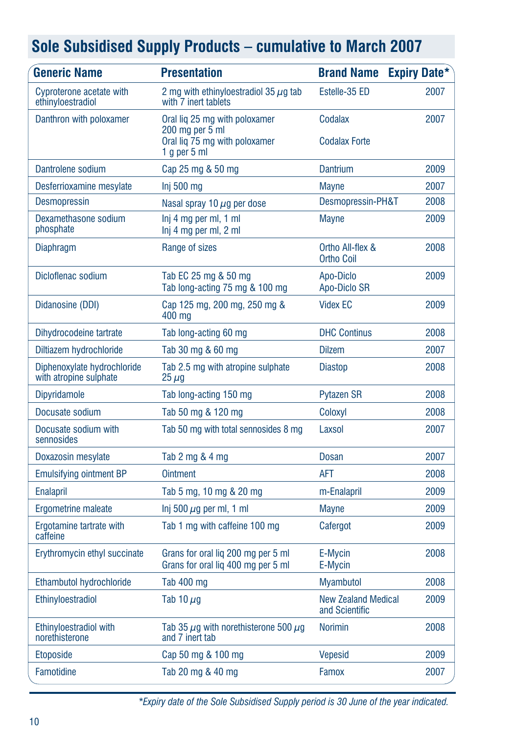## Sole Subsidised Supply Products – cumulative to March 2007

| Generic Name | Presentation | Brand Name | Expiry Date* |
|---|---|---|---|
| Cyproterone acetate with ethinyloestradiol | 2 mg with ethinyloestradiol 35 µg tab with 7 inert tablets | Estelle-35 ED | 2007 |
| Danthron with poloxamer | Oral liq 25 mg with poloxamer 200 mg per 5 ml<br>Oral liq 75 mg with poloxamer 1 g per 5 ml | Codalax<br>Codalax Forte | 2007 |
| Dantrolene sodium | Cap 25 mg & 50 mg | Dantrium | 2009 |
| Desferrioxamine mesylate | Inj 500 mg | Mayne | 2007 |
| Desmopressin | Nasal spray 10 µg per dose | Desmopressin-PH&T | 2008 |
| Dexamethasone sodium phosphate | Inj 4 mg per ml, 1 ml<br>Inj 4 mg per ml, 2 ml | Mayne | 2009 |
| Diaphragm | Range of sizes | Ortho All-flex & Ortho Coil | 2008 |
| Dicloflenac sodium | Tab EC 25 mg & 50 mg<br>Tab long-acting 75 mg & 100 mg | Apo-Diclo<br>Apo-Diclo SR | 2009 |
| Didanosine (DDI) | Cap 125 mg, 200 mg, 250 mg & 400 mg | Videx EC | 2009 |
| Dihydrocodeine tartrate | Tab long-acting 60 mg | DHC Continus | 2008 |
| Diltiazem hydrochloride | Tab 30 mg & 60 mg | Dilzem | 2007 |
| Diphenoxylate hydrochloride with atropine sulphate | Tab 2.5 mg with atropine sulphate 25 µg | Diastop | 2008 |
| Dipyridamole | Tab long-acting 150 mg | Pytazen SR | 2008 |
| Docusate sodium | Tab 50 mg & 120 mg | Coloxyl | 2008 |
| Docusate sodium with sennosides | Tab 50 mg with total sennosides 8 mg | Laxsol | 2007 |
| Doxazosin mesylate | Tab 2 mg & 4 mg | Dosan | 2007 |
| Emulsifying ointment BP | Ointment | AFT | 2008 |
| Enalapril | Tab 5 mg, 10 mg & 20 mg | m-Enalapril | 2009 |
| Ergometrine maleate | Inj 500 µg per ml, 1 ml | Mayne | 2009 |
| Ergotamine tartrate with caffeine | Tab 1 mg with caffeine 100 mg | Cafergot | 2009 |
| Erythromycin ethyl succinate | Grans for oral liq 200 mg per 5 ml<br>Grans for oral liq 400 mg per 5 ml | E-Mycin<br>E-Mycin | 2008 |
| Ethambutol hydrochloride | Tab 400 mg | Myambutol | 2008 |
| Ethinyloestradiol | Tab 10 µg | New Zealand Medical and Scientific | 2009 |
| Ethinyloestradiol with norethisterone | Tab 35 µg with norethisterone 500 µg and 7 inert tab | Norimin | 2008 |
| Etoposide | Cap 50 mg & 100 mg | Vepesid | 2009 |
| Famotidine | Tab 20 mg & 40 mg | Famox | 2007 |

*\*Expiry date of the Sole Subsidised Supply period is 30 June of the year indicated.*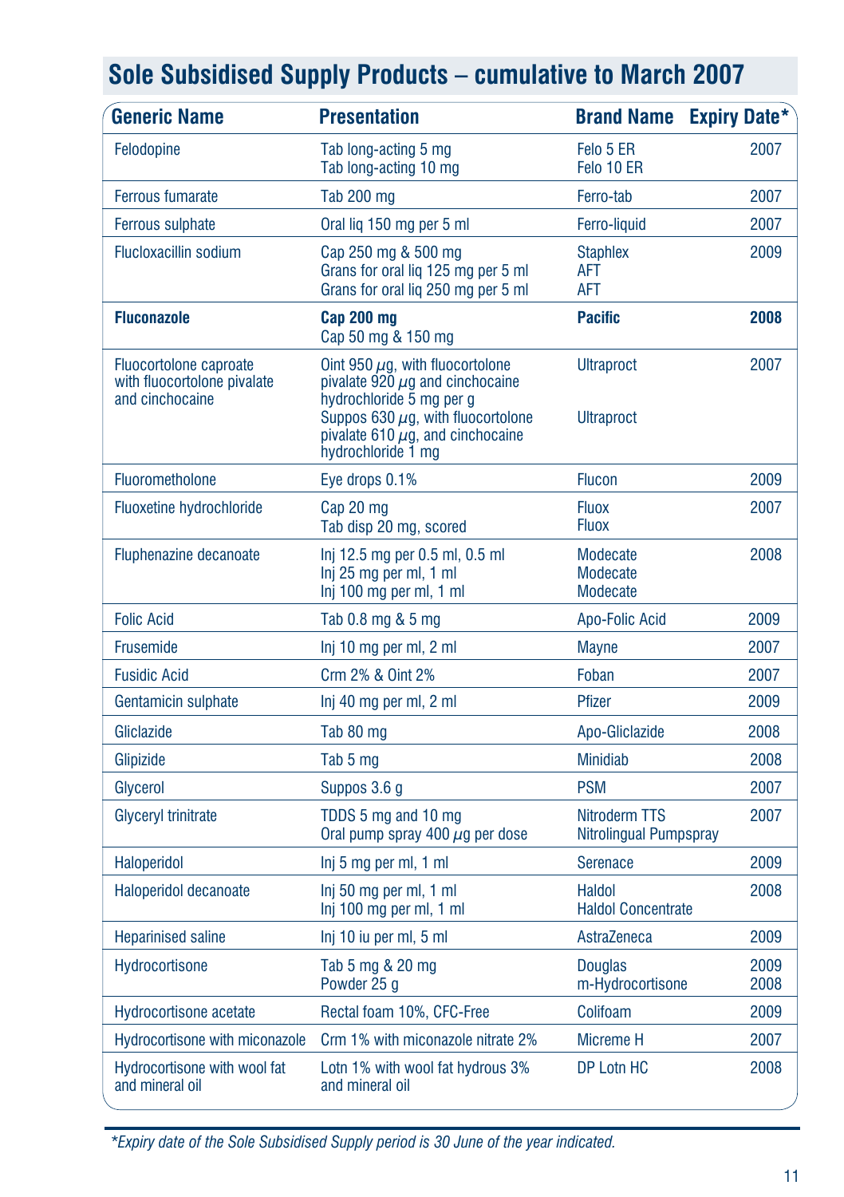# Sole Subsidised Supply Products – cumulative to March 2007

| Generic Name | Presentation | Brand Name | Expiry Date* |
|---|---|---|---|
| Felodopine | Tab long-acting 5 mg<br>Tab long-acting 10 mg | Felo 5 ER<br>Felo 10 ER | 2007 |
| Ferrous fumarate | Tab 200 mg | Ferro-tab | 2007 |
| Ferrous sulphate | Oral liq 150 mg per 5 ml | Ferro-liquid | 2007 |
| Flucloxacillin sodium | Cap 250 mg & 500 mg<br>Grans for oral liq 125 mg per 5 ml<br>Grans for oral liq 250 mg per 5 ml | Staphlex<br>AFT<br>AFT | 2009 |
| **Fluconazole** | **Cap 200 mg**<br>Cap 50 mg & 150 mg | **Pacific** | **2008** |
| Fluocortolone caproate with fluocortolone pivalate and cinchocaine | Oint 950 μg, with fluocortolone pivalate 920 μg and cinchocaine hydrochloride 5 mg per g<br>Suppos 630 μg, with fluocortolone pivalate 610 μg, and cinchocaine hydrochloride 1 mg | Ultraproct<br>Ultraproct | 2007 |
| Fluorometholone | Eye drops 0.1% | Flucon | 2009 |
| Fluoxetine hydrochloride | Cap 20 mg<br>Tab disp 20 mg, scored | Fluox<br>Fluox | 2007 |
| Fluphenazine decanoate | Inj 12.5 mg per 0.5 ml, 0.5 ml<br>Inj 25 mg per ml, 1 ml<br>Inj 100 mg per ml, 1 ml | Modecate<br>Modecate<br>Modecate | 2008 |
| Folic Acid | Tab 0.8 mg & 5 mg | Apo-Folic Acid | 2009 |
| Frusemide | Inj 10 mg per ml, 2 ml | Mayne | 2007 |
| Fusidic Acid | Crm 2% & Oint 2% | Foban | 2007 |
| Gentamicin sulphate | Inj 40 mg per ml, 2 ml | Pfizer | 2009 |
| Gliclazide | Tab 80 mg | Apo-Gliclazide | 2008 |
| Glipizide | Tab 5 mg | Minidiab | 2008 |
| Glycerol | Suppos 3.6 g | PSM | 2007 |
| Glyceryl trinitrate | TDDS 5 mg and 10 mg<br>Oral pump spray 400 μg per dose | Nitroderm TTS<br>Nitrolingual Pumpspray | 2007 |
| Haloperidol | Inj 5 mg per ml, 1 ml | Serenace | 2009 |
| Haloperidol decanoate | Inj 50 mg per ml, 1 ml<br>Inj 100 mg per ml, 1 ml | Haldol<br>Haldol Concentrate | 2008 |
| Heparinised saline | Inj 10 iu per ml, 5 ml | AstraZeneca | 2009 |
| Hydrocortisone | Tab 5 mg & 20 mg<br>Powder 25 g | Douglas<br>m-Hydrocortisone | 2009<br>2008 |
| Hydrocortisone acetate | Rectal foam 10%, CFC-Free | Colifoam | 2009 |
| Hydrocortisone with miconazole | Crm 1% with miconazole nitrate 2% | Micreme H | 2007 |
| Hydrocortisone with wool fat and mineral oil | Lotn 1% with wool fat hydrous 3% and mineral oil | DP Lotn HC | 2008 |

*\*Expiry date of the Sole Subsidised Supply period is 30 June of the year indicated.*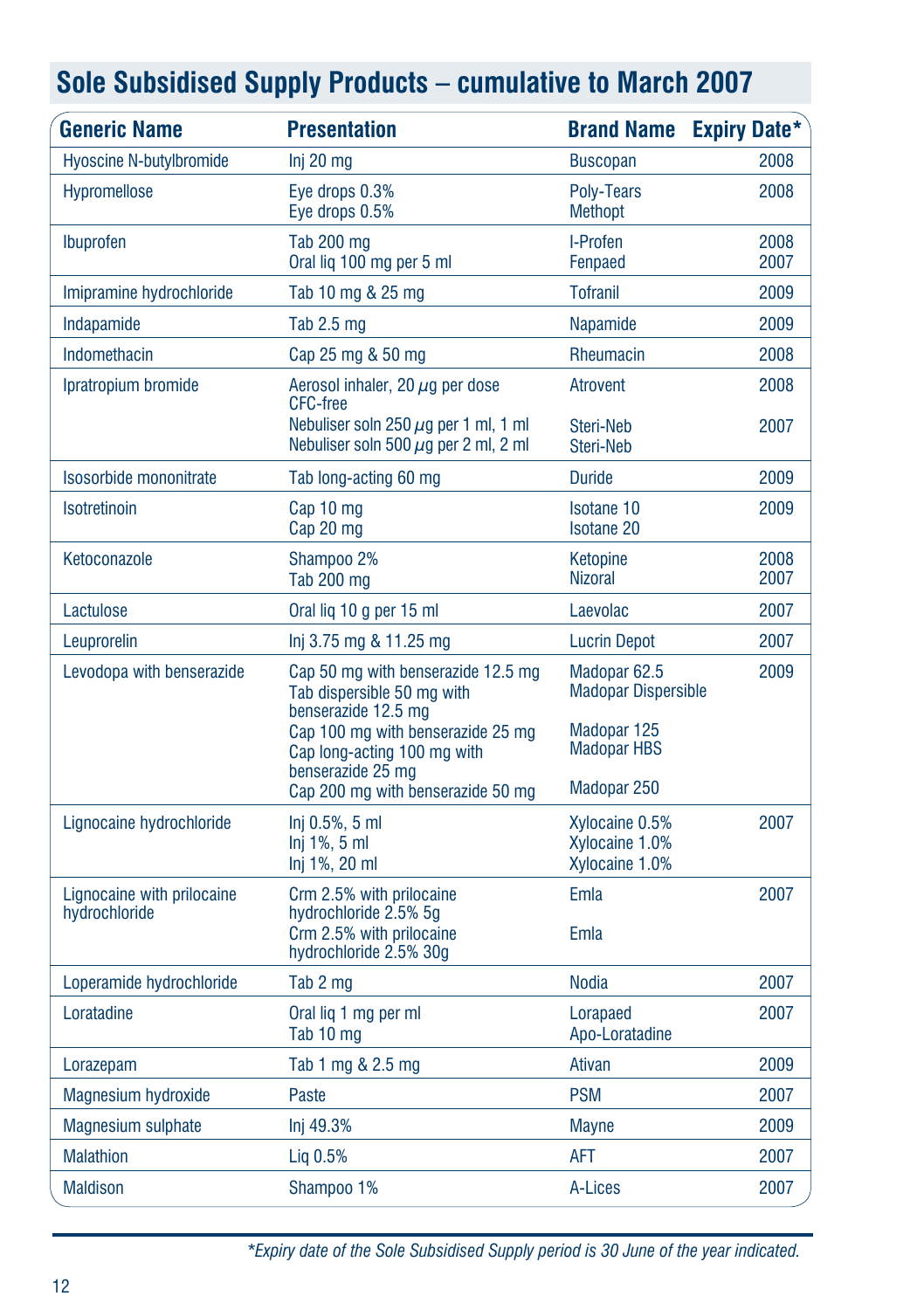# Sole Subsidised Supply Products – cumulative to March 2007

| Generic Name | Presentation | Brand Name | Expiry Date* |
|---|---|---|---|
| Hyoscine N-butylbromide | Inj 20 mg | Buscopan | 2008 |
| Hypromellose | Eye drops 0.3%<br>Eye drops 0.5% | Poly-Tears<br>Methopt | 2008 |
| Ibuprofen | Tab 200 mg<br>Oral liq 100 mg per 5 ml | I-Profen<br>Fenpaed | 2008<br>2007 |
| Imipramine hydrochloride | Tab 10 mg & 25 mg | Tofranil | 2009 |
| Indapamide | Tab 2.5 mg | Napamide | 2009 |
| Indomethacin | Cap 25 mg & 50 mg | Rheumacin | 2008 |
| Ipratropium bromide | Aerosol inhaler, 20 µg per dose CFC-free<br>Nebuliser soln 250 µg per 1 ml, 1 ml<br>Nebuliser soln 500 µg per 2 ml, 2 ml | Atrovent<br>Steri-Neb<br>Steri-Neb | 2008<br>2007 |
| Isosorbide mononitrate | Tab long-acting 60 mg | Duride | 2009 |
| Isotretinoin | Cap 10 mg<br>Cap 20 mg | Isotane 10<br>Isotane 20 | 2009 |
| Ketoconazole | Shampoo 2%<br>Tab 200 mg | Ketopine<br>Nizoral | 2008<br>2007 |
| Lactulose | Oral liq 10 g per 15 ml | Laevolac | 2007 |
| Leuprorelin | Inj 3.75 mg & 11.25 mg | Lucrin Depot | 2007 |
| Levodopa with benserazide | Cap 50 mg with benserazide 12.5 mg<br>Tab dispersible 50 mg with benserazide 12.5 mg<br>Cap 100 mg with benserazide 25 mg<br>Cap long-acting 100 mg with benserazide 25 mg<br>Cap 200 mg with benserazide 50 mg | Madopar 62.5<br>Madopar Dispersible<br>Madopar 125<br>Madopar HBS<br>Madopar 250 | 2009 |
| Lignocaine hydrochloride | Inj 0.5%, 5 ml<br>Inj 1%, 5 ml<br>Inj 1%, 20 ml | Xylocaine 0.5%<br>Xylocaine 1.0%<br>Xylocaine 1.0% | 2007 |
| Lignocaine with prilocaine hydrochloride | Crm 2.5% with prilocaine hydrochloride 2.5% 5g<br>Crm 2.5% with prilocaine hydrochloride 2.5% 30g | Emla<br>Emla | 2007 |
| Loperamide hydrochloride | Tab 2 mg | Nodia | 2007 |
| Loratadine | Oral liq 1 mg per ml<br>Tab 10 mg | Lorapaed<br>Apo-Loratadine | 2007 |
| Lorazepam | Tab 1 mg & 2.5 mg | Ativan | 2009 |
| Magnesium hydroxide | Paste | PSM | 2007 |
| Magnesium sulphate | Inj 49.3% | Mayne | 2009 |
| Malathion | Liq 0.5% | AFT | 2007 |
| Maldison | Shampoo 1% | A-Lices | 2007 |

*\*Expiry date of the Sole Subsidised Supply period is 30 June of the year indicated.*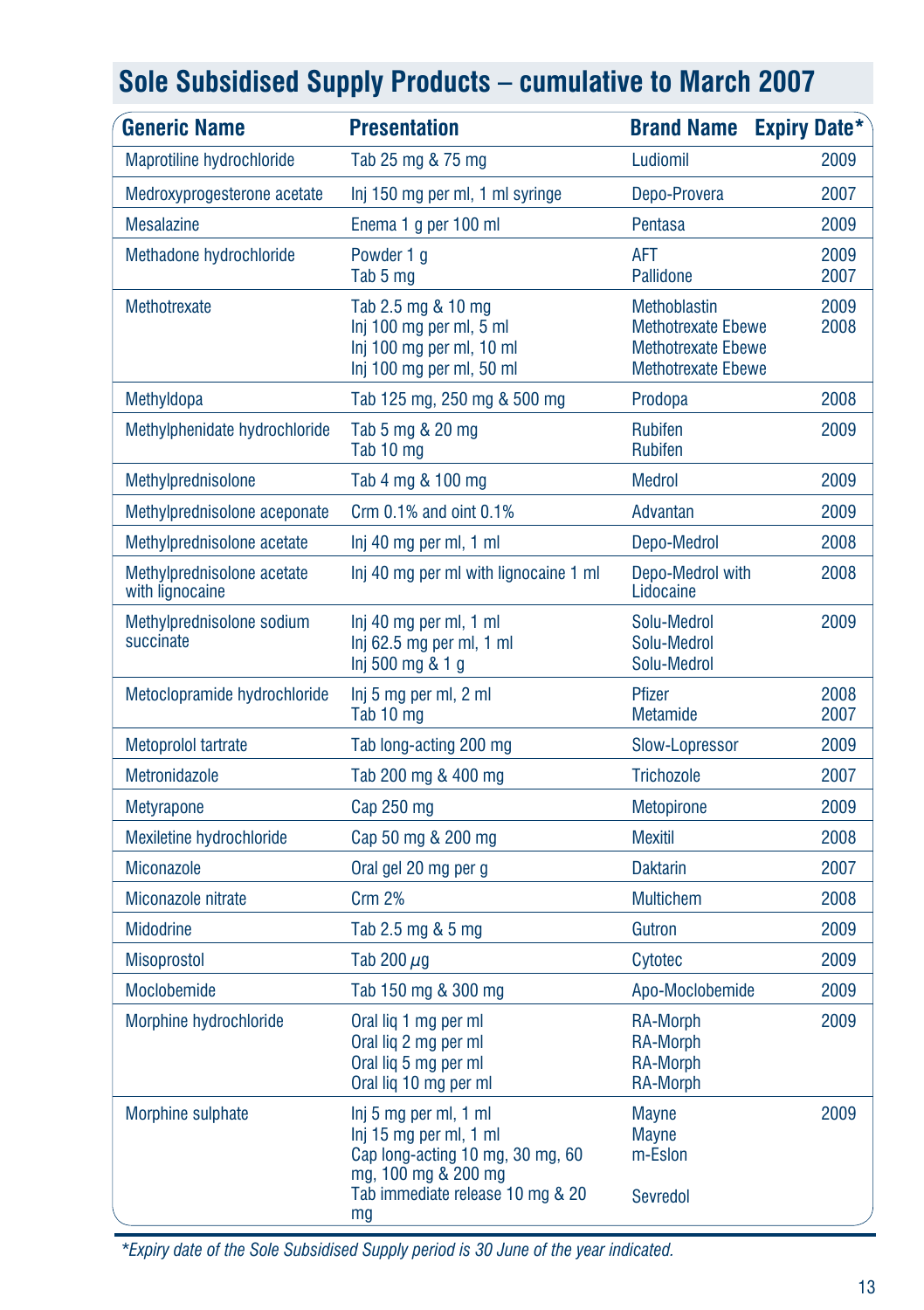## Sole Subsidised Supply Products – cumulative to March 2007

| Generic Name | Presentation | Brand Name | Expiry Date* |
|---|---|---|---|
| Maprotiline hydrochloride | Tab 25 mg & 75 mg | Ludiomil | 2009 |
| Medroxyprogesterone acetate | Inj 150 mg per ml, 1 ml syringe | Depo-Provera | 2007 |
| Mesalazine | Enema 1 g per 100 ml | Pentasa | 2009 |
| Methadone hydrochloride | Powder 1 g<br>Tab 5 mg | AFT<br>Pallidone | 2009<br>2007 |
| Methotrexate | Tab 2.5 mg & 10 mg<br>Inj 100 mg per ml, 5 ml<br>Inj 100 mg per ml, 10 ml<br>Inj 100 mg per ml, 50 ml | Methoblastin<br>Methotrexate Ebewe<br>Methotrexate Ebewe<br>Methotrexate Ebewe | 2009<br>2008 |
| Methyldopa | Tab 125 mg, 250 mg & 500 mg | Prodopa | 2008 |
| Methylphenidate hydrochloride | Tab 5 mg & 20 mg<br>Tab 10 mg | Rubifen<br>Rubifen | 2009 |
| Methylprednisolone | Tab 4 mg & 100 mg | Medrol | 2009 |
| Methylprednisolone aceponate | Crm 0.1% and oint 0.1% | Advantan | 2009 |
| Methylprednisolone acetate | Inj 40 mg per ml, 1 ml | Depo-Medrol | 2008 |
| Methylprednisolone acetate with lignocaine | Inj 40 mg per ml with lignocaine 1 ml | Depo-Medrol with Lidocaine | 2008 |
| Methylprednisolone sodium succinate | Inj 40 mg per ml, 1 ml<br>Inj 62.5 mg per ml, 1 ml<br>Inj 500 mg & 1 g | Solu-Medrol<br>Solu-Medrol<br>Solu-Medrol | 2009 |
| Metoclopramide hydrochloride | Inj 5 mg per ml, 2 ml<br>Tab 10 mg | Pfizer<br>Metamide | 2008<br>2007 |
| Metoprolol tartrate | Tab long-acting 200 mg | Slow-Lopressor | 2009 |
| Metronidazole | Tab 200 mg & 400 mg | Trichozole | 2007 |
| Metyrapone | Cap 250 mg | Metopirone | 2009 |
| Mexiletine hydrochloride | Cap 50 mg & 200 mg | Mexitil | 2008 |
| Miconazole | Oral gel 20 mg per g | Daktarin | 2007 |
| Miconazole nitrate | Crm 2% | Multichem | 2008 |
| Midodrine | Tab 2.5 mg & 5 mg | Gutron | 2009 |
| Misoprostol | Tab 200 $\mu$g | Cytotec | 2009 |
| Moclobemide | Tab 150 mg & 300 mg | Apo-Moclobemide | 2009 |
| Morphine hydrochloride | Oral liq 1 mg per ml<br>Oral liq 2 mg per ml<br>Oral liq 5 mg per ml<br>Oral liq 10 mg per ml | RA-Morph<br>RA-Morph<br>RA-Morph<br>RA-Morph | 2009 |
| Morphine sulphate | Inj 5 mg per ml, 1 ml<br>Inj 15 mg per ml, 1 ml<br>Cap long-acting 10 mg, 30 mg, 60 mg, 100 mg & 200 mg<br>Tab immediate release 10 mg & 20 mg | Mayne<br>Mayne<br>m-Eslon<br>Sevredol | 2009 |

*Expiry date of the Sole Subsidised Supply period is 30 June of the year indicated.*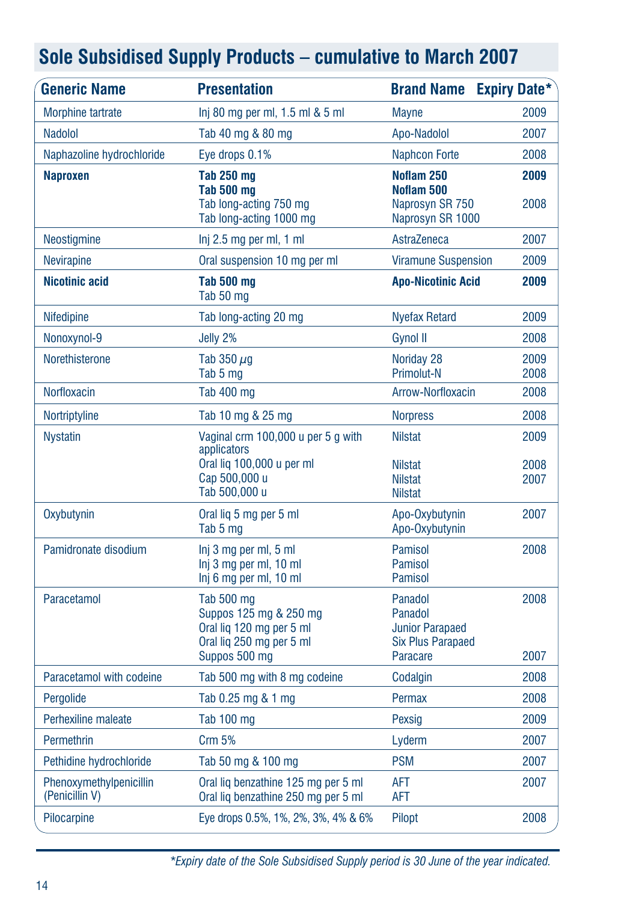## Sole Subsidised Supply Products – cumulative to March 2007

| Generic Name | Presentation | Brand Name | Expiry Date* |
|---|---|---|---|
| Morphine tartrate | Inj 80 mg per ml, 1.5 ml & 5 ml | Mayne | 2009 |
| Nadolol | Tab 40 mg & 80 mg | Apo-Nadolol | 2007 |
| Naphazoline hydrochloride | Eye drops 0.1% | Naphcon Forte | 2008 |
| **Naproxen** | **Tab 250 mg** | **Noflam 250** | **2009** |
| | **Tab 500 mg** | **Noflam 500** | |
| | Tab long-acting 750 mg | Naprosyn SR 750 | 2008 |
| | Tab long-acting 1000 mg | Naprosyn SR 1000 | |
| Neostigmine | Inj 2.5 mg per ml, 1 ml | AstraZeneca | 2007 |
| Nevirapine | Oral suspension 10 mg per ml | Viramune Suspension | 2009 |
| **Nicotinic acid** | **Tab 500 mg** | **Apo-Nicotinic Acid** | **2009** |
| | Tab 50 mg | | |
| Nifedipine | Tab long-acting 20 mg | Nyefax Retard | 2009 |
| Nonoxynol-9 | Jelly 2% | Gynol II | 2008 |
| Norethisterone | Tab 350 μg | Noriday 28 | 2009 |
| | Tab 5 mg | Primolut-N | 2008 |
| Norfloxacin | Tab 400 mg | Arrow-Norfloxacin | 2008 |
| Nortriptyline | Tab 10 mg & 25 mg | Norpress | 2008 |
| Nystatin | Vaginal crm 100,000 u per 5 g with applicators | Nilstat | 2009 |
| | Oral liq 100,000 u per ml | Nilstat | 2008 |
| | Cap 500,000 u | Nilstat | 2007 |
| | Tab 500,000 u | Nilstat | |
| Oxybutynin | Oral liq 5 mg per 5 ml | Apo-Oxybutynin | 2007 |
| | Tab 5 mg | Apo-Oxybutynin | |
| Pamidronate disodium | Inj 3 mg per ml, 5 ml | Pamisol | 2008 |
| | Inj 3 mg per ml, 10 ml | Pamisol | |
| | Inj 6 mg per ml, 10 ml | Pamisol | |
| Paracetamol | Tab 500 mg | Panadol | 2008 |
| | Suppos 125 mg & 250 mg | Panadol | |
| | Oral liq 120 mg per 5 ml | Junior Parapaed | |
| | Oral liq 250 mg per 5 ml | Six Plus Parapaed | |
| | Suppos 500 mg | Paracare | 2007 |
| Paracetamol with codeine | Tab 500 mg with 8 mg codeine | Codalgin | 2008 |
| Pergolide | Tab 0.25 mg & 1 mg | Permax | 2008 |
| Perhexiline maleate | Tab 100 mg | Pexsig | 2009 |
| Permethrin | Crm 5% | Lyderm | 2007 |
| Pethidine hydrochloride | Tab 50 mg & 100 mg | PSM | 2007 |
| Phenoxymethylpenicillin (Penicillin V) | Oral liq benzathine 125 mg per 5 ml | AFT | 2007 |
| | Oral liq benzathine 250 mg per 5 ml | AFT | |
| Pilocarpine | Eye drops 0.5%, 1%, 2%, 3%, 4% & 6% | Pilopt | 2008 |

*\*Expiry date of the Sole Subsidised Supply period is 30 June of the year indicated.*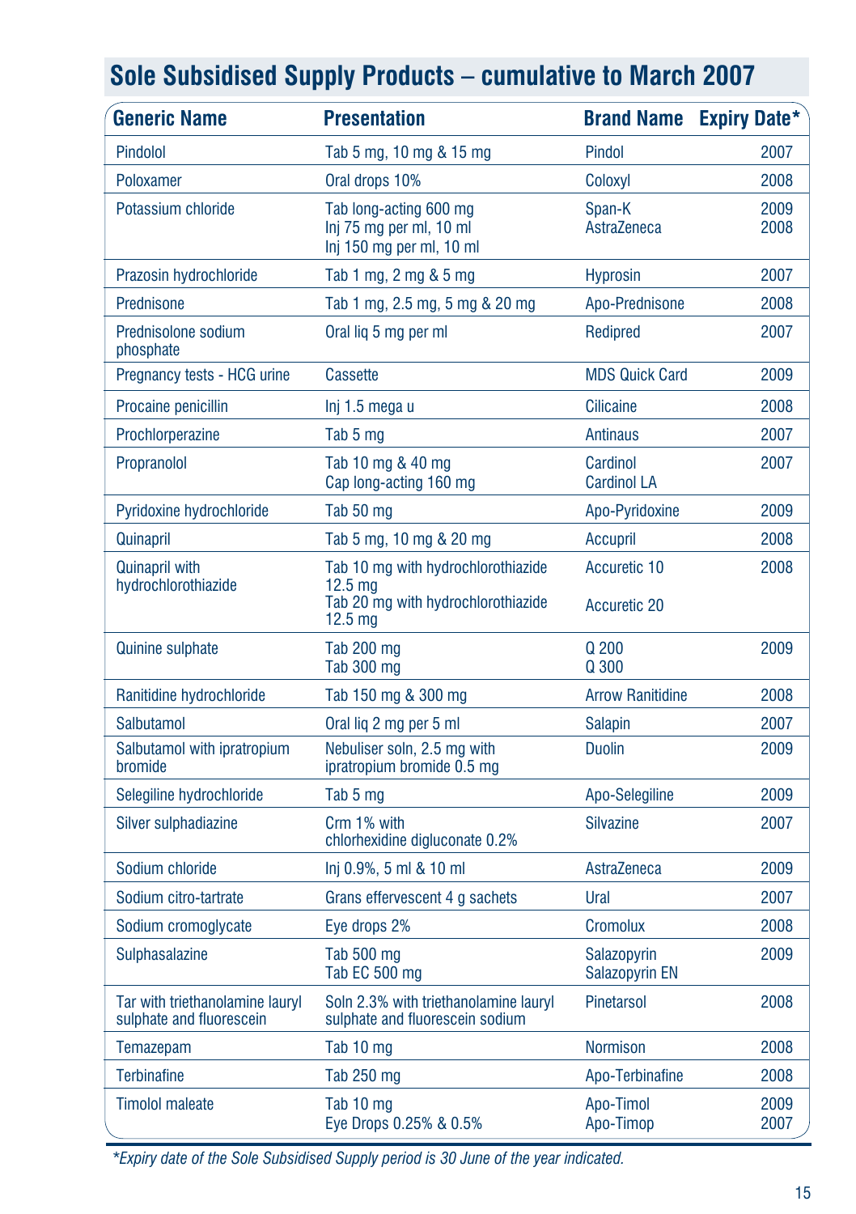## Sole Subsidised Supply Products – cumulative to March 2007

| Generic Name | Presentation | Brand Name | Expiry Date* |
|---|---|---|---|
| Pindolol | Tab 5 mg, 10 mg & 15 mg | Pindol | 2007 |
| Poloxamer | Oral drops 10% | Coloxyl | 2008 |
| Potassium chloride | Tab long-acting 600 mg<br>Inj 75 mg per ml, 10 ml<br>Inj 150 mg per ml, 10 ml | Span-K<br>AstraZeneca | 2009<br>2008 |
| Prazosin hydrochloride | Tab 1 mg, 2 mg & 5 mg | Hyprosin | 2007 |
| Prednisone | Tab 1 mg, 2.5 mg, 5 mg & 20 mg | Apo-Prednisone | 2008 |
| Prednisolone sodium phosphate | Oral liq 5 mg per ml | Redipred | 2007 |
| Pregnancy tests - HCG urine | Cassette | MDS Quick Card | 2009 |
| Procaine penicillin | Inj 1.5 mega u | Cilicaine | 2008 |
| Prochlorperazine | Tab 5 mg | Antinaus | 2007 |
| Propranolol | Tab 10 mg & 40 mg<br>Cap long-acting 160 mg | Cardinol<br>Cardinol LA | 2007 |
| Pyridoxine hydrochloride | Tab 50 mg | Apo-Pyridoxine | 2009 |
| Quinapril | Tab 5 mg, 10 mg & 20 mg | Accupril | 2008 |
| Quinapril with hydrochlorothiazide | Tab 10 mg with hydrochlorothiazide 12.5 mg<br>Tab 20 mg with hydrochlorothiazide 12.5 mg | Accuretic 10<br>Accuretic 20 | 2008 |
| Quinine sulphate | Tab 200 mg<br>Tab 300 mg | Q 200<br>Q 300 | 2009 |
| Ranitidine hydrochloride | Tab 150 mg & 300 mg | Arrow Ranitidine | 2008 |
| Salbutamol | Oral liq 2 mg per 5 ml | Salapin | 2007 |
| Salbutamol with ipratropium bromide | Nebuliser soln, 2.5 mg with ipratropium bromide 0.5 mg | Duolin | 2009 |
| Selegiline hydrochloride | Tab 5 mg | Apo-Selegiline | 2009 |
| Silver sulphadiazine | Crm 1% with chlorhexidine digluconate 0.2% | Silvazine | 2007 |
| Sodium chloride | Inj 0.9%, 5 ml & 10 ml | AstraZeneca | 2009 |
| Sodium citro-tartrate | Grans effervescent 4 g sachets | Ural | 2007 |
| Sodium cromoglycate | Eye drops 2% | Cromolux | 2008 |
| Sulphasalazine | Tab 500 mg<br>Tab EC 500 mg | Salazopyrin<br>Salazopyrin EN | 2009 |
| Tar with triethanolamine lauryl sulphate and fluorescein | Soln 2.3% with triethanolamine lauryl sulphate and fluorescein sodium | Pinetarsol | 2008 |
| Temazepam | Tab 10 mg | Normison | 2008 |
| Terbinafine | Tab 250 mg | Apo-Terbinafine | 2008 |
| Timolol maleate | Tab 10 mg<br>Eye Drops 0.25% & 0.5% | Apo-Timol<br>Apo-Timop | 2009<br>2007 |

*\*Expiry date of the Sole Subsidised Supply period is 30 June of the year indicated.*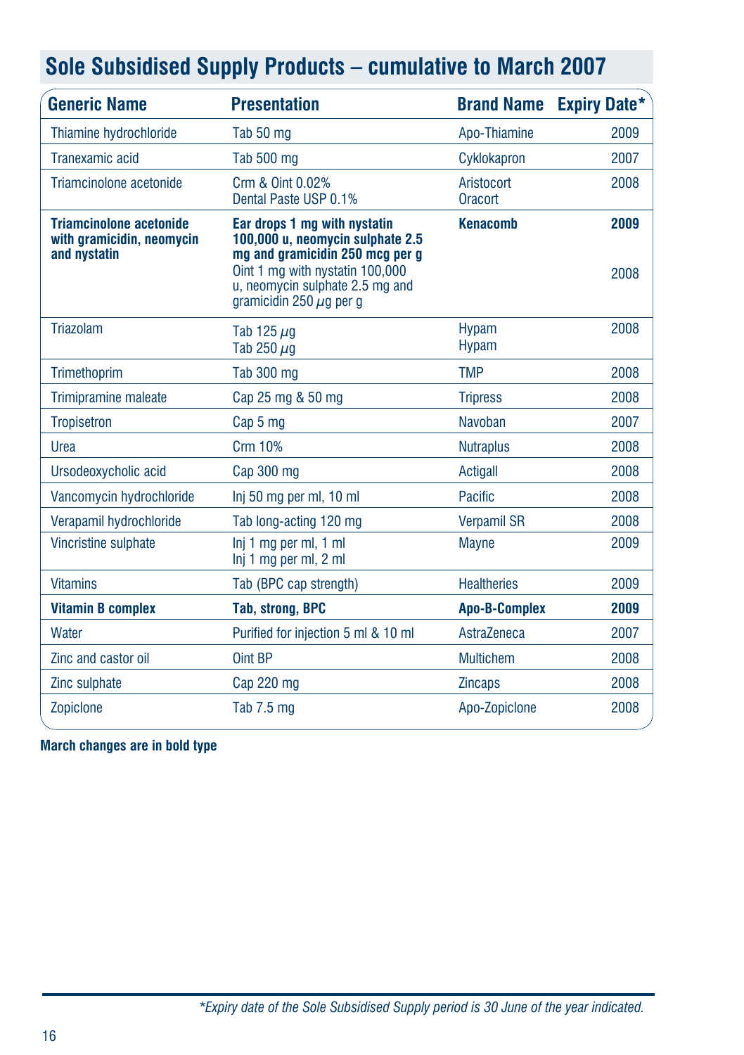## Sole Subsidised Supply Products – cumulative to March 2007

| Generic Name | Presentation | Brand Name | Expiry Date* |
|---|---|---|---|
| Thiamine hydrochloride | Tab 50 mg | Apo-Thiamine | 2009 |
| Tranexamic acid | Tab 500 mg | Cyklokapron | 2007 |
| Triamcinolone acetonide | Crm & Oint 0.02%<br>Dental Paste USP 0.1% | Aristocort<br>Oracort | 2008 |
| **Triamcinolone acetonide with gramicidin, neomycin and nystatin** | **Ear drops 1 mg with nystatin 100,000 u, neomycin sulphate 2.5 mg and gramicidin 250 mcg per g**<br>Oint 1 mg with nystatin 100,000 u, neomycin sulphate 2.5 mg and gramicidin 250 µg per g | **Kenacomb** | **2009**<br>2008 |
| Triazolam | Tab 125 µg<br>Tab 250 µg | Hypam<br>Hypam | 2008 |
| Trimethoprim | Tab 300 mg | TMP | 2008 |
| Trimipramine maleate | Cap 25 mg & 50 mg | Tripress | 2008 |
| Tropisetron | Cap 5 mg | Navoban | 2007 |
| Urea | Crm 10% | Nutraplus | 2008 |
| Ursodeoxycholic acid | Cap 300 mg | Actigall | 2008 |
| Vancomycin hydrochloride | Inj 50 mg per ml, 10 ml | Pacific | 2008 |
| Verapamil hydrochloride | Tab long-acting 120 mg | Verpamil SR | 2008 |
| Vincristine sulphate | Inj 1 mg per ml, 1 ml<br>Inj 1 mg per ml, 2 ml | Mayne | 2009 |
| Vitamins | Tab (BPC cap strength) | Healtheries | 2009 |
| **Vitamin B complex** | **Tab, strong, BPC** | **Apo-B-Complex** | **2009** |
| Water | Purified for injection 5 ml & 10 ml | AstraZeneca | 2007 |
| Zinc and castor oil | Oint BP | Multichem | 2008 |
| Zinc sulphate | Cap 220 mg | Zincaps | 2008 |
| Zopiclone | Tab 7.5 mg | Apo-Zopiclone | 2008 |

**March changes are in bold type**

*\*Expiry date of the Sole Subsidised Supply period is 30 June of the year indicated.*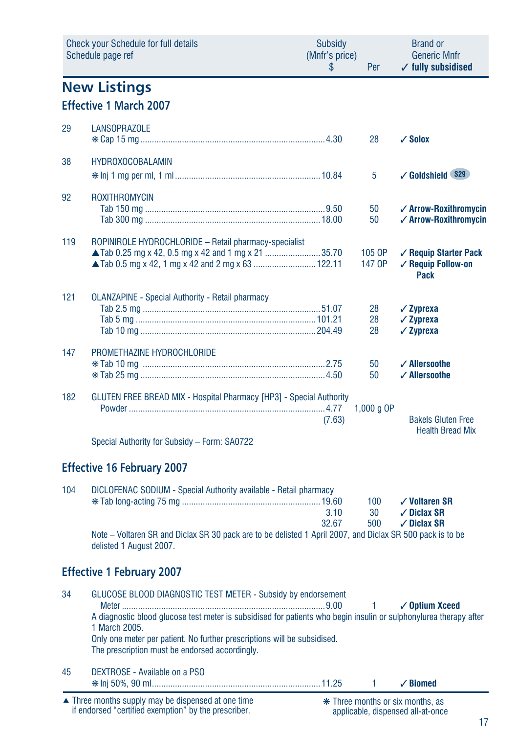| Check your Schedule for full details Schedule page ref | | Subsidy (Mnfr's price) $ | Per | Brand or Generic Mnfr ✓ fully subsidised |
|---|---|---|---|---|

## New Listings

### Effective 1 March 2007

| | | | | |
|---|---|---|---|---|
| 29 | LANSOPRAZOLE | | | |
| | ❋ Cap 15 mg | 4.30 | 28 | ✓ **Solox** |
| 38 | HYDROXOCOBALAMIN | | | |
| | ❋ Inj 1 mg per ml, 1 ml | 10.84 | 5 | ✓ **Goldshield** S29 |
| 92 | ROXITHROMYCIN | | | |
| | Tab 150 mg | 9.50 | 50 | ✓ **Arrow-Roxithromycin** |
| | Tab 300 mg | 18.00 | 50 | ✓ **Arrow-Roxithromycin** |
| 119 | ROPINIROLE HYDROCHLORIDE – Retail pharmacy-specialist | | | |
| | ▲Tab 0.25 mg x 42, 0.5 mg x 42 and 1 mg x 21 | 35.70 | 105 OP | ✓ **Requip Starter Pack** |
| | ▲Tab 0.5 mg x 42, 1 mg x 42 and 2 mg x 63 | 122.11 | 147 OP | ✓ **Requip Follow-on Pack** |
| 121 | OLANZAPINE - Special Authority - Retail pharmacy | | | |
| | Tab 2.5 mg | 51.07 | 28 | ✓ **Zyprexa** |
| | Tab 5 mg | 101.21 | 28 | ✓ **Zyprexa** |
| | Tab 10 mg | 204.49 | 28 | ✓ **Zyprexa** |
| 147 | PROMETHAZINE HYDROCHLORIDE | | | |
| | ❋ Tab 10 mg | 2.75 | 50 | ✓ **Allersoothe** |
| | ❋ Tab 25 mg | 4.50 | 50 | ✓ **Allersoothe** |
| 182 | GLUTEN FREE BREAD MIX - Hospital Pharmacy [HP3] - Special Authority | | | |
| | Powder | 4.77 (7.63) | 1,000 g OP | Bakels Gluten Free Health Bread Mix |
| | Special Authority for Subsidy – Form: SA0722 | | | |

### Effective 16 February 2007

| | | | | |
|---|---|---|---|---|
| 104 | DICLOFENAC SODIUM - Special Authority available - Retail pharmacy | | | |
| | ❋ Tab long-acting 75 mg | 19.60 | 100 | ✓ **Voltaren SR** |
| | | 3.10 | 30 | ✓ **Diclax SR** |
| | | 32.67 | 500 | ✓ **Diclax SR** |
| | Note – Voltaren SR and Diclax SR 30 pack are to be delisted 1 April 2007, and Diclax SR 500 pack is to be delisted 1 August 2007. | | | |

### Effective 1 February 2007

| | | | | |
|---|---|---|---|---|
| 34 | GLUCOSE BLOOD DIAGNOSTIC TEST METER - Subsidy by endorsement | | | |
| | Meter | 9.00 | 1 | ✓ **Optium Xceed** |
| | A diagnostic blood glucose test meter is subsidised for patients who begin insulin or sulphonylurea therapy after 1 March 2005. Only one meter per patient. No further prescriptions will be subsidised. The prescription must be endorsed accordingly. | | | |
| 45 | DEXTROSE - Available on a PSO | | | |
| | ❋ Inj 50%, 90 ml | 11.25 | 1 | ✓ **Biomed** |

▲ Three months supply may be dispensed at one time if endorsed "certified exemption" by the prescriber.

❋ Three months or six months, as applicable, dispensed all-at-once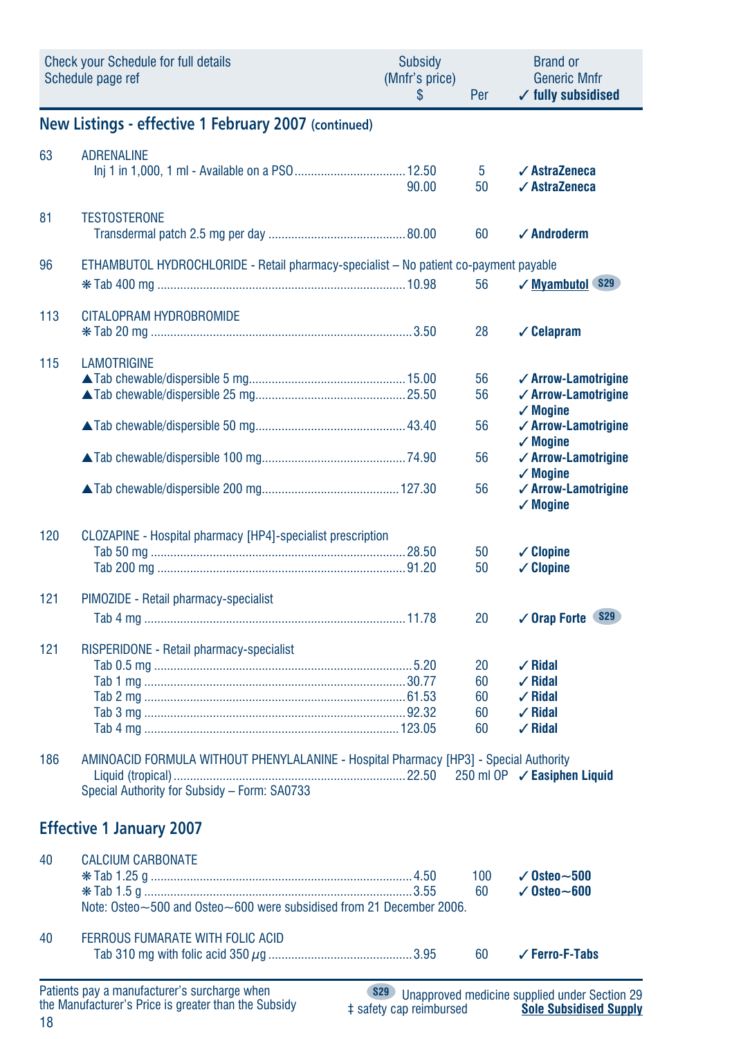| Check your Schedule for full details Schedule page ref | | Subsidy (Mnfr's price) $ | Per | Brand or Generic Mnfr ✓ fully subsidised |
|---|---|---|---|---|

## New Listings - effective 1 February 2007 (continued)

| | | | | |
|---|---|---|---|---|
| 63 | ADRENALINE | | | |
| | Inj 1 in 1,000, 1 ml - Available on a PSO | 12.50 | 5 | ✓ **AstraZeneca** |
| | | 90.00 | 50 | ✓ **AstraZeneca** |
| 81 | TESTOSTERONE | | | |
| | Transdermal patch 2.5 mg per day | 80.00 | 60 | ✓ **Androderm** |
| 96 | ETHAMBUTOL HYDROCHLORIDE - Retail pharmacy-specialist – No patient co-payment payable | | | |
| | ✻ Tab 400 mg | 10.98 | 56 | ✓ **Myambutol** S29 |
| 113 | CITALOPRAM HYDROBROMIDE | | | |
| | ✻ Tab 20 mg | 3.50 | 28 | ✓ **Celapram** |
| 115 | LAMOTRIGINE | | | |
| | ▲Tab chewable/dispersible 5 mg | 15.00 | 56 | ✓ **Arrow-Lamotrigine** |
| | ▲Tab chewable/dispersible 25 mg | 25.50 | 56 | ✓ **Arrow-Lamotrigine** ✓ **Mogine** |
| | ▲Tab chewable/dispersible 50 mg | 43.40 | 56 | ✓ **Arrow-Lamotrigine** ✓ **Mogine** |
| | ▲Tab chewable/dispersible 100 mg | 74.90 | 56 | ✓ **Arrow-Lamotrigine** ✓ **Mogine** |
| | ▲Tab chewable/dispersible 200 mg | 127.30 | 56 | ✓ **Arrow-Lamotrigine** ✓ **Mogine** |
| 120 | CLOZAPINE - Hospital pharmacy [HP4]-specialist prescription | | | |
| | Tab 50 mg | 28.50 | 50 | ✓ **Clopine** |
| | Tab 200 mg | 91.20 | 50 | ✓ **Clopine** |
| 121 | PIMOZIDE - Retail pharmacy-specialist | | | |
| | Tab 4 mg | 11.78 | 20 | ✓ **Orap Forte** S29 |
| 121 | RISPERIDONE - Retail pharmacy-specialist | | | |
| | Tab 0.5 mg | 5.20 | 20 | ✓ **Ridal** |
| | Tab 1 mg | 30.77 | 60 | ✓ **Ridal** |
| | Tab 2 mg | 61.53 | 60 | ✓ **Ridal** |
| | Tab 3 mg | 92.32 | 60 | ✓ **Ridal** |
| | Tab 4 mg | 123.05 | 60 | ✓ **Ridal** |
| 186 | AMINOACID FORMULA WITHOUT PHENYLALANINE - Hospital Pharmacy [HP3] - Special Authority | | | |
| | Liquid (tropical) | 22.50 | 250 ml OP | ✓ **Easiphen Liquid** |
| | Special Authority for Subsidy – Form: SA0733 | | | |

## Effective 1 January 2007

| | | | | |
|---|---|---|---|---|
| 40 | CALCIUM CARBONATE | | | |
| | ✻ Tab 1.25 g | 4.50 | 100 | ✓ **Osteo~500** |
| | ✻ Tab 1.5 g | 3.55 | 60 | ✓ **Osteo~600** |
| | Note: Osteo~500 and Osteo~600 were subsidised from 21 December 2006. | | | |
| 40 | FERROUS FUMARATE WITH FOLIC ACID | | | |
| | Tab 310 mg with folic acid 350 $\mu$g | 3.95 | 60 | ✓ **Ferro-F-Tabs** |

Patients pay a manufacturer's surcharge when the Manufacturer's Price is greater than the Subsidy

S29 Unapproved medicine supplied under Section 29
‡ safety cap reimbursed
<u>Sole Subsidised Supply</u>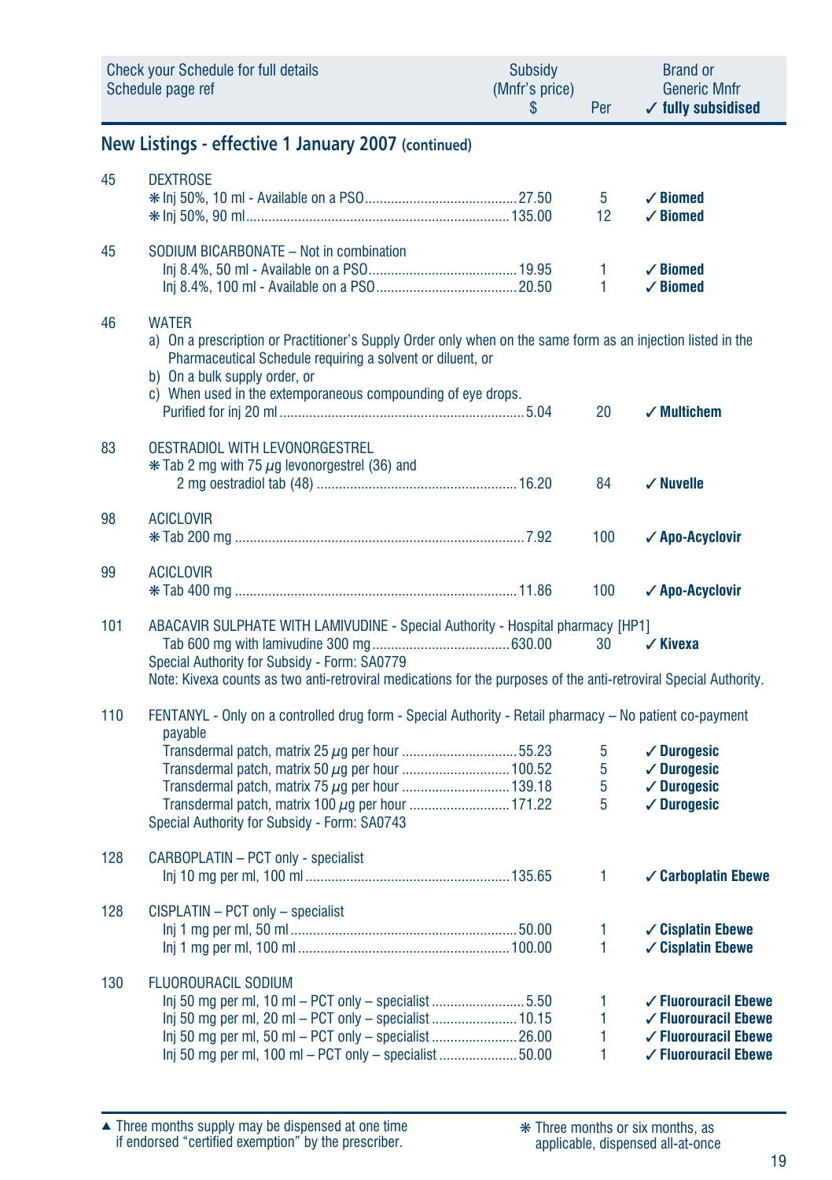| Check your Schedule for full details Schedule page ref | | Subsidy (Mnfr's price) $ | Per | Brand or Generic Mnfr ✓ fully subsidised |
|---|---|---|---|---|

## New Listings - effective 1 January 2007 (continued)

| Page | Item | Subsidy $ | Per | Brand |
|---|---|---|---|---|
| 45 | **DEXTROSE** | | | |
| | ❋ Inj 50%, 10 ml - Available on a PSO | 27.50 | 5 | ✓ **Biomed** |
| | ❋ Inj 50%, 90 ml | 135.00 | 12 | ✓ **Biomed** |
| 45 | **SODIUM BICARBONATE** – Not in combination | | | |
| | Inj 8.4%, 50 ml - Available on a PSO | 19.95 | 1 | ✓ **Biomed** |
| | Inj 8.4%, 100 ml - Available on a PSO | 20.50 | 1 | ✓ **Biomed** |
| 46 | **WATER**<br>a) On a prescription or Practitioner's Supply Order only when on the same form as an injection listed in the Pharmaceutical Schedule requiring a solvent or diluent, or<br>b) On a bulk supply order, or<br>c) When used in the extemporaneous compounding of eye drops. | | | |
| | Purified for inj 20 ml | 5.04 | 20 | ✓ **Multichem** |
| 83 | **OESTRADIOL WITH LEVONORGESTREL** | | | |
| | ❋ Tab 2 mg with 75 µg levonorgestrel (36) and 2 mg oestradiol tab (48) | 16.20 | 84 | ✓ **Nuvelle** |
| 98 | **ACICLOVIR** | | | |
| | ❋ Tab 200 mg | 7.92 | 100 | ✓ **Apo-Acyclovir** |
| 99 | **ACICLOVIR** | | | |
| | ❋ Tab 400 mg | 11.86 | 100 | ✓ **Apo-Acyclovir** |
| 101 | **ABACAVIR SULPHATE WITH LAMIVUDINE** - Special Authority - Hospital pharmacy [HP1] | | | |
| | Tab 600 mg with lamivudine 300 mg | 630.00 | 30 | ✓ **Kivexa** |
| | Special Authority for Subsidy - Form: SA0779<br>Note: Kivexa counts as two anti-retroviral medications for the purposes of the anti-retroviral Special Authority. | | | |
| 110 | **FENTANYL** - Only on a controlled drug form - Special Authority - Retail pharmacy – No patient co-payment payable | | | |
| | Transdermal patch, matrix 25 µg per hour | 55.23 | 5 | ✓ **Durogesic** |
| | Transdermal patch, matrix 50 µg per hour | 100.52 | 5 | ✓ **Durogesic** |
| | Transdermal patch, matrix 75 µg per hour | 139.18 | 5 | ✓ **Durogesic** |
| | Transdermal patch, matrix 100 µg per hour | 171.22 | 5 | ✓ **Durogesic** |
| | Special Authority for Subsidy - Form: SA0743 | | | |
| 128 | **CARBOPLATIN** – PCT only - specialist | | | |
| | Inj 10 mg per ml, 100 ml | 135.65 | 1 | ✓ **Carboplatin Ebewe** |
| 128 | **CISPLATIN** – PCT only – specialist | | | |
| | Inj 1 mg per ml, 50 ml | 50.00 | 1 | ✓ **Cisplatin Ebewe** |
| | Inj 1 mg per ml, 100 ml | 100.00 | 1 | ✓ **Cisplatin Ebewe** |
| 130 | **FLUOROURACIL SODIUM** | | | |
| | Inj 50 mg per ml, 10 ml – PCT only – specialist | 5.50 | 1 | ✓ **Fluorouracil Ebewe** |
| | Inj 50 mg per ml, 20 ml – PCT only – specialist | 10.15 | 1 | ✓ **Fluorouracil Ebewe** |
| | Inj 50 mg per ml, 50 ml – PCT only – specialist | 26.00 | 1 | ✓ **Fluorouracil Ebewe** |
| | Inj 50 mg per ml, 100 ml – PCT only – specialist | 50.00 | 1 | ✓ **Fluorouracil Ebewe** |

▲ Three months supply may be dispensed at one time if endorsed "certified exemption" by the prescriber.

❋ Three months or six months, as applicable, dispensed all-at-once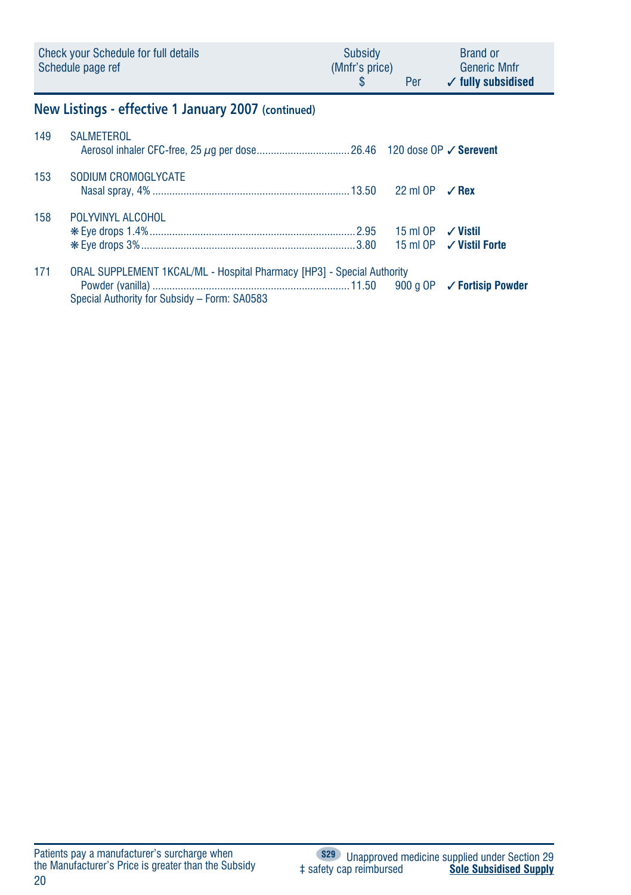| Check your Schedule for full details<br>Schedule page ref | | Subsidy<br>(Mnfr's price)<br>$ | Per | Brand or<br>Generic Mnfr<br>✓ fully subsidised |
|---|---|---|---|---|

## New Listings - effective 1 January 2007 (continued)

| | | | | |
|---|---|---|---|---|
| 149 | SALMETEROL | | | |
| | Aerosol inhaler CFC-free, 25 µg per dose | 26.46 | 120 dose OP | ✓ **Serevent** |
| 153 | SODIUM CROMOGLYCATE | | | |
| | Nasal spray, 4% | 13.50 | 22 ml OP | ✓ **Rex** |
| 158 | POLYVINYL ALCOHOL | | | |
| | ❋ Eye drops 1.4% | 2.95 | 15 ml OP | ✓ **Vistil** |
| | ❋ Eye drops 3% | 3.80 | 15 ml OP | ✓ **Vistil Forte** |
| 171 | ORAL SUPPLEMENT 1KCAL/ML - Hospital Pharmacy [HP3] - Special Authority | | | |
| | Powder (vanilla) | 11.50 | 900 g OP | ✓ **Fortisip Powder** |
| | Special Authority for Subsidy – Form: SA0583 | | | |

Patients pay a manufacturer's surcharge when the Manufacturer's Price is greater than the Subsidy

S29 Unapproved medicine supplied under Section 29

‡ safety cap reimbursed

**Sole Subsidised Supply**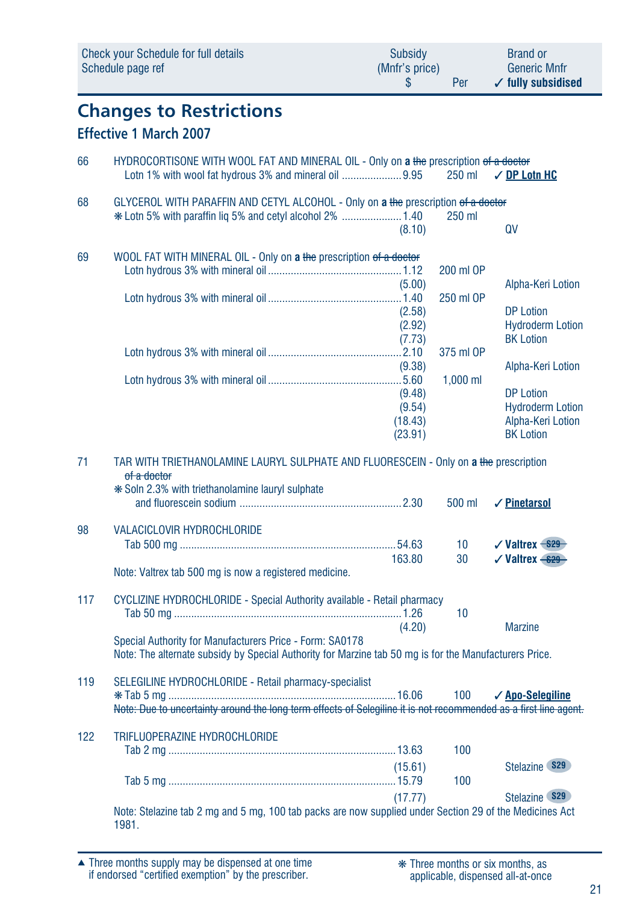| Check your Schedule for full details Schedule page ref | Subsidy (Mnfr's price) $ | Per | Brand or Generic Mnfr ✓ fully subsidised |
|---|---|---|---|

## Changes to Restrictions

### Effective 1 March 2007

| | | | | |
|---|---|---|---|---|
| 66 | HYDROCORTISONE WITH WOOL FAT AND MINERAL OIL - Only on **a** ~~the~~ prescription ~~of a doctor~~ | | | |
| | Lotn 1% with wool fat hydrous 3% and mineral oil | 9.95 | 250 ml | ✓ **DP Lotn HC** |
| 68 | GLYCEROL WITH PARAFFIN AND CETYL ALCOHOL - Only on **a** ~~the~~ prescription ~~of a doctor~~ | | | |
| | ❋ Lotn 5% with paraffin liq 5% and cetyl alcohol 2% | 1.40 | 250 ml | |
| | | (8.10) | | QV |
| 69 | WOOL FAT WITH MINERAL OIL - Only on **a** ~~the~~ prescription ~~of a doctor~~ | | | |
| | Lotn hydrous 3% with mineral oil | 1.12 | 200 ml OP | |
| | | (5.00) | | Alpha-Keri Lotion |
| | Lotn hydrous 3% with mineral oil | 1.40 | 250 ml OP | |
| | | (2.58) | | DP Lotion |
| | | (2.92) | | Hydroderm Lotion |
| | | (7.73) | | BK Lotion |
| | Lotn hydrous 3% with mineral oil | 2.10 | 375 ml OP | |
| | | (9.38) | | Alpha-Keri Lotion |
| | Lotn hydrous 3% with mineral oil | 5.60 | 1,000 ml | |
| | | (9.48) | | DP Lotion |
| | | (9.54) | | Hydroderm Lotion |
| | | (18.43) | | Alpha-Keri Lotion |
| | | (23.91) | | BK Lotion |
| 71 | TAR WITH TRIETHANOLAMINE LAURYL SULPHATE AND FLUORESCEIN - Only on **a** ~~the~~ prescription ~~of a doctor~~ | | | |
| | ❋ Soln 2.3% with triethanolamine lauryl sulphate and fluorescein sodium | 2.30 | 500 ml | ✓ **Pinetarsol** |
| 98 | VALACICLOVIR HYDROCHLORIDE | | | |
| | Tab 500 mg | 54.63 | 10 | ✓ **Valtrex** ~~S29~~ |
| | | 163.80 | 30 | ✓ **Valtrex** ~~S29~~ |
| | Note: Valtrex tab 500 mg is now a registered medicine. | | | |
| 117 | CYCLIZINE HYDROCHLORIDE - Special Authority available - Retail pharmacy | | | |
| | Tab 50 mg | 1.26 | 10 | |
| | | (4.20) | | Marzine |
| | Special Authority for Manufacturers Price - Form: SA0178. Note: The alternate subsidy by Special Authority for Marzine tab 50 mg is for the Manufacturers Price. | | | |
| 119 | SELEGILINE HYDROCHLORIDE - Retail pharmacy-specialist | | | |
| | ❋ Tab 5 mg | 16.06 | 100 | ✓ **Apo-Selegiline** |
| | ~~Note: Due to uncertainty around the long term effects of Selegiline it is not recommended as a first line agent.~~ | | | |
| 122 | TRIFLUOPERAZINE HYDROCHLORIDE | | | |
| | Tab 2 mg | 13.63 | 100 | |
| | | (15.61) | | Stelazine S29 |
| | Tab 5 mg | 15.79 | 100 | |
| | | (17.77) | | Stelazine S29 |
| | Note: Stelazine tab 2 mg and 5 mg, 100 tab packs are now supplied under Section 29 of the Medicines Act 1981. | | | |

▲ Three months supply may be dispensed at one time if endorsed "certified exemption" by the prescriber.

❋ Three months or six months, as applicable, dispensed all-at-once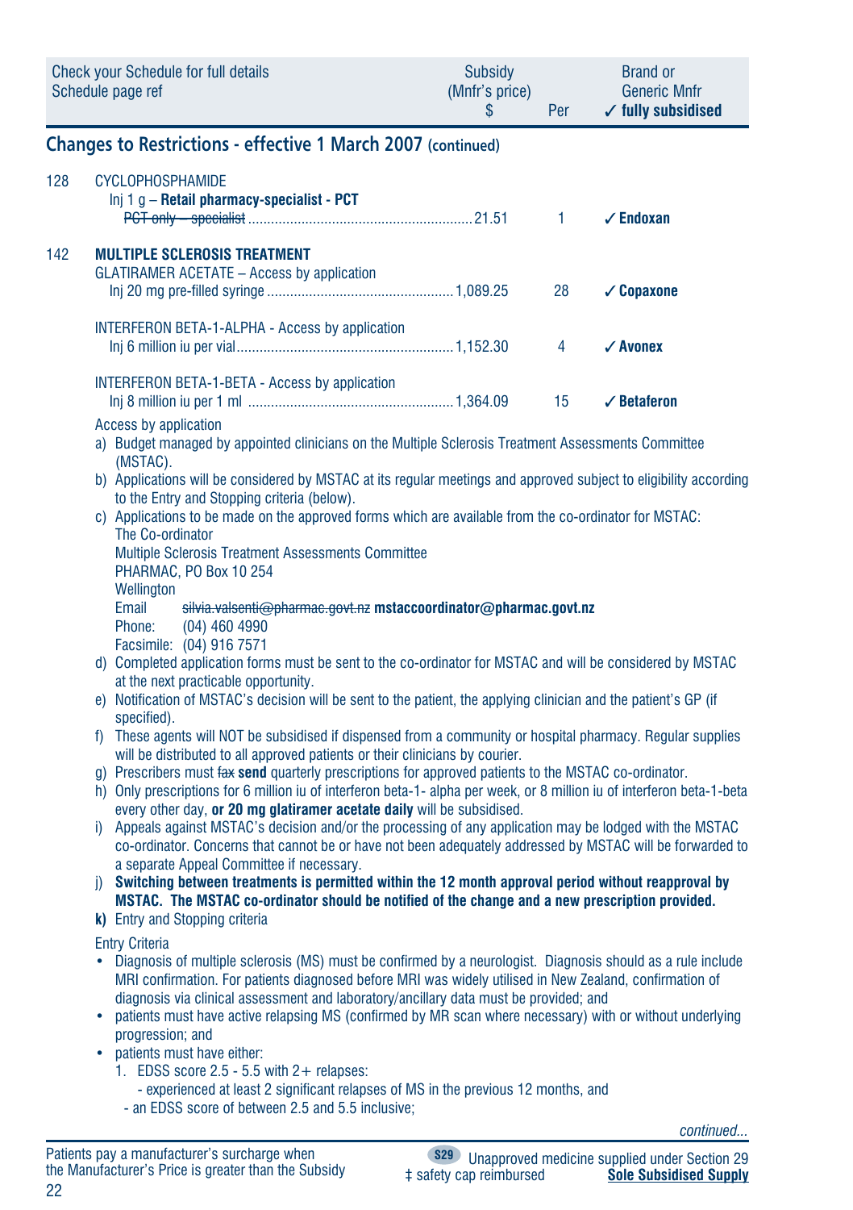| Check your Schedule for full details Schedule page ref | | Subsidy (Mnfr's price) $ | Per | Brand or Generic Mnfr ✓ fully subsidised |
|---|---|---|---|---|

## Changes to Restrictions - effective 1 March 2007 (continued)

| | | | | |
|---|---|---|---|---|
| 128 | CYCLOPHOSPHAMIDE<br>Inj 1 g – **Retail pharmacy-specialist - PCT**<br>~~PCT only – specialist~~ | 21.51 | 1 | ✓ **Endoxan** |
| 142 | **MULTIPLE SCLEROSIS TREATMENT**<br>GLATIRAMER ACETATE – Access by application<br>Inj 20 mg pre-filled syringe | 1,089.25 | 28 | ✓ **Copaxone** |
| | INTERFERON BETA-1-ALPHA - Access by application<br>Inj 6 million iu per vial | 1,152.30 | 4 | ✓ **Avonex** |
| | INTERFERON BETA-1-BETA - Access by application<br>Inj 8 million iu per 1 ml | 1,364.09 | 15 | ✓ **Betaferon** |

Access by application

a) Budget managed by appointed clinicians on the Multiple Sclerosis Treatment Assessments Committee (MSTAC).

b) Applications will be considered by MSTAC at its regular meetings and approved subject to eligibility according to the Entry and Stopping criteria (below).

c) Applications to be made on the approved forms which are available from the co-ordinator for MSTAC:
The Co-ordinator
Multiple Sclerosis Treatment Assessments Committee
PHARMAC, PO Box 10 254
Wellington
Email ~~silvia.valsenti@pharmac.govt.nz~~ **mstaccoordinator@pharmac.govt.nz**
Phone: (04) 460 4990
Facsimile: (04) 916 7571

d) Completed application forms must be sent to the co-ordinator for MSTAC and will be considered by MSTAC at the next practicable opportunity.

e) Notification of MSTAC's decision will be sent to the patient, the applying clinician and the patient's GP (if specified).

f) These agents will NOT be subsidised if dispensed from a community or hospital pharmacy. Regular supplies will be distributed to all approved patients or their clinicians by courier.

g) Prescribers must ~~fax~~ **send** quarterly prescriptions for approved patients to the MSTAC co-ordinator.

h) Only prescriptions for 6 million iu of interferon beta-1- alpha per week, or 8 million iu of interferon beta-1-beta every other day, **or 20 mg glatiramer acetate daily** will be subsidised.

i) Appeals against MSTAC's decision and/or the processing of any application may be lodged with the MSTAC co-ordinator. Concerns that cannot be or have not been adequately addressed by MSTAC will be forwarded to a separate Appeal Committee if necessary.

j) **Switching between treatments is permitted within the 12 month approval period without reapproval by MSTAC. The MSTAC co-ordinator should be notified of the change and a new prescription provided.**

**k)** Entry and Stopping criteria

Entry Criteria

- Diagnosis of multiple sclerosis (MS) must be confirmed by a neurologist. Diagnosis should as a rule include MRI confirmation. For patients diagnosed before MRI was widely utilised in New Zealand, confirmation of diagnosis via clinical assessment and laboratory/ancillary data must be provided; and
- patients must have active relapsing MS (confirmed by MR scan where necessary) with or without underlying progression; and
- patients must have either:
  1. EDSS score 2.5 - 5.5 with 2+ relapses:
     - experienced at least 2 significant relapses of MS in the previous 12 months, and
     - an EDSS score of between 2.5 and 5.5 inclusive;

*continued...*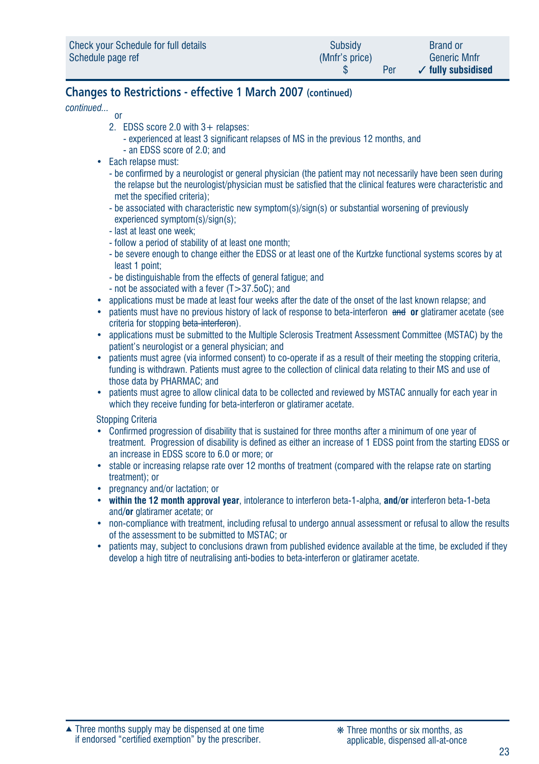## Changes to Restrictions - effective 1 March 2007 (continued)

*continued...*

or

2. EDSS score 2.0 with 3+ relapses:
   - experienced at least 3 significant relapses of MS in the previous 12 months, and
   - an EDSS score of 2.0; and

- Each relapse must:
  - be confirmed by a neurologist or general physician (the patient may not necessarily have been seen during the relapse but the neurologist/physician must be satisfied that the clinical features were characteristic and met the specified criteria);
  - be associated with characteristic new symptom(s)/sign(s) or substantial worsening of previously experienced symptom(s)/sign(s);
  - last at least one week;
  - follow a period of stability of at least one month;
  - be severe enough to change either the EDSS or at least one of the Kurtzke functional systems scores by at least 1 point;
  - be distinguishable from the effects of general fatigue; and
  - not be associated with a fever (T>37.5oC); and
- applications must be made at least four weeks after the date of the onset of the last known relapse; and
- patients must have no previous history of lack of response to beta-interferon ~~and~~ **or** glatiramer acetate (see criteria for stopping ~~beta-interferon~~).
- applications must be submitted to the Multiple Sclerosis Treatment Assessment Committee (MSTAC) by the patient's neurologist or a general physician; and
- patients must agree (via informed consent) to co-operate if as a result of their meeting the stopping criteria, funding is withdrawn. Patients must agree to the collection of clinical data relating to their MS and use of those data by PHARMAC; and
- patients must agree to allow clinical data to be collected and reviewed by MSTAC annually for each year in which they receive funding for beta-interferon or glatiramer acetate.

Stopping Criteria

- Confirmed progression of disability that is sustained for three months after a minimum of one year of treatment. Progression of disability is defined as either an increase of 1 EDSS point from the starting EDSS or an increase in EDSS score to 6.0 or more; or
- stable or increasing relapse rate over 12 months of treatment (compared with the relapse rate on starting treatment); or
- pregnancy and/or lactation; or
- **within the 12 month approval year**, intolerance to interferon beta-1-alpha, **and/or** interferon beta-1-beta and/**or** glatiramer acetate; or
- non-compliance with treatment, including refusal to undergo annual assessment or refusal to allow the results of the assessment to be submitted to MSTAC; or
- patients may, subject to conclusions drawn from published evidence available at the time, be excluded if they develop a high titre of neutralising anti-bodies to beta-interferon or glatiramer acetate.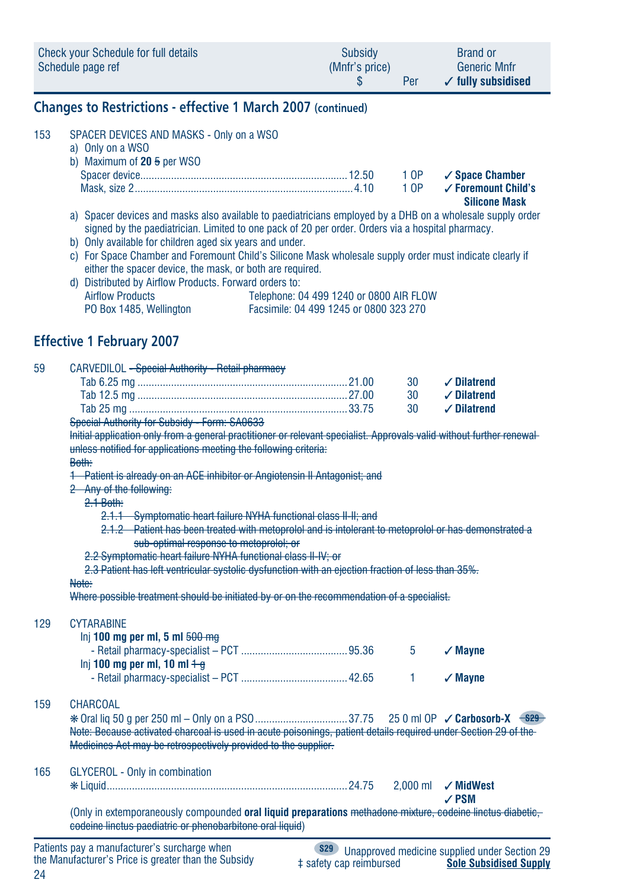| Check your Schedule for full details Schedule page ref | | Subsidy (Mnfr's price) $ | Per | Brand or Generic Mnfr ✓ fully subsidised |
|---|---|---|---|---|

## Changes to Restrictions - effective 1 March 2007 (continued)

**153** SPACER DEVICES AND MASKS - Only on a WSO

a) Only on a WSO
b) Maximum of **20** ~~5~~ per WSO

| | Subsidy | Per | Brand |
|---|---|---|---|
| Spacer device | 12.50 | 1 OP | ✓ **Space Chamber** |
| Mask, size 2 | 4.10 | 1 OP | ✓ **Foremount Child's Silicone Mask** |

a) Spacer devices and masks also available to paediatricians employed by a DHB on a wholesale supply order signed by the paediatrician. Limited to one pack of 20 per order. Orders via a hospital pharmacy.
b) Only available for children aged six years and under.
c) For Space Chamber and Foremount Child's Silicone Mask wholesale supply order must indicate clearly if either the spacer device, the mask, or both are required.
d) Distributed by Airflow Products. Forward orders to:
Airflow Products — Telephone: 04 499 1240 or 0800 AIR FLOW
PO Box 1485, Wellington — Facsimile: 04 499 1245 or 0800 323 270

## Effective 1 February 2007

**59** CARVEDILOL ~~– Special Authority – Retail pharmacy~~

| | Subsidy | Per | Brand |
|---|---|---|---|
| Tab 6.25 mg | 21.00 | 30 | ✓ **Dilatrend** |
| Tab 12.5 mg | 27.00 | 30 | ✓ **Dilatrend** |
| Tab 25 mg | 33.75 | 30 | ✓ **Dilatrend** |

~~Special Authority for Subsidy - Form: SA0633~~
~~Initial application only from a general practitioner or relevant specialist. Approvals valid without further renewal unless notified for applications meeting the following criteria:~~
~~Both:~~
~~1 Patient is already on an ACE inhibitor or Angiotensin II Antagonist; and~~
~~2 Any of the following:~~
~~2.1 Both:~~
~~2.1.1 Symptomatic heart failure NYHA functional class II-II; and~~
~~2.1.2 Patient has been treated with metoprolol and is intolerant to metoprolol or has demonstrated a sub-optimal response to metoprolol; or~~
~~2.2 Symptomatic heart failure NYHA functional class II-IV; or~~
~~2.3 Patient has left ventricular systolic dysfunction with an ejection fraction of less than 35%.~~
~~Note:~~
~~Where possible treatment should be initiated by or on the recommendation of a specialist.~~

**129** CYTARABINE

| | Subsidy | Per | Brand |
|---|---|---|---|
| Inj **100 mg per ml, 5 ml** ~~500 mg~~ - Retail pharmacy-specialist – PCT | 95.36 | 5 | ✓ **Mayne** |
| Inj **100 mg per ml, 10 ml** ~~1 g~~ - Retail pharmacy-specialist – PCT | 42.65 | 1 | ✓ **Mayne** |

**159** CHARCOAL

| | Subsidy | Per | Brand |
|---|---|---|---|
| ❋ Oral liq 50 g per 250 ml – Only on a PSO | 37.75 | 250 ml OP | ✓ **Carbosorb-X** ~~S29~~ |

~~Note: Because activated charcoal is used in acute poisonings, patient details required under Section 29 of the Medicines Act may be retrospectively provided to the supplier.~~

**165** GLYCEROL - Only in combination

| | Subsidy | Per | Brand |
|---|---|---|---|
| ❋ Liquid | 24.75 | 2,000 ml | ✓ **MidWest** ✓ **PSM** |

(Only in extemporaneously compounded **oral liquid preparations** ~~methadone mixture, codeine linctus diabetic, codeine linctus paediatric or phenobarbitone oral liquid~~)

Patients pay a manufacturer's surcharge when the Manufacturer's Price is greater than the Subsidy

S29 Unapproved medicine supplied under Section 29
‡ safety cap reimbursed
**Sole Subsidised Supply**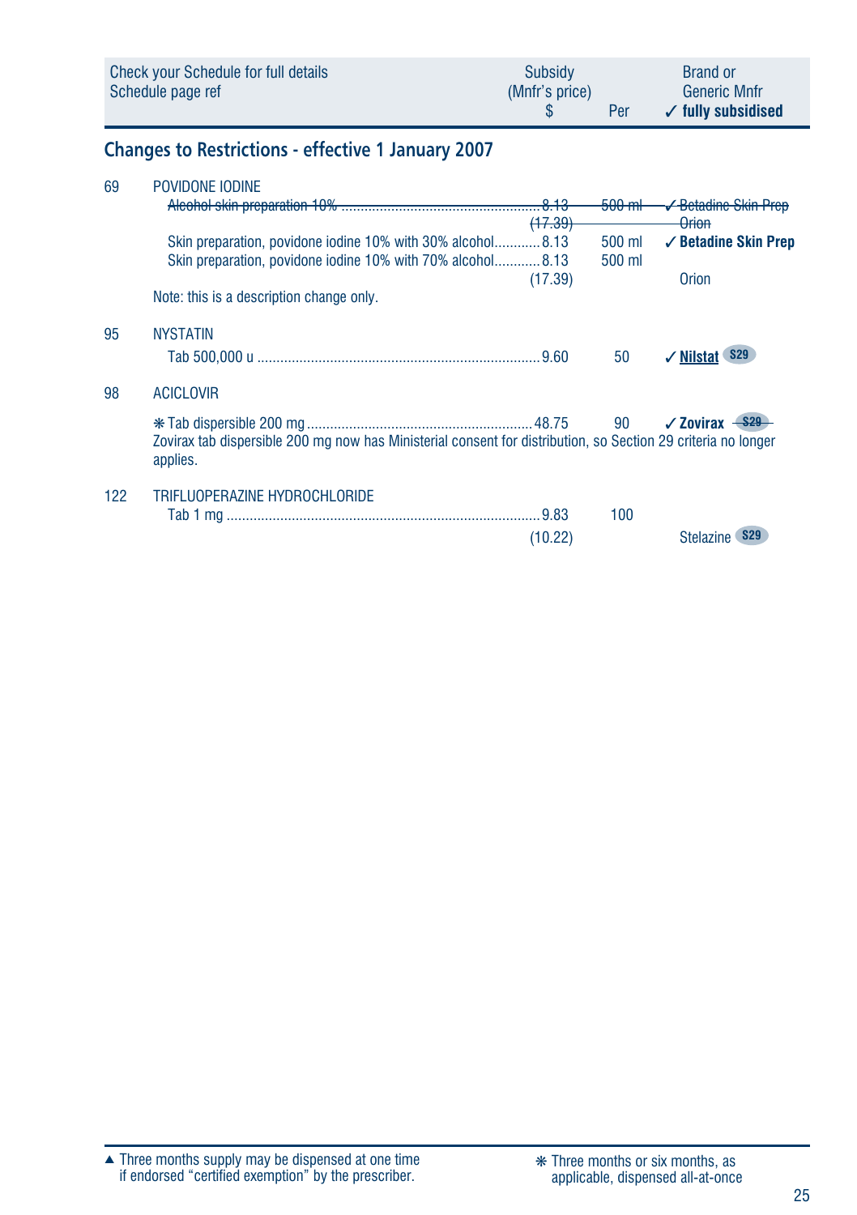| Check your Schedule for full details Schedule page ref | | Subsidy (Mnfr's price) $ | Per | Brand or Generic Mnfr ✓ **fully subsidised** |
|---|---|---|---|---|

## Changes to Restrictions - effective 1 January 2007

| | | | | |
|---|---|---|---|---|
| 69 | POVIDONE IODINE | | | |
| | ~~Alcohol skin preparation 10%~~ | ~~8.13~~ | ~~500 ml~~ | ~~✓ Betadine Skin Prep~~ |
| | | ~~(17.39)~~ | | ~~Orion~~ |
| | Skin preparation, povidone iodine 10% with 30% alcohol | 8.13 | 500 ml | ✓ **Betadine Skin Prep** |
| | Skin preparation, povidone iodine 10% with 70% alcohol | 8.13 | 500 ml | |
| | | (17.39) | | Orion |
| | Note: this is a description change only. | | | |
| 95 | NYSTATIN | | | |
| | Tab 500,000 u | 9.60 | 50 | ✓ **Nilstat** S29 |
| 98 | ACICLOVIR | | | |
| | ❋ Tab dispersible 200 mg | 48.75 | 90 | ✓ **Zovirax** ~~S29~~ |
| | Zovirax tab dispersible 200 mg now has Ministerial consent for distribution, so Section 29 criteria no longer applies. | | | |
| 122 | TRIFLUOPERAZINE HYDROCHLORIDE | | | |
| | Tab 1 mg | 9.83 | 100 | |
| | | (10.22) | | Stelazine S29 |

▲ Three months supply may be dispensed at one time if endorsed "certified exemption" by the prescriber.

❋ Three months or six months, as applicable, dispensed all-at-once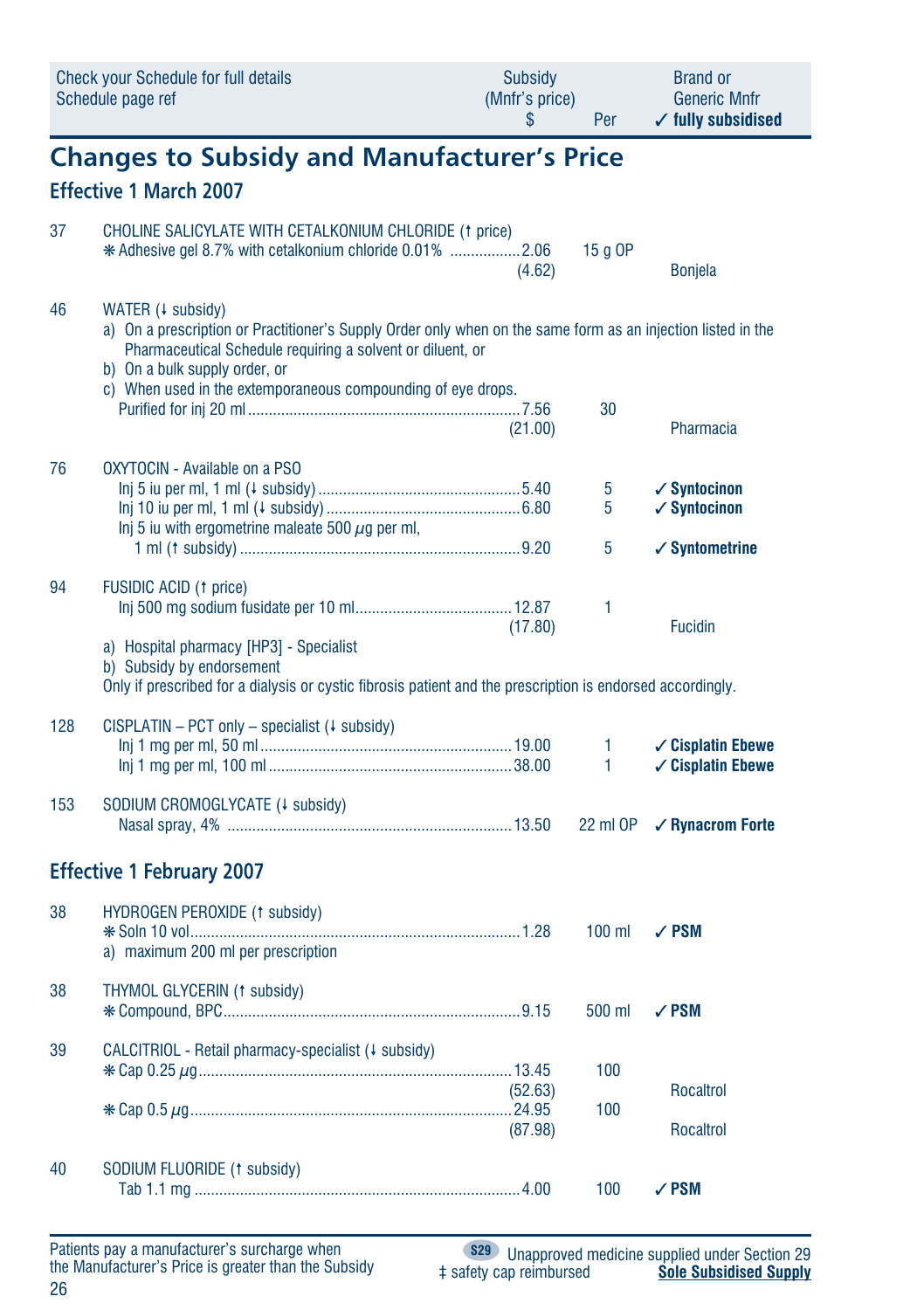| Check your Schedule for full details Schedule page ref | | Subsidy (Mnfr's price) $ | Per | Brand or Generic Mnfr ✓ fully subsidised |
|---|---|---|---|---|

# Changes to Subsidy and Manufacturer's Price

## Effective 1 March 2007

| | | | | |
|---|---|---|---|---|
| 37 | CHOLINE SALICYLATE WITH CETALKONIUM CHLORIDE (↑ price) | | | |
| | ❋ Adhesive gel 8.7% with cetalkonium chloride 0.01% | 2.06 (4.62) | 15 g OP | Bonjela |
| 46 | WATER (↓ subsidy) | | | |
| | a) On a prescription or Practitioner's Supply Order only when on the same form as an injection listed in the Pharmaceutical Schedule requiring a solvent or diluent, or<br>b) On a bulk supply order, or<br>c) When used in the extemporaneous compounding of eye drops. | | | |
| | Purified for inj 20 ml | 7.56 (21.00) | 30 | Pharmacia |
| 76 | OXYTOCIN - Available on a PSO | | | |
| | Inj 5 iu per ml, 1 ml (↓ subsidy) | 5.40 | 5 | ✓ **Syntocinon** |
| | Inj 10 iu per ml, 1 ml (↓ subsidy) | 6.80 | 5 | ✓ **Syntocinon** |
| | Inj 5 iu with ergometrine maleate 500 µg per ml, 1 ml (↑ subsidy) | 9.20 | 5 | ✓ **Syntometrine** |
| 94 | FUSIDIC ACID (↑ price) | | | |
| | Inj 500 mg sodium fusidate per 10 ml | 12.87 (17.80) | 1 | Fucidin |
| | a) Hospital pharmacy [HP3] - Specialist<br>b) Subsidy by endorsement<br>Only if prescribed for a dialysis or cystic fibrosis patient and the prescription is endorsed accordingly. | | | |
| 128 | CISPLATIN – PCT only – specialist (↓ subsidy) | | | |
| | Inj 1 mg per ml, 50 ml | 19.00 | 1 | ✓ **Cisplatin Ebewe** |
| | Inj 1 mg per ml, 100 ml | 38.00 | 1 | ✓ **Cisplatin Ebewe** |
| 153 | SODIUM CROMOGLYCATE (↓ subsidy) | | | |
| | Nasal spray, 4% | 13.50 | 22 ml OP | ✓ **Rynacrom Forte** |

## Effective 1 February 2007

| | | | | |
|---|---|---|---|---|
| 38 | HYDROGEN PEROXIDE (↑ subsidy) | | | |
| | ❋ Soln 10 vol | 1.28 | 100 ml | ✓ **PSM** |
| | a) maximum 200 ml per prescription | | | |
| 38 | THYMOL GLYCERIN (↑ subsidy) | | | |
| | ❋ Compound, BPC | 9.15 | 500 ml | ✓ **PSM** |
| 39 | CALCITRIOL - Retail pharmacy-specialist (↓ subsidy) | | | |
| | ❋ Cap 0.25 µg | 13.45 (52.63) | 100 | Rocaltrol |
| | ❋ Cap 0.5 µg | 24.95 (87.98) | 100 | Rocaltrol |
| 40 | SODIUM FLUORIDE (↑ subsidy) | | | |
| | Tab 1.1 mg | 4.00 | 100 | ✓ **PSM** |

Patients pay a manufacturer's surcharge when the Manufacturer's Price is greater than the Subsidy

S29 Unapproved medicine supplied under Section 29

‡ safety cap reimbursed

**Sole Subsidised Supply**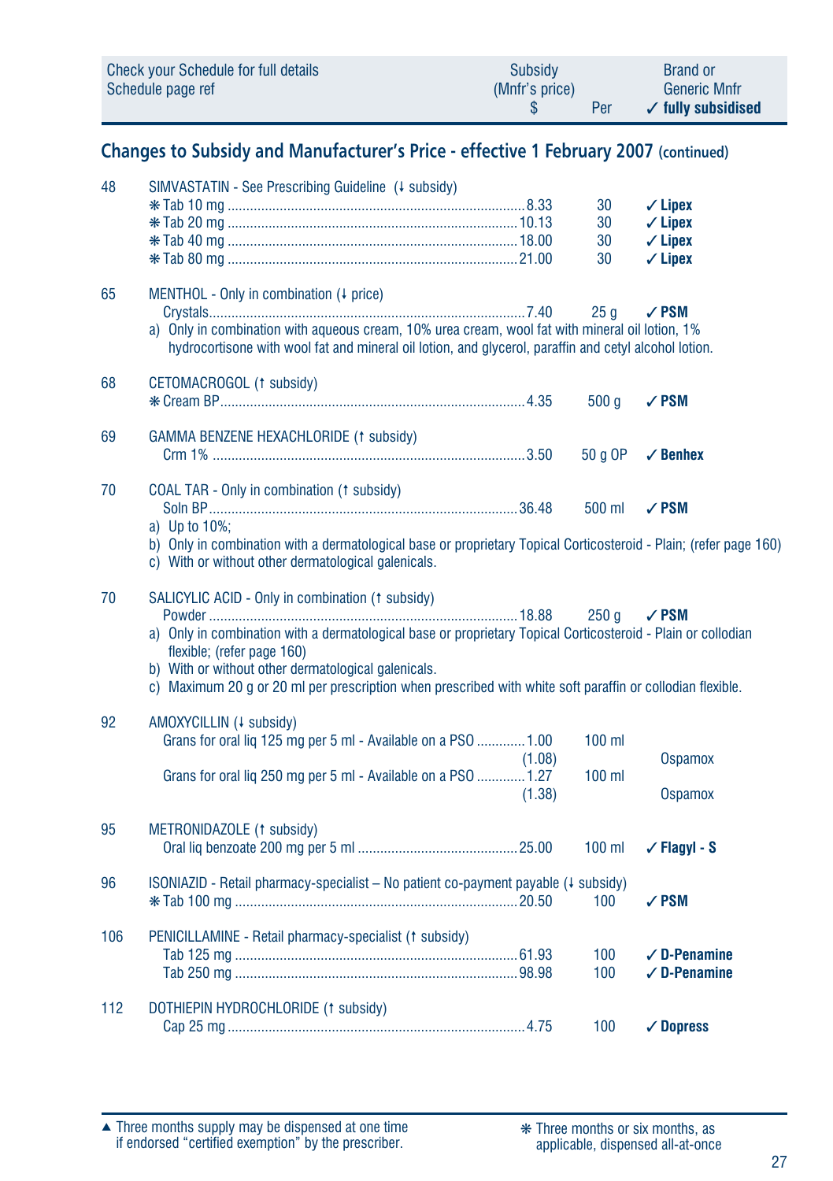| Check your Schedule for full details<br>Schedule page ref | Subsidy<br>(Mnfr's price)<br>$ | Per | Brand or<br>Generic Mnfr<br>✓ fully subsidised |
|---|---|---|---|

## Changes to Subsidy and Manufacturer's Price - effective 1 February 2007 (continued)

| Page | Item | Subsidy (Mnfr's price) $ | Per | Brand or Generic Mnfr |
|---|---|---|---|---|
| 48 | SIMVASTATIN - See Prescribing Guideline (↓ subsidy) | | | |
| | ❋ Tab 10 mg | 8.33 | 30 | ✓ **Lipex** |
| | ❋ Tab 20 mg | 10.13 | 30 | ✓ **Lipex** |
| | ❋ Tab 40 mg | 18.00 | 30 | ✓ **Lipex** |
| | ❋ Tab 80 mg | 21.00 | 30 | ✓ **Lipex** |
| 65 | MENTHOL - Only in combination (↓ price) | | | |
| | Crystals | 7.40 | 25 g | ✓ **PSM** |
| | a) Only in combination with aqueous cream, 10% urea cream, wool fat with mineral oil lotion, 1% hydrocortisone with wool fat and mineral oil lotion, and glycerol, paraffin and cetyl alcohol lotion. | | | |
| 68 | CETOMACROGOL (↑ subsidy) | | | |
| | ❋ Cream BP | 4.35 | 500 g | ✓ **PSM** |
| 69 | GAMMA BENZENE HEXACHLORIDE (↑ subsidy) | | | |
| | Crm 1% | 3.50 | 50 g OP | ✓ **Benhex** |
| 70 | COAL TAR - Only in combination (↑ subsidy) | | | |
| | Soln BP | 36.48 | 500 ml | ✓ **PSM** |
| | a) Up to 10%;<br>b) Only in combination with a dermatological base or proprietary Topical Corticosteroid - Plain; (refer page 160)<br>c) With or without other dermatological galenicals. | | | |
| 70 | SALICYLIC ACID - Only in combination (↑ subsidy) | | | |
| | Powder | 18.88 | 250 g | ✓ **PSM** |
| | a) Only in combination with a dermatological base or proprietary Topical Corticosteroid - Plain or collodian flexible; (refer page 160)<br>b) With or without other dermatological galenicals.<br>c) Maximum 20 g or 20 ml per prescription when prescribed with white soft paraffin or collodian flexible. | | | |
| 92 | AMOXYCILLIN (↓ subsidy) | | | |
| | Grans for oral liq 125 mg per 5 ml - Available on a PSO | 1.00<br>(1.08) | 100 ml | Ospamox |
| | Grans for oral liq 250 mg per 5 ml - Available on a PSO | 1.27<br>(1.38) | 100 ml | Ospamox |
| 95 | METRONIDAZOLE (↑ subsidy) | | | |
| | Oral liq benzoate 200 mg per 5 ml | 25.00 | 100 ml | ✓ **Flagyl - S** |
| 96 | ISONIAZID - Retail pharmacy-specialist – No patient co-payment payable (↓ subsidy) | | | |
| | ❋ Tab 100 mg | 20.50 | 100 | ✓ **PSM** |
| 106 | PENICILLAMINE - Retail pharmacy-specialist (↑ subsidy) | | | |
| | Tab 125 mg | 61.93 | 100 | ✓ **D-Penamine** |
| | Tab 250 mg | 98.98 | 100 | ✓ **D-Penamine** |
| 112 | DOTHIEPIN HYDROCHLORIDE (↑ subsidy) | | | |
| | Cap 25 mg | 4.75 | 100 | ✓ **Dopress** |

▲ Three months supply may be dispensed at one time if endorsed "certified exemption" by the prescriber.

❋ Three months or six months, as applicable, dispensed all-at-once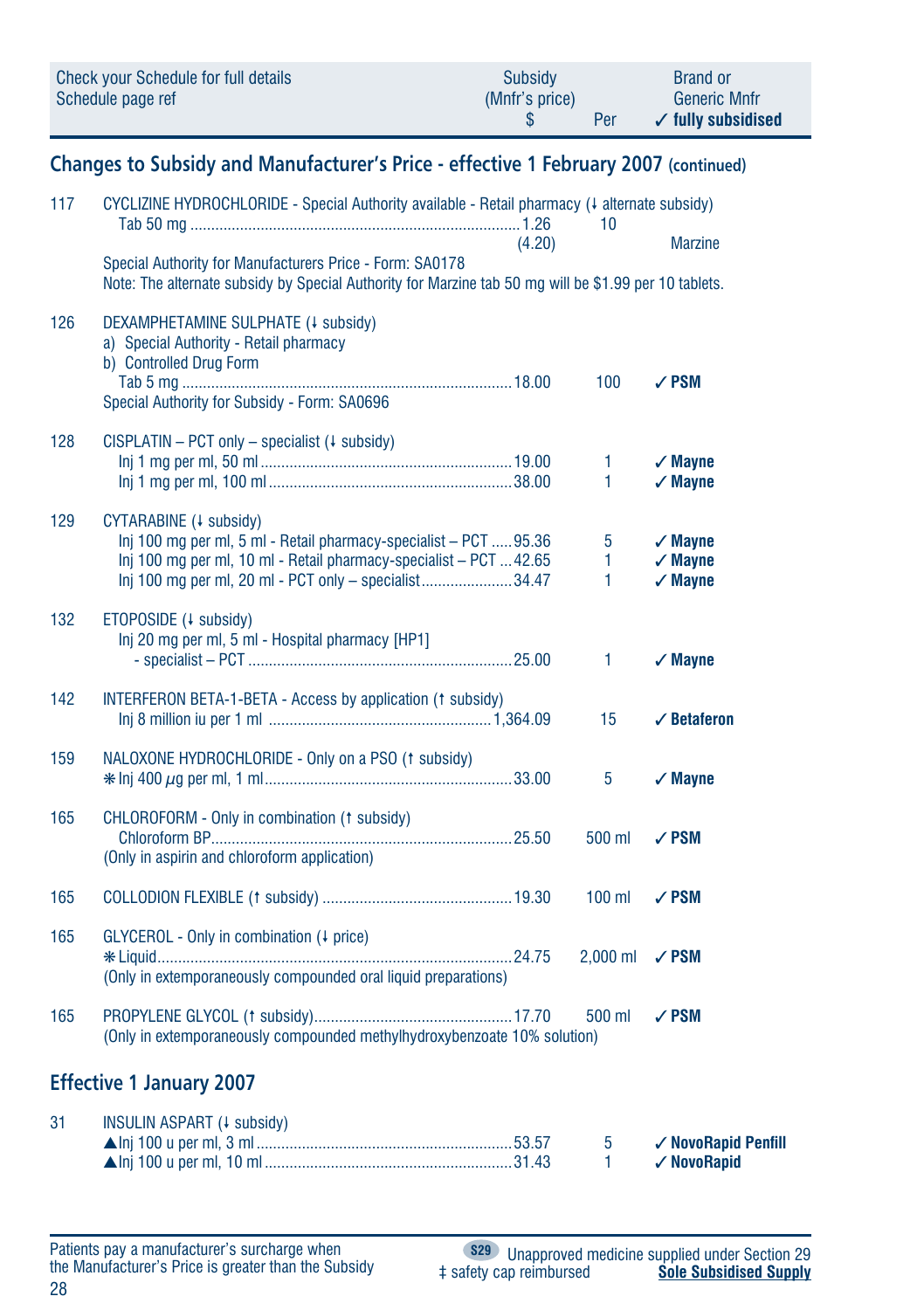| Check your Schedule for full details Schedule page ref | | Subsidy (Mnfr's price) $ | Per | Brand or Generic Mnfr ✓ fully subsidised |
|---|---|---|---|---|

## Changes to Subsidy and Manufacturer's Price - effective 1 February 2007 (continued)

| | | | | |
|---|---|---|---|---|
| 117 | CYCLIZINE HYDROCHLORIDE - Special Authority available - Retail pharmacy (↓ alternate subsidy) | | | |
| | Tab 50 mg | 1.26 (4.20) | 10 | Marzine |
| | Special Authority for Manufacturers Price - Form: SA0178 | | | |
| | Note: The alternate subsidy by Special Authority for Marzine tab 50 mg will be $1.99 per 10 tablets. | | | |
| 126 | DEXAMPHETAMINE SULPHATE (↓ subsidy) | | | |
| | a) Special Authority - Retail pharmacy | | | |
| | b) Controlled Drug Form | | | |
| | Tab 5 mg | 18.00 | 100 | ✓ **PSM** |
| | Special Authority for Subsidy - Form: SA0696 | | | |
| 128 | CISPLATIN – PCT only – specialist (↓ subsidy) | | | |
| | Inj 1 mg per ml, 50 ml | 19.00 | 1 | ✓ **Mayne** |
| | Inj 1 mg per ml, 100 ml | 38.00 | 1 | ✓ **Mayne** |
| 129 | CYTARABINE (↓ subsidy) | | | |
| | Inj 100 mg per ml, 5 ml - Retail pharmacy-specialist – PCT | 95.36 | 5 | ✓ **Mayne** |
| | Inj 100 mg per ml, 10 ml - Retail pharmacy-specialist – PCT | 42.65 | 1 | ✓ **Mayne** |
| | Inj 100 mg per ml, 20 ml - PCT only – specialist | 34.47 | 1 | ✓ **Mayne** |
| 132 | ETOPOSIDE (↓ subsidy) | | | |
| | Inj 20 mg per ml, 5 ml - Hospital pharmacy [HP1] - specialist – PCT | 25.00 | 1 | ✓ **Mayne** |
| 142 | INTERFERON BETA-1-BETA - Access by application (↑ subsidy) | | | |
| | Inj 8 million iu per 1 ml | 1,364.09 | 15 | ✓ **Betaferon** |
| 159 | NALOXONE HYDROCHLORIDE - Only on a PSO (↑ subsidy) | | | |
| | ❋ Inj 400 µg per ml, 1 ml | 33.00 | 5 | ✓ **Mayne** |
| 165 | CHLOROFORM - Only in combination (↑ subsidy) | | | |
| | Chloroform BP | 25.50 | 500 ml | ✓ **PSM** |
| | (Only in aspirin and chloroform application) | | | |
| 165 | COLLODION FLEXIBLE (↑ subsidy) | 19.30 | 100 ml | ✓ **PSM** |
| 165 | GLYCEROL - Only in combination (↓ price) | | | |
| | ❋ Liquid | 24.75 | 2,000 ml | ✓ **PSM** |
| | (Only in extemporaneously compounded oral liquid preparations) | | | |
| 165 | PROPYLENE GLYCOL (↑ subsidy) | 17.70 | 500 ml | ✓ **PSM** |
| | (Only in extemporaneously compounded methylhydroxybenzoate 10% solution) | | | |

## Effective 1 January 2007

| | | | | |
|---|---|---|---|---|
| 31 | INSULIN ASPART (↓ subsidy) | | | |
| | ▲Inj 100 u per ml, 3 ml | 53.57 | 5 | ✓ **NovoRapid Penfill** |
| | ▲Inj 100 u per ml, 10 ml | 31.43 | 1 | ✓ **NovoRapid** |

Patients pay a manufacturer's surcharge when the Manufacturer's Price is greater than the Subsidy

S29 Unapproved medicine supplied under Section 29

‡ safety cap reimbursed

**Sole Subsidised Supply**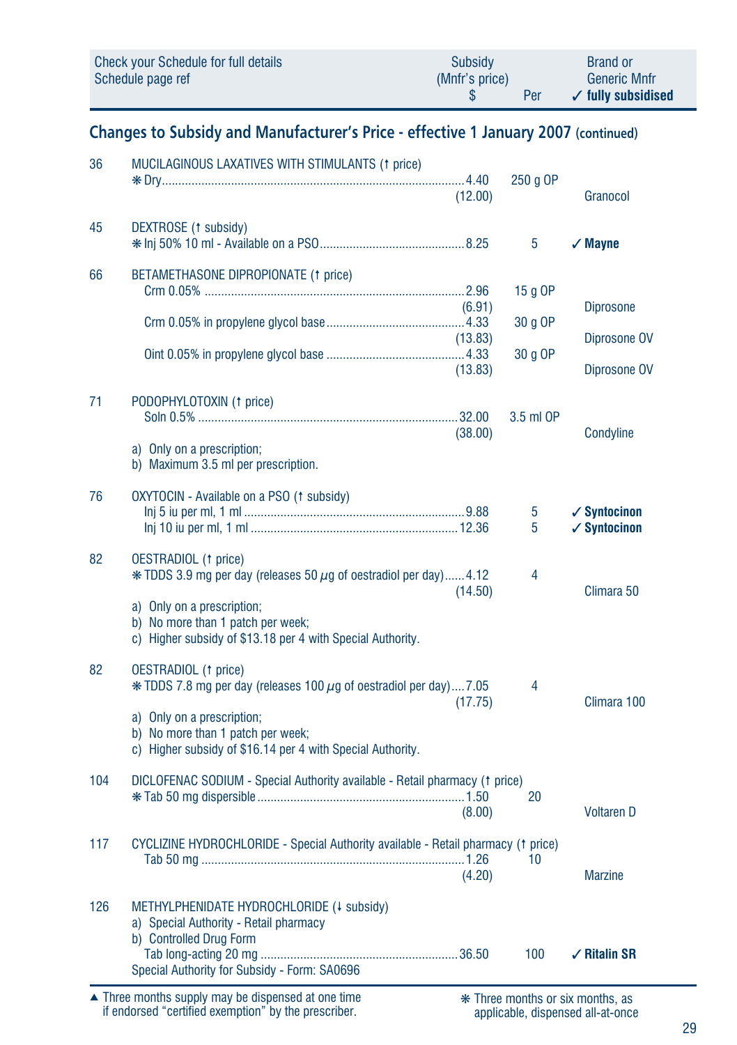| Check your Schedule for full details Schedule page ref | | Subsidy (Mnfr's price) $ | Per | Brand or Generic Mnfr ✓ fully subsidised |
|---|---|---|---|---|

## Changes to Subsidy and Manufacturer's Price - effective 1 January 2007 (continued)

| Page | Item | Subsidy (Mnfr's price) $ | Per | Brand or Generic Mnfr |
|---|---|---|---|---|
| 36 | MUCILAGINOUS LAXATIVES WITH STIMULANTS (↑ price) | | | |
| | ❋ Dry | 4.40 (12.00) | 250 g OP | Granocol |
| 45 | DEXTROSE (↑ subsidy) | | | |
| | ❋ Inj 50% 10 ml - Available on a PSO | 8.25 | 5 | ✓ **Mayne** |
| 66 | BETAMETHASONE DIPROPIONATE (↑ price) | | | |
| | Crm 0.05% | 2.96 (6.91) | 15 g OP | Diprosone |
| | Crm 0.05% in propylene glycol base | 4.33 (13.83) | 30 g OP | Diprosone OV |
| | Oint 0.05% in propylene glycol base | 4.33 (13.83) | 30 g OP | Diprosone OV |
| 71 | PODOPHYLOTOXIN (↑ price) | | | |
| | Soln 0.5% | 32.00 (38.00) | 3.5 ml OP | Condyline |
| | a) Only on a prescription; b) Maximum 3.5 ml per prescription. | | | |
| 76 | OXYTOCIN - Available on a PSO (↑ subsidy) | | | |
| | Inj 5 iu per ml, 1 ml | 9.88 | 5 | ✓ **Syntocinon** |
| | Inj 10 iu per ml, 1 ml | 12.36 | 5 | ✓ **Syntocinon** |
| 82 | OESTRADIOL (↑ price) | | | |
| | ❋ TDDS 3.9 mg per day (releases 50 μg of oestradiol per day) | 4.12 (14.50) | 4 | Climara 50 |
| | a) Only on a prescription; b) No more than 1 patch per week; c) Higher subsidy of $13.18 per 4 with Special Authority. | | | |
| 82 | OESTRADIOL (↑ price) | | | |
| | ❋ TDDS 7.8 mg per day (releases 100 μg of oestradiol per day) | 7.05 (17.75) | 4 | Climara 100 |
| | a) Only on a prescription; b) No more than 1 patch per week; c) Higher subsidy of $16.14 per 4 with Special Authority. | | | |
| 104 | DICLOFENAC SODIUM - Special Authority available - Retail pharmacy (↑ price) | | | |
| | ❋ Tab 50 mg dispersible | 1.50 (8.00) | 20 | Voltaren D |
| 117 | CYCLIZINE HYDROCHLORIDE - Special Authority available - Retail pharmacy (↑ price) | | | |
| | Tab 50 mg | 1.26 (4.20) | 10 | Marzine |
| 126 | METHYLPHENIDATE HYDROCHLORIDE (↓ subsidy) | | | |
| | a) Special Authority - Retail pharmacy b) Controlled Drug Form | | | |
| | Tab long-acting 20 mg | 36.50 | 100 | ✓ **Ritalin SR** |
| | Special Authority for Subsidy - Form: SA0696 | | | |

▲ Three months supply may be dispensed at one time if endorsed "certified exemption" by the prescriber.

❋ Three months or six months, as applicable, dispensed all-at-once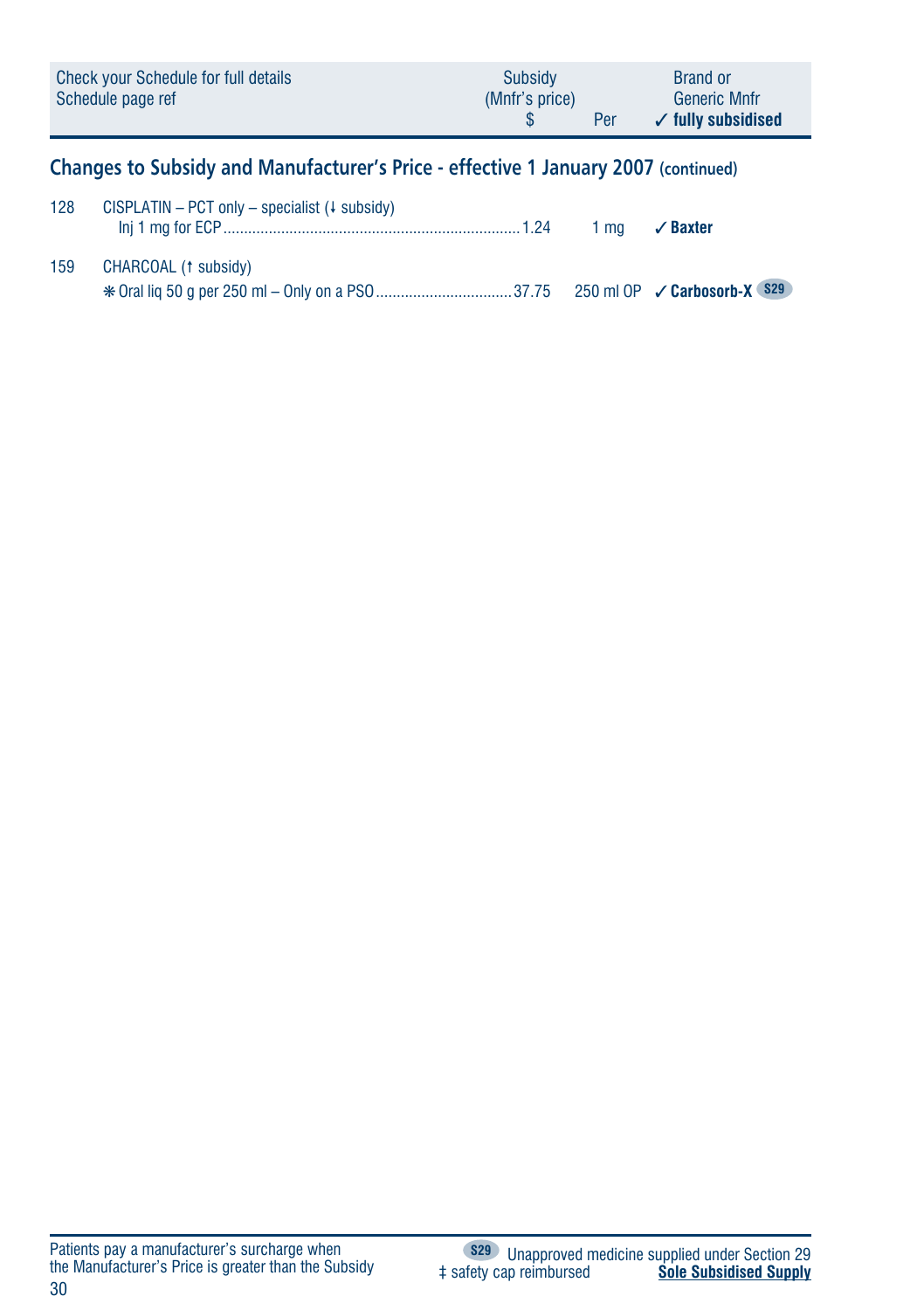| Check your Schedule for full details<br>Schedule page ref | Subsidy<br>(Mnfr's price)<br>$ | Per | Brand or<br>Generic Mnfr<br>✓ fully subsidised |
|---|---|---|---|

## Changes to Subsidy and Manufacturer's Price - effective 1 January 2007 (continued)

| | | | | |
|---|---|---|---|---|
| 128 | CISPLATIN – PCT only – specialist (↓ subsidy) | | | |
| | Inj 1 mg for ECP | 1.24 | 1 mg | ✓ **Baxter** |
| 159 | CHARCOAL (↑ subsidy) | | | |
| | ❋ Oral liq 50 g per 250 ml – Only on a PSO | 37.75 | 250 ml OP | ✓ **Carbosorb-X** S29 |

Patients pay a manufacturer's surcharge when the Manufacturer's Price is greater than the Subsidy

S29 Unapproved medicine supplied under Section 29

‡ safety cap reimbursed

**Sole Subsidised Supply**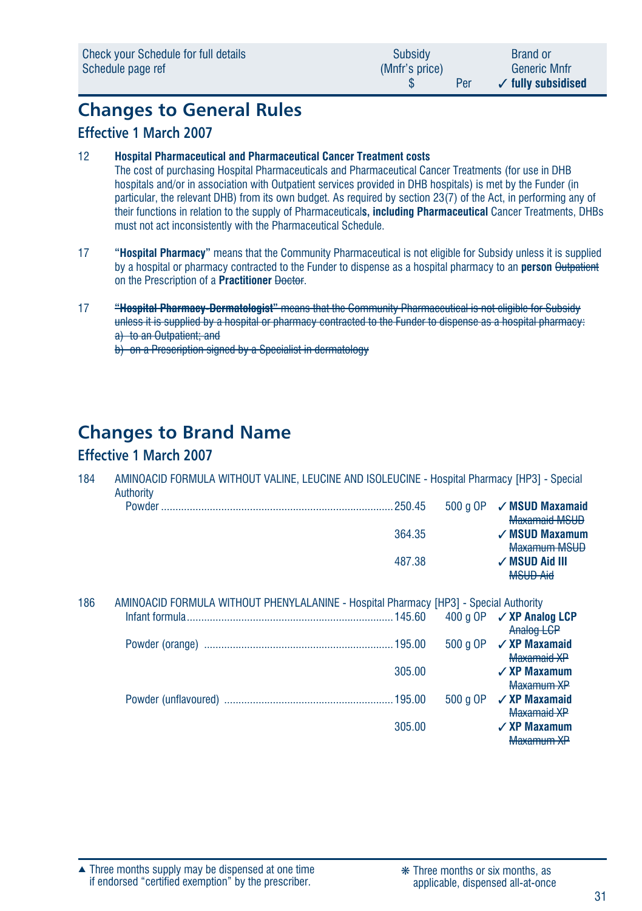| Check your Schedule for full details Schedule page ref | Subsidy (Mnfr's price) $ | Per | Brand or Generic Mnfr ✓ fully subsidised |
|---|---|---|---|

## Changes to General Rules

### Effective 1 March 2007

12 **Hospital Pharmaceutical and Pharmaceutical Cancer Treatment costs**
The cost of purchasing Hospital Pharmaceuticals and Pharmaceutical Cancer Treatments (for use in DHB hospitals and/or in association with Outpatient services provided in DHB hospitals) is met by the Funder (in particular, the relevant DHB) from its own budget. As required by section 23(7) of the Act, in performing any of their functions in relation to the supply of Pharmaceutical**s, including Pharmaceutical** Cancer Treatments, DHBs must not act inconsistently with the Pharmaceutical Schedule.

17 **"Hospital Pharmacy"** means that the Community Pharmaceutical is not eligible for Subsidy unless it is supplied by a hospital or pharmacy contracted to the Funder to dispense as a hospital pharmacy to an **person** ~~Outpatient~~ on the Prescription of a **Practitioner** ~~Doctor~~.

17 ~~**"Hospital Pharmacy-Dermatologist"** means that the Community Pharmaceutical is not eligible for Subsidy unless it is supplied by a hospital or pharmacy contracted to the Funder to dispense as a hospital pharmacy:~~
~~a) to an Outpatient; and~~
~~b) on a Prescription signed by a Specialist in dermatology~~

## Changes to Brand Name

### Effective 1 March 2007

184 AMINOACID FORMULA WITHOUT VALINE, LEUCINE AND ISOLEUCINE - Hospital Pharmacy [HP3] - Special Authority

| | Subsidy | Per | Brand |
|---|---|---|---|
| Powder | 250.45 | 500 g OP | ✓ **MSUD Maxamaid** ~~Maxamaid MSUD~~ |
| | 364.35 | | ✓ **MSUD Maxamum** ~~Maxamum MSUD~~ |
| | 487.38 | | ✓ **MSUD Aid III** ~~MSUD Aid~~ |

186 AMINOACID FORMULA WITHOUT PHENYLALANINE - Hospital Pharmacy [HP3] - Special Authority

| | Subsidy | Per | Brand |
|---|---|---|---|
| Infant formula | 145.60 | 400 g OP | ✓ **XP Analog LCP** ~~Analog LCP~~ |
| Powder (orange) | 195.00 | 500 g OP | ✓ **XP Maxamaid** ~~Maxamaid XP~~ |
| | 305.00 | | ✓ **XP Maxamum** ~~Maxamum XP~~ |
| Powder (unflavoured) | 195.00 | 500 g OP | ✓ **XP Maxamaid** ~~Maxamaid XP~~ |
| | 305.00 | | ✓ **XP Maxamum** ~~Maxamum XP~~ |

▲ Three months supply may be dispensed at one time if endorsed "certified exemption" by the prescriber.

❋ Three months or six months, as applicable, dispensed all-at-once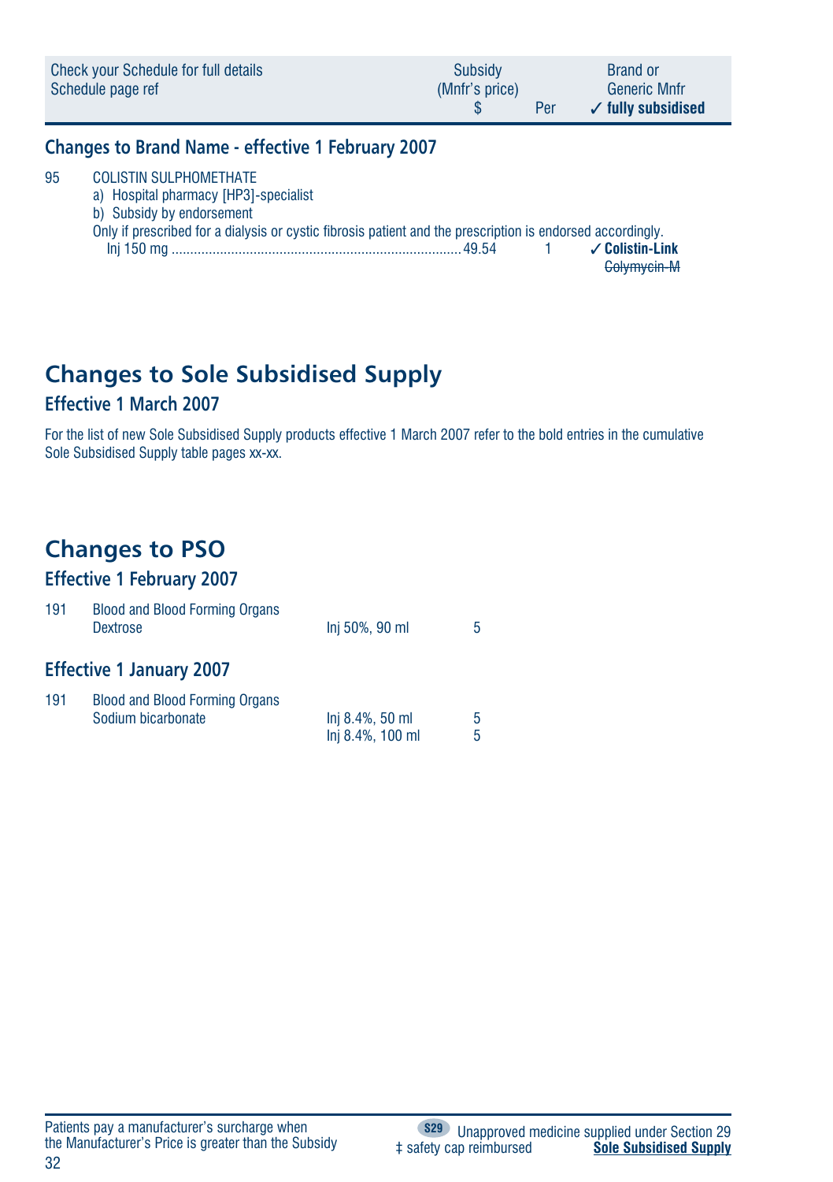| Check your Schedule for full details Schedule page ref | Subsidy (Mnfr's price) $ | Per | Brand or Generic Mnfr ✓ fully subsidised |
|---|---|---|---|

### Changes to Brand Name - effective 1 February 2007

95 COLISTIN SULPHOMETHATE
a) Hospital pharmacy [HP3]-specialist
b) Subsidy by endorsement
Only if prescribed for a dialysis or cystic fibrosis patient and the prescription is endorsed accordingly.

| | Subsidy $ | Per | Brand |
|---|---|---|---|
| Inj 150 mg | 49.54 | 1 | ✓ **Colistin-Link** ~~Colymycin M~~ |

## Changes to Sole Subsidised Supply

### Effective 1 March 2007

For the list of new Sole Subsidised Supply products effective 1 March 2007 refer to the bold entries in the cumulative Sole Subsidised Supply table pages xx-xx.

## Changes to PSO

### Effective 1 February 2007

| | | | |
|---|---|---|---|
| 191 | Blood and Blood Forming Organs | | |
| | Dextrose | Inj 50%, 90 ml | 5 |

### Effective 1 January 2007

| | | | |
|---|---|---|---|
| 191 | Blood and Blood Forming Organs | | |
| | Sodium bicarbonate | Inj 8.4%, 50 ml | 5 |
| | | Inj 8.4%, 100 ml | 5 |

Patients pay a manufacturer's surcharge when the Manufacturer's Price is greater than the Subsidy

S29 Unapproved medicine supplied under Section 29
‡ safety cap reimbursed
**Sole Subsidised Supply**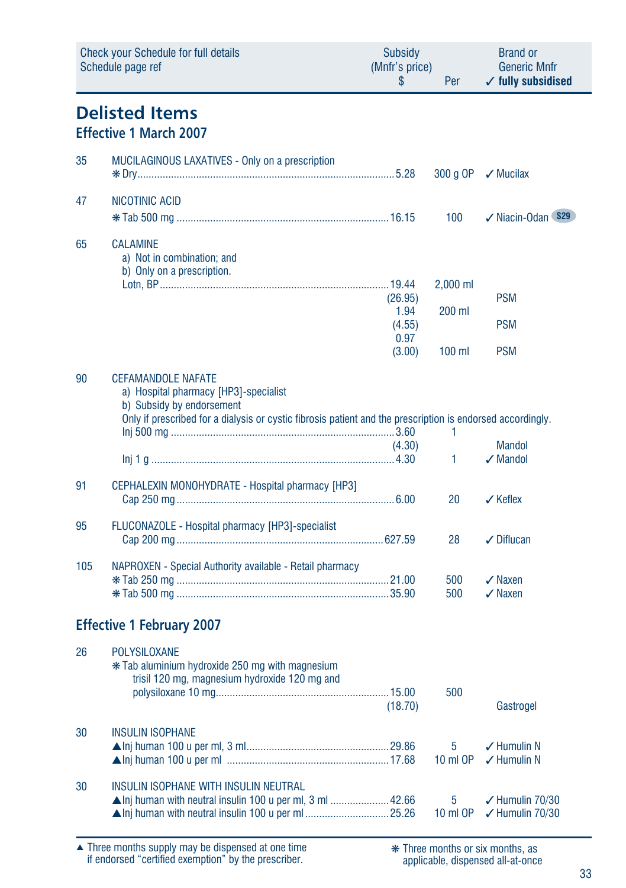| Check your Schedule for full details Schedule page ref | | Subsidy (Mnfr's price) $ | Per | Brand or Generic Mnfr ✓ fully subsidised |
|---|---|---|---|---|

# Delisted Items

## Effective 1 March 2007

| | | | | |
|---|---|---|---|---|
| 35 | MUCILAGINOUS LAXATIVES - Only on a prescription | | | |
| | ❋ Dry | 5.28 | 300 g OP | ✓ Mucilax |
| 47 | NICOTINIC ACID | | | |
| | ❋ Tab 500 mg | 16.15 | 100 | ✓ Niacin-Odan S29 |
| 65 | CALAMINE<br>a) Not in combination; and<br>b) Only on a prescription. | | | |
| | Lotn, BP | 19.44<br>(26.95) | 2,000 ml | PSM |
| | | 1.94<br>(4.55) | 200 ml | PSM |
| | | 0.97<br>(3.00) | 100 ml | PSM |
| 90 | CEFAMANDOLE NAFATE<br>a) Hospital pharmacy [HP3]-specialist<br>b) Subsidy by endorsement<br>Only if prescribed for a dialysis or cystic fibrosis patient and the prescription is endorsed accordingly. | | | |
| | Inj 500 mg | 3.60<br>(4.30) | 1 | Mandol |
| | Inj 1 g | 4.30 | 1 | ✓ Mandol |
| 91 | CEPHALEXIN MONOHYDRATE - Hospital pharmacy [HP3] | | | |
| | Cap 250 mg | 6.00 | 20 | ✓ Keflex |
| 95 | FLUCONAZOLE - Hospital pharmacy [HP3]-specialist | | | |
| | Cap 200 mg | 627.59 | 28 | ✓ Diflucan |
| 105 | NAPROXEN - Special Authority available - Retail pharmacy | | | |
| | ❋ Tab 250 mg | 21.00 | 500 | ✓ Naxen |
| | ❋ Tab 500 mg | 35.90 | 500 | ✓ Naxen |

## Effective 1 February 2007

| | | | | |
|---|---|---|---|---|
| 26 | POLYSILOXANE | | | |
| | ❋ Tab aluminium hydroxide 250 mg with magnesium trisil 120 mg, magnesium hydroxide 120 mg and polysiloxane 10 mg | 15.00<br>(18.70) | 500 | Gastrogel |
| 30 | INSULIN ISOPHANE | | | |
| | ▲Inj human 100 u per ml, 3 ml | 29.86 | 5 | ✓ Humulin N |
| | ▲Inj human 100 u per ml | 17.68 | 10 ml OP | ✓ Humulin N |
| 30 | INSULIN ISOPHANE WITH INSULIN NEUTRAL | | | |
| | ▲Inj human with neutral insulin 100 u per ml, 3 ml | 42.66 | 5 | ✓ Humulin 70/30 |
| | ▲Inj human with neutral insulin 100 u per ml | 25.26 | 10 ml OP | ✓ Humulin 70/30 |

▲ Three months supply may be dispensed at one time if endorsed "certified exemption" by the prescriber.

❋ Three months or six months, as applicable, dispensed all-at-once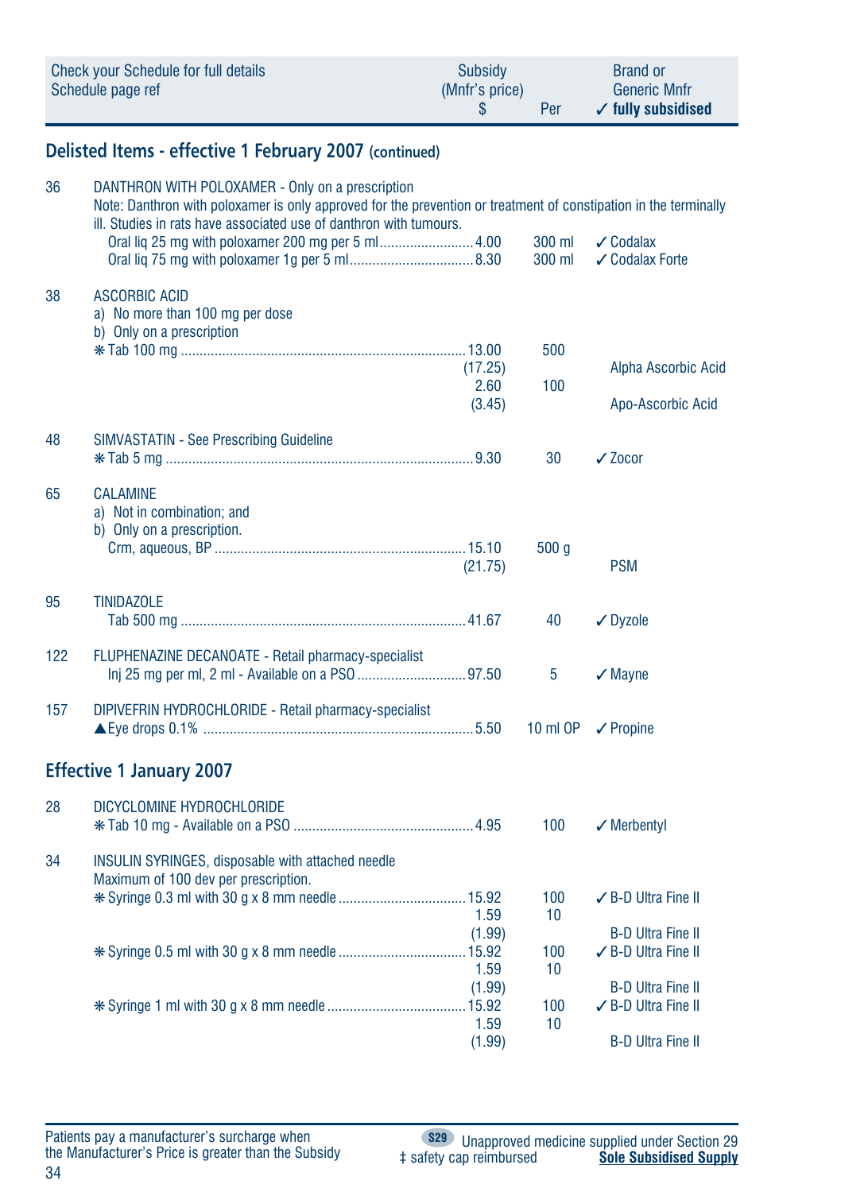| Check your Schedule for full details Schedule page ref | | Subsidy (Mnfr's price) $ | Per | Brand or Generic Mnfr ✓ fully subsidised |
|---|---|---|---|---|

## Delisted Items - effective 1 February 2007 (continued)

| | | | | |
|---|---|---|---|---|
| 36 | DANTHRON WITH POLOXAMER - Only on a prescription<br>Note: Danthron with poloxamer is only approved for the prevention or treatment of constipation in the terminally ill. Studies in rats have associated use of danthron with tumours. | | | |
| | Oral liq 25 mg with poloxamer 200 mg per 5 ml | 4.00 | 300 ml | ✓ Codalax |
| | Oral liq 75 mg with poloxamer 1g per 5 ml | 8.30 | 300 ml | ✓ Codalax Forte |
| 38 | ASCORBIC ACID<br>a) No more than 100 mg per dose<br>b) Only on a prescription | | | |
| | ❋ Tab 100 mg | 13.00 | 500 | |
| | | (17.25) | | Alpha Ascorbic Acid |
| | | 2.60 | 100 | |
| | | (3.45) | | Apo-Ascorbic Acid |
| 48 | SIMVASTATIN - See Prescribing Guideline | | | |
| | ❋ Tab 5 mg | 9.30 | 30 | ✓ Zocor |
| 65 | CALAMINE<br>a) Not in combination; and<br>b) Only on a prescription. | | | |
| | Crm, aqueous, BP | 15.10 | 500 g | |
| | | (21.75) | | PSM |
| 95 | TINIDAZOLE | | | |
| | Tab 500 mg | 41.67 | 40 | ✓ Dyzole |
| 122 | FLUPHENAZINE DECANOATE - Retail pharmacy-specialist | | | |
| | Inj 25 mg per ml, 2 ml - Available on a PSO | 97.50 | 5 | ✓ Mayne |
| 157 | DIPIVEFRIN HYDROCHLORIDE - Retail pharmacy-specialist | | | |
| | ▲Eye drops 0.1% | 5.50 | 10 ml OP | ✓ Propine |

## Effective 1 January 2007

| | | | | |
|---|---|---|---|---|
| 28 | DICYCLOMINE HYDROCHLORIDE | | | |
| | ❋ Tab 10 mg - Available on a PSO | 4.95 | 100 | ✓ Merbentyl |
| 34 | INSULIN SYRINGES, disposable with attached needle<br>Maximum of 100 dev per prescription. | | | |
| | ❋ Syringe 0.3 ml with 30 g x 8 mm needle | 15.92 | 100 | ✓ B-D Ultra Fine II |
| | | 1.59 | 10 | |
| | | (1.99) | | B-D Ultra Fine II |
| | ❋ Syringe 0.5 ml with 30 g x 8 mm needle | 15.92 | 100 | ✓ B-D Ultra Fine II |
| | | 1.59 | 10 | |
| | | (1.99) | | B-D Ultra Fine II |
| | ❋ Syringe 1 ml with 30 g x 8 mm needle | 15.92 | 100 | ✓ B-D Ultra Fine II |
| | | 1.59 | 10 | |
| | | (1.99) | | B-D Ultra Fine II |

Patients pay a manufacturer's surcharge when the Manufacturer's Price is greater than the Subsidy

S29 Unapproved medicine supplied under Section 29
‡ safety cap reimbursed
**Sole Subsidised Supply**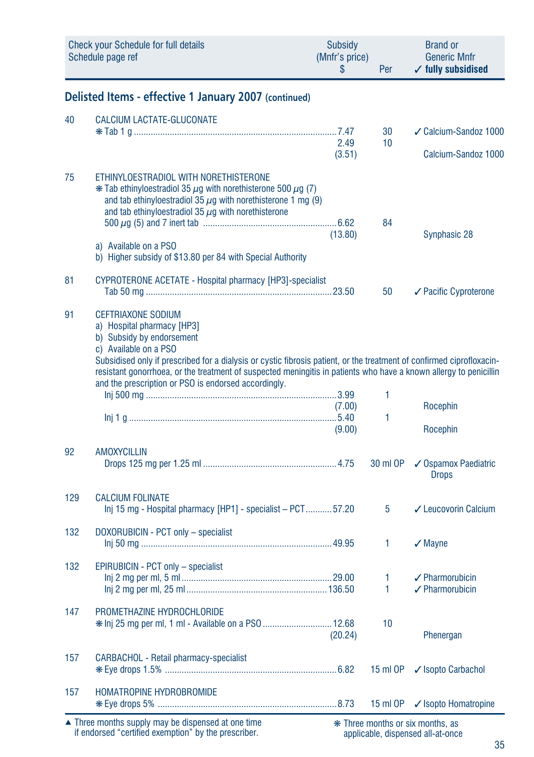| Check your Schedule for full details<br>Schedule page ref | | Subsidy<br>(Mnfr's price)<br>$ | Per | Brand or<br>Generic Mnfr<br>✓ **fully subsidised** |
|---|---|---|---|---|

## Delisted Items - effective 1 January 2007 (continued)

| | | | | |
|---|---|---|---|---|
| 40 | CALCIUM LACTATE-GLUCONATE | | | |
| | ❋ Tab 1 g | 7.47 | 30 | ✓ Calcium-Sandoz 1000 |
| | | 2.49<br>(3.51) | 10 | Calcium-Sandoz 1000 |
| 75 | ETHINYLOESTRADIOL WITH NORETHISTERONE | | | |
| | ❋ Tab ethinyloestradiol 35 μg with norethisterone 500 μg (7) and tab ethinyloestradiol 35 μg with norethisterone 1 mg (9) and tab ethinyloestradiol 35 μg with norethisterone 500 μg (5) and 7 inert tab | 6.62<br>(13.80) | 84 | Synphasic 28 |
| | a) Available on a PSO<br>b) Higher subsidy of $13.80 per 84 with Special Authority | | | |
| 81 | CYPROTERONE ACETATE - Hospital pharmacy [HP3]-specialist | | | |
| | Tab 50 mg | 23.50 | 50 | ✓ Pacific Cyproterone |
| 91 | CEFTRIAXONE SODIUM | | | |
| | a) Hospital pharmacy [HP3]<br>b) Subsidy by endorsement<br>c) Available on a PSO<br>Subsidised only if prescribed for a dialysis or cystic fibrosis patient, or the treatment of confirmed ciprofloxacin-resistant gonorrhoea, or the treatment of suspected meningitis in patients who have a known allergy to penicillin and the prescription or PSO is endorsed accordingly. | | | |
| | Inj 500 mg | 3.99<br>(7.00) | 1 | Rocephin |
| | Inj 1 g | 5.40<br>(9.00) | 1 | Rocephin |
| 92 | AMOXYCILLIN | | | |
| | Drops 125 mg per 1.25 ml | 4.75 | 30 ml OP | ✓ Ospamox Paediatric Drops |
| 129 | CALCIUM FOLINATE | | | |
| | Inj 15 mg - Hospital pharmacy [HP1] - specialist – PCT | 57.20 | 5 | ✓ Leucovorin Calcium |
| 132 | DOXORUBICIN - PCT only – specialist | | | |
| | Inj 50 mg | 49.95 | 1 | ✓ Mayne |
| 132 | EPIRUBICIN - PCT only – specialist | | | |
| | Inj 2 mg per ml, 5 ml | 29.00 | 1 | ✓ Pharmorubicin |
| | Inj 2 mg per ml, 25 ml | 136.50 | 1 | ✓ Pharmorubicin |
| 147 | PROMETHAZINE HYDROCHLORIDE | | | |
| | ❋ Inj 25 mg per ml, 1 ml - Available on a PSO | 12.68<br>(20.24) | 10 | Phenergan |
| 157 | CARBACHOL - Retail pharmacy-specialist | | | |
| | ❋ Eye drops 1.5% | 6.82 | 15 ml OP | ✓ Isopto Carbachol |
| 157 | HOMATROPINE HYDROBROMIDE | | | |
| | ❋ Eye drops 5% | 8.73 | 15 ml OP | ✓ Isopto Homatropine |

▲ Three months supply may be dispensed at one time if endorsed "certified exemption" by the prescriber.

❋ Three months or six months, as applicable, dispensed all-at-once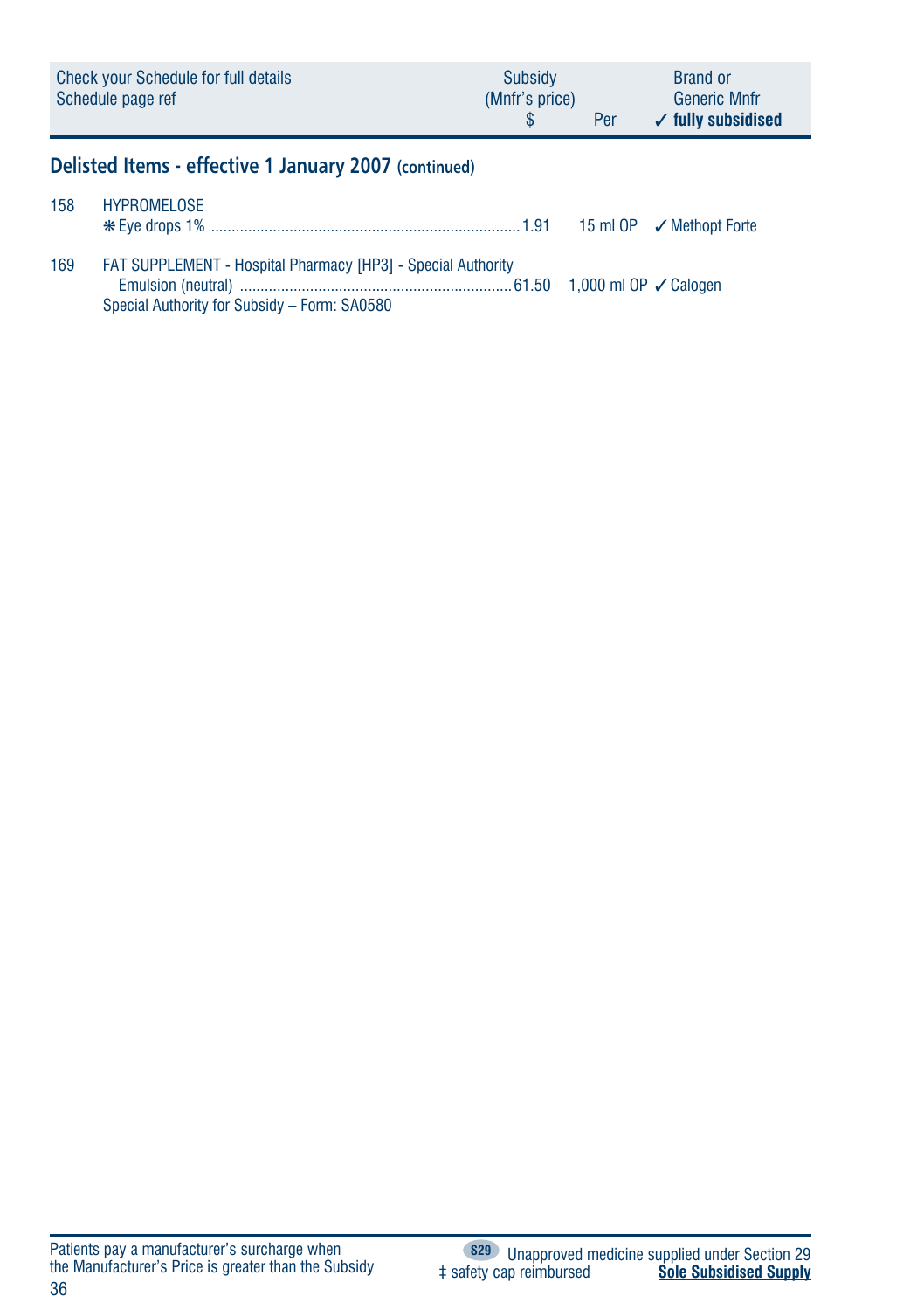| Check your Schedule for full details Schedule page ref | | Subsidy (Mnfr's price) $ | Per | Brand or Generic Mnfr ✓ fully subsidised |
|---|---|---|---|---|

## Delisted Items - effective 1 January 2007 (continued)

| | | | | |
|---|---|---|---|---|
| 158 | HYPROMELOSE | | | |
| | ❋ Eye drops 1% | 1.91 | 15 ml OP | ✓ Methopt Forte |
| 169 | FAT SUPPLEMENT - Hospital Pharmacy [HP3] - Special Authority | | | |
| | Emulsion (neutral) | 61.50 | 1,000 ml OP | ✓ Calogen |
| | Special Authority for Subsidy – Form: SA0580 | | | |

Patients pay a manufacturer's surcharge when the Manufacturer's Price is greater than the Subsidy

S29 Unapproved medicine supplied under Section 29

‡ safety cap reimbursed

**Sole Subsidised Supply**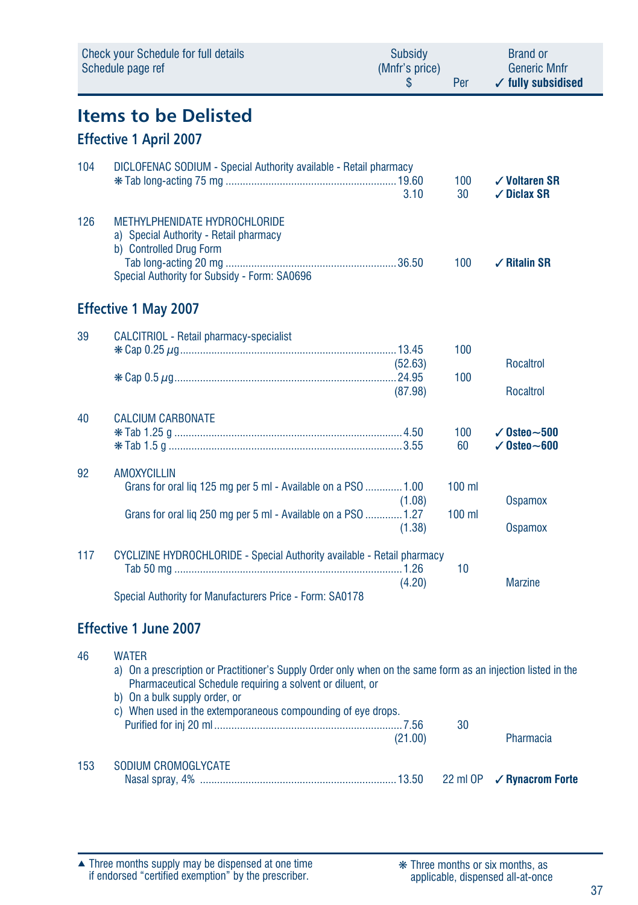| Check your Schedule for full details Schedule page ref | | Subsidy (Mnfr's price) $ | Per | Brand or Generic Mnfr ✓ fully subsidised |
|---|---|---|---|---|

# Items to be Delisted

## Effective 1 April 2007

| | | | | |
|---|---|---|---|---|
| 104 | DICLOFENAC SODIUM - Special Authority available - Retail pharmacy | | | |
| | ❋ Tab long-acting 75 mg | 19.60 | 100 | ✓ **Voltaren SR** |
| | | 3.10 | 30 | ✓ **Diclax SR** |
| 126 | METHYLPHENIDATE HYDROCHLORIDE<br>a) Special Authority - Retail pharmacy<br>b) Controlled Drug Form | | | |
| | Tab long-acting 20 mg | 36.50 | 100 | ✓ **Ritalin SR** |
| | Special Authority for Subsidy - Form: SA0696 | | | |

## Effective 1 May 2007

| | | | | |
|---|---|---|---|---|
| 39 | CALCITRIOL - Retail pharmacy-specialist | | | |
| | ❋ Cap 0.25 µg | 13.45 | 100 | |
| | | (52.63) | | Rocaltrol |
| | ❋ Cap 0.5 µg | 24.95 | 100 | |
| | | (87.98) | | Rocaltrol |
| 40 | CALCIUM CARBONATE | | | |
| | ❋ Tab 1.25 g | 4.50 | 100 | ✓ **Osteo~500** |
| | ❋ Tab 1.5 g | 3.55 | 60 | ✓ **Osteo~600** |
| 92 | AMOXYCILLIN | | | |
| | Grans for oral liq 125 mg per 5 ml - Available on a PSO | 1.00 | 100 ml | |
| | | (1.08) | | Ospamox |
| | Grans for oral liq 250 mg per 5 ml - Available on a PSO | 1.27 | 100 ml | |
| | | (1.38) | | Ospamox |
| 117 | CYCLIZINE HYDROCHLORIDE - Special Authority available - Retail pharmacy | | | |
| | Tab 50 mg | 1.26 | 10 | |
| | | (4.20) | | Marzine |
| | Special Authority for Manufacturers Price - Form: SA0178 | | | |

## Effective 1 June 2007

| | | | | |
|---|---|---|---|---|
| 46 | WATER<br>a) On a prescription or Practitioner's Supply Order only when on the same form as an injection listed in the Pharmaceutical Schedule requiring a solvent or diluent, or<br>b) On a bulk supply order, or<br>c) When used in the extemporaneous compounding of eye drops. | | | |
| | Purified for inj 20 ml | 7.56 | 30 | |
| | | (21.00) | | Pharmacia |
| 153 | SODIUM CROMOGLYCATE | | | |
| | Nasal spray, 4% | 13.50 | 22 ml OP | ✓ **Rynacrom Forte** |

▲ Three months supply may be dispensed at one time if endorsed "certified exemption" by the prescriber.

❋ Three months or six months, as applicable, dispensed all-at-once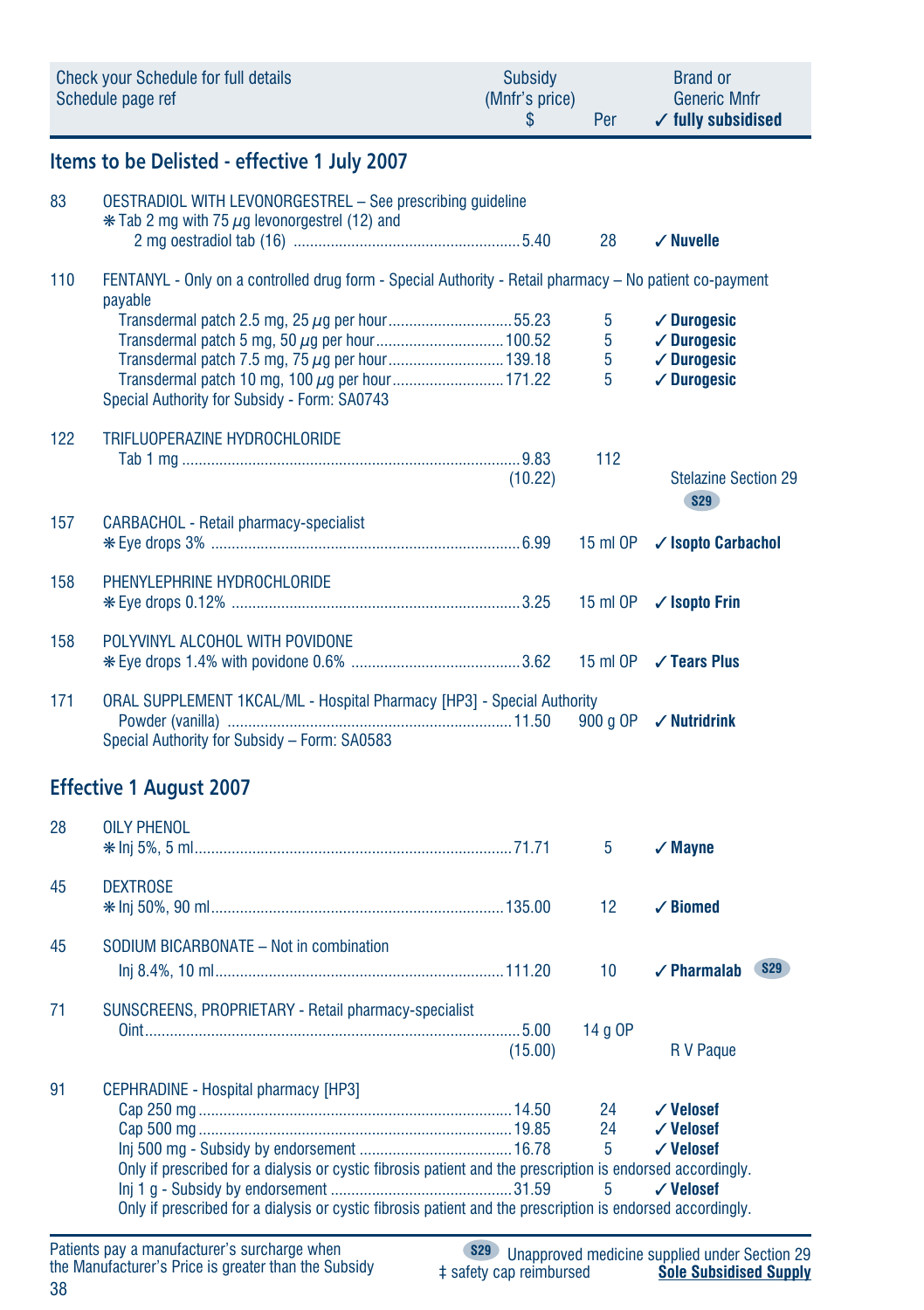| Check your Schedule for full details Schedule page ref | | Subsidy (Mnfr's price) $ | Per | Brand or Generic Mnfr ✓ fully subsidised |
|---|---|---|---|---|

## Items to be Delisted - effective 1 July 2007

| | | | | |
|---|---|---|---|---|
| 83 | OESTRADIOL WITH LEVONORGESTREL – See prescribing guideline | | | |
| | ❋ Tab 2 mg with 75 µg levonorgestrel (12) and 2 mg oestradiol tab (16) | 5.40 | 28 | ✓ **Nuvelle** |
| 110 | FENTANYL - Only on a controlled drug form - Special Authority - Retail pharmacy – No patient co-payment payable | | | |
| | Transdermal patch 2.5 mg, 25 µg per hour | 55.23 | 5 | ✓ **Durogesic** |
| | Transdermal patch 5 mg, 50 µg per hour | 100.52 | 5 | ✓ **Durogesic** |
| | Transdermal patch 7.5 mg, 75 µg per hour | 139.18 | 5 | ✓ **Durogesic** |
| | Transdermal patch 10 mg, 100 µg per hour | 171.22 | 5 | ✓ **Durogesic** |
| | Special Authority for Subsidy - Form: SA0743 | | | |
| 122 | TRIFLUOPERAZINE HYDROCHLORIDE | | | |
| | Tab 1 mg | 9.83 (10.22) | 112 | Stelazine Section 29 S29 |
| 157 | CARBACHOL - Retail pharmacy-specialist | | | |
| | ❋ Eye drops 3% | 6.99 | 15 ml OP | ✓ **Isopto Carbachol** |
| 158 | PHENYLEPHRINE HYDROCHLORIDE | | | |
| | ❋ Eye drops 0.12% | 3.25 | 15 ml OP | ✓ **Isopto Frin** |
| 158 | POLYVINYL ALCOHOL WITH POVIDONE | | | |
| | ❋ Eye drops 1.4% with povidone 0.6% | 3.62 | 15 ml OP | ✓ **Tears Plus** |
| 171 | ORAL SUPPLEMENT 1KCAL/ML - Hospital Pharmacy [HP3] - Special Authority | | | |
| | Powder (vanilla) | 11.50 | 900 g OP | ✓ **Nutridrink** |
| | Special Authority for Subsidy – Form: SA0583 | | | |

## Effective 1 August 2007

| | | | | |
|---|---|---|---|---|
| 28 | OILY PHENOL | | | |
| | ❋ Inj 5%, 5 ml | 71.71 | 5 | ✓ **Mayne** |
| 45 | DEXTROSE | | | |
| | ❋ Inj 50%, 90 ml | 135.00 | 12 | ✓ **Biomed** |
| 45 | SODIUM BICARBONATE – Not in combination | | | |
| | Inj 8.4%, 10 ml | 111.20 | 10 | ✓ **Pharmalab** S29 |
| 71 | SUNSCREENS, PROPRIETARY - Retail pharmacy-specialist | | | |
| | Oint | 5.00 (15.00) | 14 g OP | R V Paque |
| 91 | CEPHRADINE - Hospital pharmacy [HP3] | | | |
| | Cap 250 mg | 14.50 | 24 | ✓ **Velosef** |
| | Cap 500 mg | 19.85 | 24 | ✓ **Velosef** |
| | Inj 500 mg - Subsidy by endorsement | 16.78 | 5 | ✓ **Velosef** |
| | Only if prescribed for a dialysis or cystic fibrosis patient and the prescription is endorsed accordingly. | | | |
| | Inj 1 g - Subsidy by endorsement | 31.59 | 5 | ✓ **Velosef** |
| | Only if prescribed for a dialysis or cystic fibrosis patient and the prescription is endorsed accordingly. | | | |

Patients pay a manufacturer's surcharge when the Manufacturer's Price is greater than the Subsidy

S29 Unapproved medicine supplied under Section 29
‡ safety cap reimbursed
<u>**Sole Subsidised Supply**</u>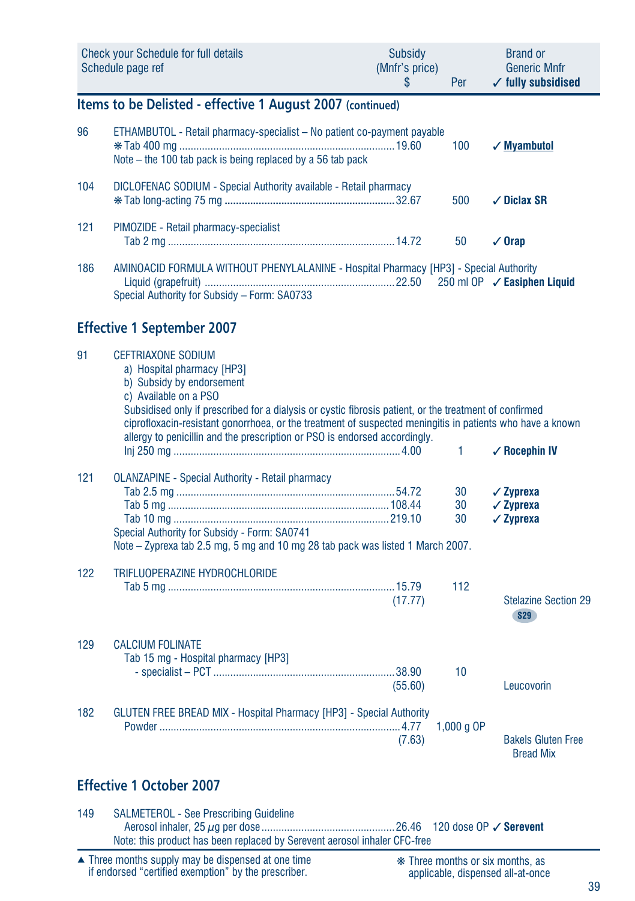| Check your Schedule for full details Schedule page ref | | Subsidy (Mnfr's price) $ | Per | Brand or Generic Mnfr ✓ fully subsidised |
|---|---|---|---|---|

## Items to be Delisted - effective 1 August 2007 (continued)

| | | | | |
|---|---|---|---|---|
| 96 | ETHAMBUTOL - Retail pharmacy-specialist – No patient co-payment payable | | | |
| | ❋ Tab 400 mg | 19.60 | 100 | ✓ Myambutol |
| | Note – the 100 tab pack is being replaced by a 56 tab pack | | | |
| 104 | DICLOFENAC SODIUM - Special Authority available - Retail pharmacy | | | |
| | ❋ **Tab long-acting 75 mg** | **32.67** | 500 | ✓ **Diclax SR** |
| 121 | PIMOZIDE - Retail pharmacy-specialist | | | |
| | Tab 2 mg | 14.72 | 50 | ✓ **Orap** |
| 186 | AMINOACID FORMULA WITHOUT PHENYLALANINE - Hospital Pharmacy [HP3] - Special Authority | | | |
| | Liquid (grapefruit) | 22.50 | 250 ml OP | ✓ **Easiphen Liquid** |
| | Special Authority for Subsidy – Form: SA0733 | | | |

## Effective 1 September 2007

| | | | | |
|---|---|---|---|---|
| 91 | CEFTRIAXONE SODIUM | | | |
| | a) Hospital pharmacy [HP3] | | | |
| | b) Subsidy by endorsement | | | |
| | c) Available on a PSO | | | |
| | Subsidised only if prescribed for a dialysis or cystic fibrosis patient, or the treatment of confirmed ciprofloxacin-resistant gonorrhoea, or the treatment of suspected meningitis in patients who have a known allergy to penicillin and the prescription or PSO is endorsed accordingly. | | | |
| | Inj 250 mg | 4.00 | 1 | ✓ **Rocephin IV** |
| 121 | OLANZAPINE - Special Authority - Retail pharmacy | | | |
| | Tab 2.5 mg | 54.72 | 30 | ✓ **Zyprexa** |
| | Tab 5 mg | 108.44 | 30 | ✓ **Zyprexa** |
| | Tab 10 mg | 219.10 | 30 | ✓ **Zyprexa** |
| | Special Authority for Subsidy - Form: SA0741 | | | |
| | Note – Zyprexa tab 2.5 mg, 5 mg and 10 mg 28 tab pack was listed 1 March 2007. | | | |
| 122 | TRIFLUOPERAZINE HYDROCHLORIDE | | | |
| | Tab 5 mg | 15.79 (17.77) | 112 | Stelazine Section 29 S29 |
| 129 | CALCIUM FOLINATE | | | |
| | Tab 15 mg - Hospital pharmacy [HP3] - specialist – PCT | 38.90 (55.60) | 10 | Leucovorin |
| 182 | GLUTEN FREE BREAD MIX - Hospital Pharmacy [HP3] - Special Authority | | | |
| | Powder | 4.77 (7.63) | 1,000 g OP | Bakels Gluten Free Bread Mix |

## Effective 1 October 2007

| | | | | |
|---|---|---|---|---|
| 149 | SALMETEROL - See Prescribing Guideline | | | |
| | Aerosol inhaler, 25 µg per dose | 26.46 | 120 dose OP | ✓ **Serevent** |
| | Note: this product has been replaced by Serevent aerosol inhaler CFC-free | | | |

▲ Three months supply may be dispensed at one time if endorsed "certified exemption" by the prescriber.

❋ Three months or six months, as applicable, dispensed all-at-once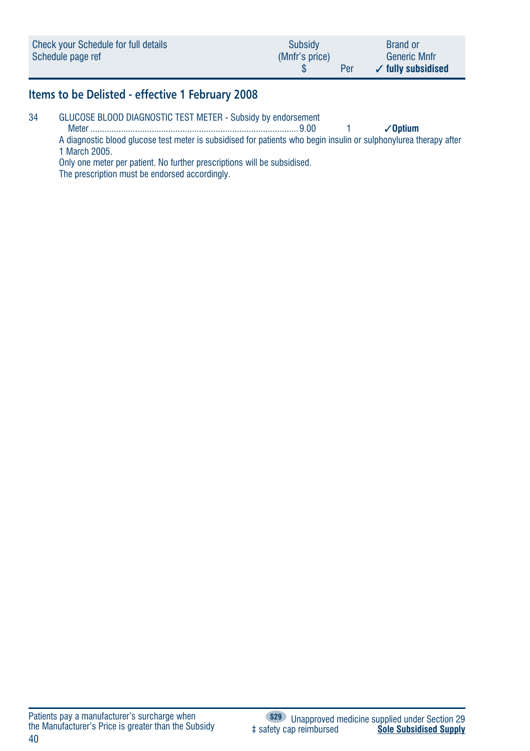| Check your Schedule for full details<br>Schedule page ref | Subsidy<br>(Mnfr's price)<br>$ | Per | Brand or<br>Generic Mnfr<br>✓ fully subsidised |
|---|---|---|---|

## Items to be Delisted - effective 1 February 2008

34 GLUCOSE BLOOD DIAGNOSTIC TEST METER - Subsidy by endorsement

| | Subsidy $ | Per | Brand |
|---|---|---|---|
| Meter | 9.00 | 1 | ✓**Optium** |

A diagnostic blood glucose test meter is subsidised for patients who begin insulin or sulphonylurea therapy after 1 March 2005.

Only one meter per patient. No further prescriptions will be subsidised.

The prescription must be endorsed accordingly.

Patients pay a manufacturer's surcharge when the Manufacturer's Price is greater than the Subsidy

S29 Unapproved medicine supplied under Section 29

‡ safety cap reimbursed

**Sole Subsidised Supply**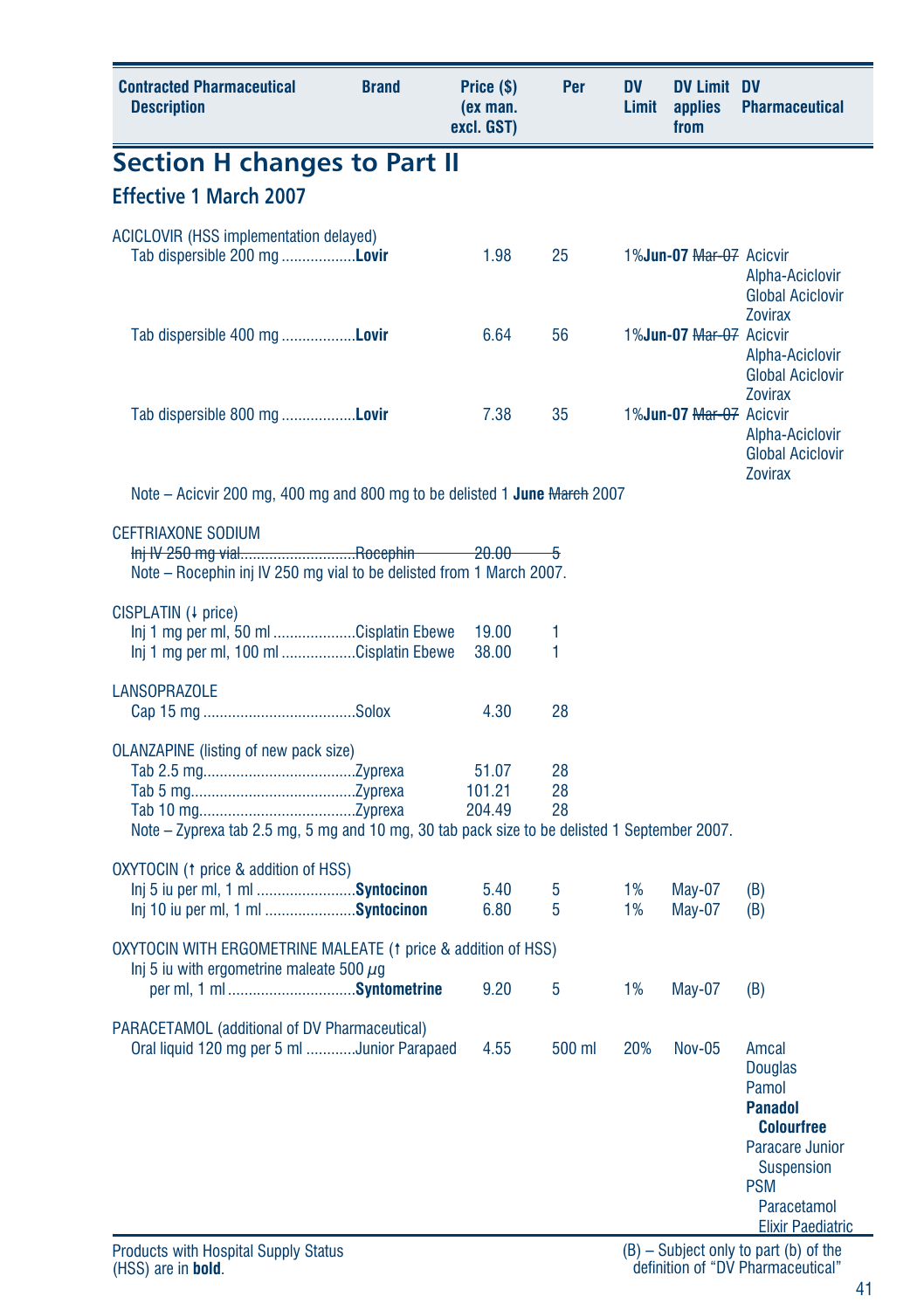| Contracted Pharmaceutical Description | Brand | Price ($) (ex man. excl. GST) | Per | DV Limit | DV Limit applies from | DV Pharmaceutical |
|---|---|---|---|---|---|---|

## Section H changes to Part II

### Effective 1 March 2007

| Contracted Pharmaceutical Description | Brand | Price ($) (ex man. excl. GST) | Per | DV Limit | DV Limit applies from | DV Pharmaceutical |
|---|---|---|---|---|---|---|
| ACICLOVIR (HSS implementation delayed) | | | | | | |
| Tab dispersible 200 mg | **Lovir** | 1.98 | 25 | 1% | **Jun-07** ~~Mar-07~~ | Acicvir, Alpha-Aciclovir, Global Aciclovir, Zovirax |
| Tab dispersible 400 mg | **Lovir** | 6.64 | 56 | 1% | **Jun-07** ~~Mar-07~~ | Acicvir, Alpha-Aciclovir, Global Aciclovir, Zovirax |
| Tab dispersible 800 mg | **Lovir** | 7.38 | 35 | 1% | **Jun-07** ~~Mar-07~~ | Acicvir, Alpha-Aciclovir, Global Aciclovir, Zovirax |
| Note – Acicvir 200 mg, 400 mg and 800 mg to be delisted 1 **June** ~~March~~ 2007 | | | | | | |
| CEFTRIAXONE SODIUM | | | | | | |
| ~~Inj IV 250 mg vial~~ | ~~Rocephin~~ | ~~20.00~~ | ~~5~~ | | | |
| Note – Rocephin inj IV 250 mg vial to be delisted from 1 March 2007. | | | | | | |
| CISPLATIN (↓ price) | | | | | | |
| Inj 1 mg per ml, 50 ml | Cisplatin Ebewe | 19.00 | 1 | | | |
| Inj 1 mg per ml, 100 ml | Cisplatin Ebewe | 38.00 | 1 | | | |
| LANSOPRAZOLE | | | | | | |
| Cap 15 mg | Solox | 4.30 | 28 | | | |
| OLANZAPINE (listing of new pack size) | | | | | | |
| Tab 2.5 mg | Zyprexa | 51.07 | 28 | | | |
| Tab 5 mg | Zyprexa | 101.21 | 28 | | | |
| Tab 10 mg | Zyprexa | 204.49 | 28 | | | |
| Note – Zyprexa tab 2.5 mg, 5 mg and 10 mg, 30 tab pack size to be delisted 1 September 2007. | | | | | | |
| OXYTOCIN (↑ price & addition of HSS) | | | | | | |
| Inj 5 iu per ml, 1 ml | **Syntocinon** | 5.40 | 5 | 1% | May-07 | (B) |
| Inj 10 iu per ml, 1 ml | **Syntocinon** | 6.80 | 5 | 1% | May-07 | (B) |
| OXYTOCIN WITH ERGOMETRINE MALEATE (↑ price & addition of HSS) | | | | | | |
| Inj 5 iu with ergometrine maleate 500 $\mu g$ per ml, 1 ml | **Syntometrine** | 9.20 | 5 | 1% | May-07 | (B) |
| PARACETAMOL (additional of DV Pharmaceutical) | | | | | | |
| Oral liquid 120 mg per 5 ml | Junior Parapaed | 4.55 | 500 ml | 20% | Nov-05 | Amcal, Douglas, Pamol, **Panadol Colourfree**, Paracare Junior Suspension, PSM Paracetamol Elixir Paediatric |

Products with Hospital Supply Status (HSS) are in **bold**.

(B) – Subject only to part (b) of the definition of "DV Pharmaceutical"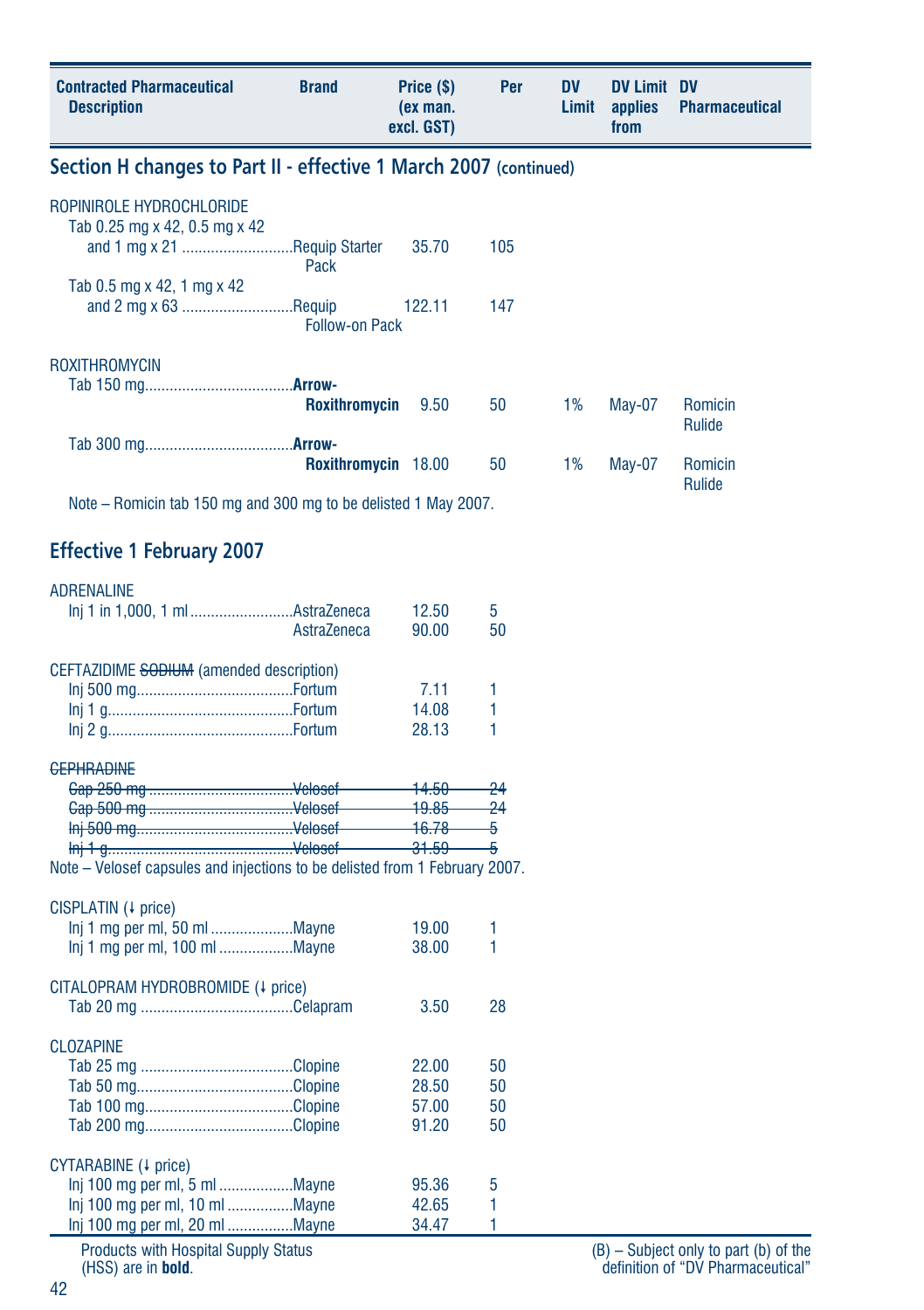| Contracted Pharmaceutical Description | Brand | Price ($) (ex man. excl. GST) | Per | DV Limit | DV Limit applies from | DV Pharmaceutical |
|---|---|---|---|---|---|---|

## Section H changes to Part II - effective 1 March 2007 (continued)

| Contracted Pharmaceutical Description | Brand | Price ($) (ex man. excl. GST) | Per | DV Limit | DV Limit applies from | DV Pharmaceutical |
|---|---|---|---|---|---|---|
| ROPINIROLE HYDROCHLORIDE | | | | | | |
| Tab 0.25 mg x 42, 0.5 mg x 42 and 1 mg x 21 | Requip Starter Pack | 35.70 | 105 | | | |
| Tab 0.5 mg x 42, 1 mg x 42 and 2 mg x 63 | Requip Follow-on Pack | 122.11 | 147 | | | |
| ROXITHROMYCIN | | | | | | |
| Tab 150 mg | **Arrow-Roxithromycin** | 9.50 | 50 | 1% | May-07 | Romicin Rulide |
| Tab 300 mg | **Arrow-Roxithromycin** | 18.00 | 50 | 1% | May-07 | Romicin Rulide |

Note – Romicin tab 150 mg and 300 mg to be delisted 1 May 2007.

## Effective 1 February 2007

| Contracted Pharmaceutical Description | Brand | Price ($) (ex man. excl. GST) | Per | DV Limit | DV Limit applies from | DV Pharmaceutical |
|---|---|---|---|---|---|---|
| ADRENALINE | | | | | | |
| Inj 1 in 1,000, 1 ml | AstraZeneca | 12.50 | 5 | | | |
| | AstraZeneca | 90.00 | 50 | | | |
| CEFTAZIDIME ~~SODIUM~~ (amended description) | | | | | | |
| Inj 500 mg | Fortum | 7.11 | 1 | | | |
| Inj 1 g | Fortum | 14.08 | 1 | | | |
| Inj 2 g | Fortum | 28.13 | 1 | | | |
| ~~CEPHRADINE~~ | | | | | | |
| ~~Cap 250 mg~~ | ~~Velosef~~ | ~~14.50~~ | ~~24~~ | | | |
| ~~Cap 500 mg~~ | ~~Velosef~~ | ~~19.85~~ | ~~24~~ | | | |
| ~~Inj 500 mg~~ | ~~Velosef~~ | ~~16.78~~ | ~~5~~ | | | |
| ~~Inj 1 g~~ | ~~Velosef~~ | ~~31.59~~ | ~~5~~ | | | |

Note – Velosef capsules and injections to be delisted from 1 February 2007.

| Contracted Pharmaceutical Description | Brand | Price ($) (ex man. excl. GST) | Per | DV Limit | DV Limit applies from | DV Pharmaceutical |
|---|---|---|---|---|---|---|
| CISPLATIN (↓ price) | | | | | | |
| Inj 1 mg per ml, 50 ml | Mayne | 19.00 | 1 | | | |
| Inj 1 mg per ml, 100 ml | Mayne | 38.00 | 1 | | | |
| CITALOPRAM HYDROBROMIDE (↓ price) | | | | | | |
| Tab 20 mg | Celapram | 3.50 | 28 | | | |
| CLOZAPINE | | | | | | |
| Tab 25 mg | Clopine | 22.00 | 50 | | | |
| Tab 50 mg | Clopine | 28.50 | 50 | | | |
| Tab 100 mg | Clopine | 57.00 | 50 | | | |
| Tab 200 mg | Clopine | 91.20 | 50 | | | |
| CYTARABINE (↓ price) | | | | | | |
| Inj 100 mg per ml, 5 ml | Mayne | 95.36 | 5 | | | |
| Inj 100 mg per ml, 10 ml | Mayne | 42.65 | 1 | | | |
| Inj 100 mg per ml, 20 ml | Mayne | 34.47 | 1 | | | |

Products with Hospital Supply Status (HSS) are in **bold**.

(B) – Subject only to part (b) of the definition of "DV Pharmaceutical"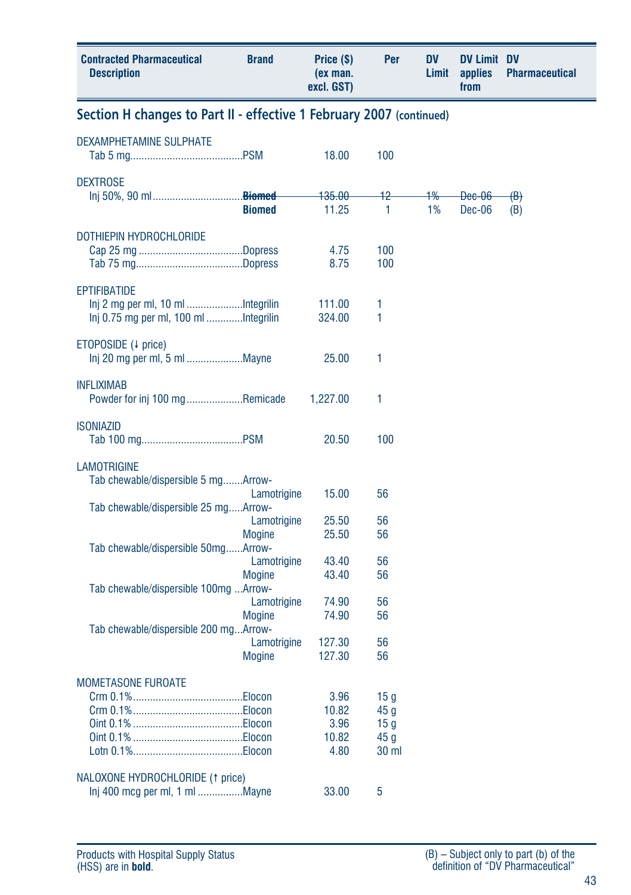| Contracted Pharmaceutical Description | Brand | Price ($) (ex man. excl. GST) | Per | DV Limit | DV Limit applies from | DV Pharmaceutical |
|---|---|---|---|---|---|---|

## Section H changes to Part II - effective 1 February 2007 (continued)

| Contracted Pharmaceutical Description | Brand | Price ($) (ex man. excl. GST) | Per | DV Limit | DV Limit applies from | DV Pharmaceutical |
|---|---|---|---|---|---|---|
| DEXAMPHETAMINE SULPHATE | | | | | | |
| Tab 5 mg | PSM | 18.00 | 100 | | | |
| DEXTROSE | | | | | | |
| Inj 50%, 90 ml | ~~**Biomed**~~ | ~~135.00~~ | ~~12~~ | ~~1%~~ | ~~Dec-06~~ | ~~(B)~~ |
| | **Biomed** | 11.25 | 1 | 1% | Dec-06 | (B) |
| DOTHIEPIN HYDROCHLORIDE | | | | | | |
| Cap 25 mg | Dopress | 4.75 | 100 | | | |
| Tab 75 mg | Dopress | 8.75 | 100 | | | |
| EPTIFIBATIDE | | | | | | |
| Inj 2 mg per ml, 10 ml | Integrilin | 111.00 | 1 | | | |
| Inj 0.75 mg per ml, 100 ml | Integrilin | 324.00 | 1 | | | |
| ETOPOSIDE (↓ price) | | | | | | |
| Inj 20 mg per ml, 5 ml | Mayne | 25.00 | 1 | | | |
| INFLIXIMAB | | | | | | |
| Powder for inj 100 mg | Remicade | 1,227.00 | 1 | | | |
| ISONIAZID | | | | | | |
| Tab 100 mg | PSM | 20.50 | 100 | | | |
| LAMOTRIGINE | | | | | | |
| Tab chewable/dispersible 5 mg | Arrow-Lamotrigine | 15.00 | 56 | | | |
| Tab chewable/dispersible 25 mg | Arrow-Lamotrigine | 25.50 | 56 | | | |
| | Mogine | 25.50 | 56 | | | |
| Tab chewable/dispersible 50mg | Arrow-Lamotrigine | 43.40 | 56 | | | |
| | Mogine | 43.40 | 56 | | | |
| Tab chewable/dispersible 100mg | Arrow-Lamotrigine | 74.90 | 56 | | | |
| | Mogine | 74.90 | 56 | | | |
| Tab chewable/dispersible 200 mg | Arrow-Lamotrigine | 127.30 | 56 | | | |
| | Mogine | 127.30 | 56 | | | |
| MOMETASONE FUROATE | | | | | | |
| Crm 0.1% | Elocon | 3.96 | 15 g | | | |
| Crm 0.1% | Elocon | 10.82 | 45 g | | | |
| Oint 0.1% | Elocon | 3.96 | 15 g | | | |
| Oint 0.1% | Elocon | 10.82 | 45 g | | | |
| Lotn 0.1% | Elocon | 4.80 | 30 ml | | | |
| NALOXONE HYDROCHLORIDE (↑ price) | | | | | | |
| Inj 400 mcg per ml, 1 ml | Mayne | 33.00 | 5 | | | |

Products with Hospital Supply Status (HSS) are in **bold**.

(B) – Subject only to part (b) of the definition of "DV Pharmaceutical"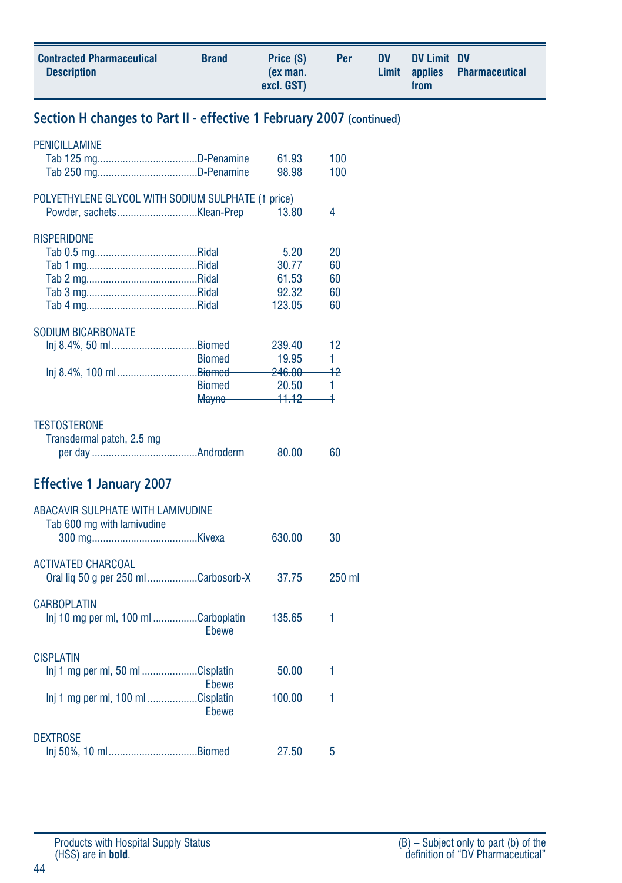| Contracted Pharmaceutical Description | Brand | Price ($) (ex man. excl. GST) | Per | DV Limit | DV Limit applies from | DV Pharmaceutical |
|---|---|---|---|---|---|---|

## Section H changes to Part II - effective 1 February 2007 (continued)

| Contracted Pharmaceutical Description | Brand | Price ($) (ex man. excl. GST) | Per | DV Limit | DV Limit applies from | DV Pharmaceutical |
|---|---|---|---|---|---|---|
| **PENICILLAMINE** | | | | | | |
| Tab 125 mg | D-Penamine | 61.93 | 100 | | | |
| Tab 250 mg | D-Penamine | 98.98 | 100 | | | |
| **POLYETHYLENE GLYCOL WITH SODIUM SULPHATE (↑ price)** | | | | | | |
| Powder, sachets | Klean-Prep | 13.80 | 4 | | | |
| **RISPERIDONE** | | | | | | |
| Tab 0.5 mg | Ridal | 5.20 | 20 | | | |
| Tab 1 mg | Ridal | 30.77 | 60 | | | |
| Tab 2 mg | Ridal | 61.53 | 60 | | | |
| Tab 3 mg | Ridal | 92.32 | 60 | | | |
| Tab 4 mg | Ridal | 123.05 | 60 | | | |
| **SODIUM BICARBONATE** | | | | | | |
| Inj 8.4%, 50 ml | ~~Biomed~~ | ~~239.40~~ | ~~12~~ | | | |
| | Biomed | 19.95 | 1 | | | |
| Inj 8.4%, 100 ml | ~~Biomed~~ | ~~246.00~~ | ~~12~~ | | | |
| | Biomed | 20.50 | 1 | | | |
| | ~~Mayne~~ | ~~11.12~~ | ~~1~~ | | | |
| **TESTOSTERONE** | | | | | | |
| Transdermal patch, 2.5 mg per day | Androderm | 80.00 | 60 | | | |

## Effective 1 January 2007

| Contracted Pharmaceutical Description | Brand | Price ($) (ex man. excl. GST) | Per | DV Limit | DV Limit applies from | DV Pharmaceutical |
|---|---|---|---|---|---|---|
| **ABACAVIR SULPHATE WITH LAMIVUDINE** | | | | | | |
| Tab 600 mg with lamivudine 300 mg | Kivexa | 630.00 | 30 | | | |
| **ACTIVATED CHARCOAL** | | | | | | |
| Oral liq 50 g per 250 ml | Carbosorb-X | 37.75 | 250 ml | | | |
| **CARBOPLATIN** | | | | | | |
| Inj 10 mg per ml, 100 ml | Carboplatin Ebewe | 135.65 | 1 | | | |
| **CISPLATIN** | | | | | | |
| Inj 1 mg per ml, 50 ml | Cisplatin Ebewe | 50.00 | 1 | | | |
| Inj 1 mg per ml, 100 ml | Cisplatin Ebewe | 100.00 | 1 | | | |
| **DEXTROSE** | | | | | | |
| Inj 50%, 10 ml | Biomed | 27.50 | 5 | | | |

Products with Hospital Supply Status (HSS) are in **bold**.

(B) – Subject only to part (b) of the definition of "DV Pharmaceutical"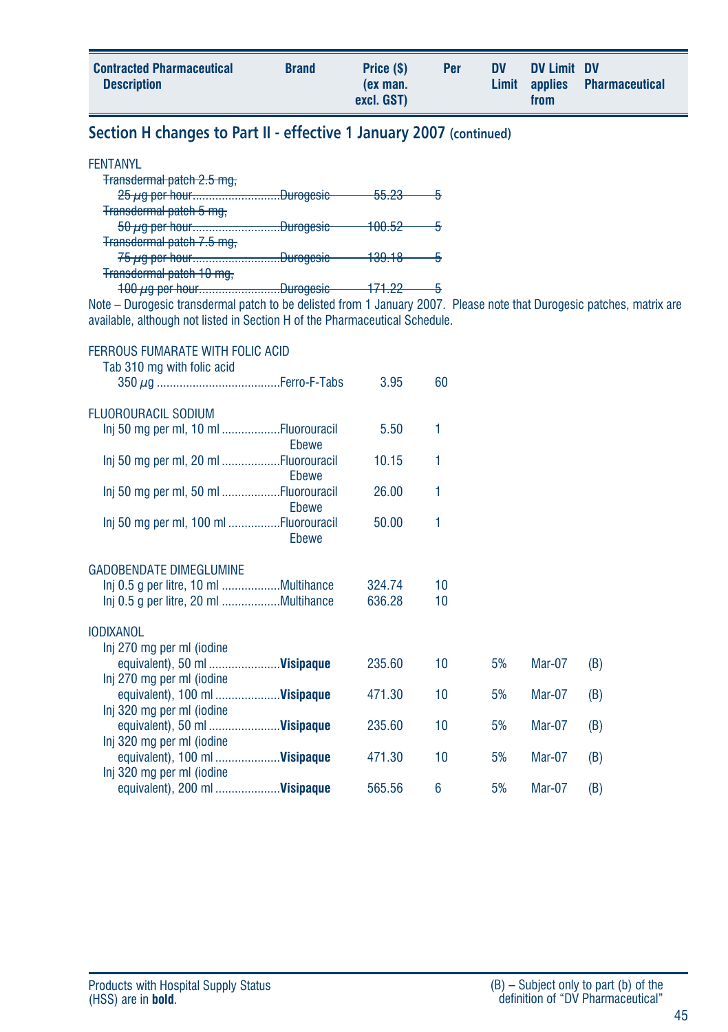| Contracted Pharmaceutical Description | Brand | Price ($) (ex man. excl. GST) | Per | DV Limit | DV Limit applies from | DV Pharmaceutical |
|---|---|---|---|---|---|---|

## Section H changes to Part II - effective 1 January 2007 (continued)

| Contracted Pharmaceutical Description | Brand | Price ($) (ex man. excl. GST) | Per | DV Limit | DV Limit applies from | DV Pharmaceutical |
|---|---|---|---|---|---|---|
| **FENTANYL** | | | | | | |
| ~~Transdermal patch 2.5 mg, 25 μg per hour~~ | ~~Durogesic~~ | ~~55.23~~ | ~~5~~ | | | |
| ~~Transdermal patch 5 mg, 50 μg per hour~~ | ~~Durogesic~~ | ~~100.52~~ | ~~5~~ | | | |
| ~~Transdermal patch 7.5 mg, 75 μg per hour~~ | ~~Durogesic~~ | ~~139.18~~ | ~~5~~ | | | |
| ~~Transdermal patch 10 mg, 100 μg per hour~~ | ~~Durogesic~~ | ~~171.22~~ | ~~5~~ | | | |

Note – Durogesic transdermal patch to be delisted from 1 January 2007. Please note that Durogesic patches, matrix are available, although not listed in Section H of the Pharmaceutical Schedule.

| Contracted Pharmaceutical Description | Brand | Price ($) (ex man. excl. GST) | Per | DV Limit | DV Limit applies from | DV Pharmaceutical |
|---|---|---|---|---|---|---|
| **FERROUS FUMARATE WITH FOLIC ACID** | | | | | | |
| Tab 310 mg with folic acid 350 μg | Ferro-F-Tabs | 3.95 | 60 | | | |
| **FLUOROURACIL SODIUM** | | | | | | |
| Inj 50 mg per ml, 10 ml | Fluorouracil Ebewe | 5.50 | 1 | | | |
| Inj 50 mg per ml, 20 ml | Fluorouracil Ebewe | 10.15 | 1 | | | |
| Inj 50 mg per ml, 50 ml | Fluorouracil Ebewe | 26.00 | 1 | | | |
| Inj 50 mg per ml, 100 ml | Fluorouracil Ebewe | 50.00 | 1 | | | |
| **GADOBENDATE DIMEGLUMINE** | | | | | | |
| Inj 0.5 g per litre, 10 ml | Multihance | 324.74 | 10 | | | |
| Inj 0.5 g per litre, 20 ml | Multihance | 636.28 | 10 | | | |
| **IODIXANOL** | | | | | | |
| Inj 270 mg per ml (iodine equivalent), 50 ml | **Visipaque** | 235.60 | 10 | 5% | Mar-07 | (B) |
| Inj 270 mg per ml (iodine equivalent), 100 ml | **Visipaque** | 471.30 | 10 | 5% | Mar-07 | (B) |
| Inj 320 mg per ml (iodine equivalent), 50 ml | **Visipaque** | 235.60 | 10 | 5% | Mar-07 | (B) |
| Inj 320 mg per ml (iodine equivalent), 100 ml | **Visipaque** | 471.30 | 10 | 5% | Mar-07 | (B) |
| Inj 320 mg per ml (iodine equivalent), 200 ml | **Visipaque** | 565.56 | 6 | 5% | Mar-07 | (B) |

Products with Hospital Supply Status (HSS) are in **bold**.

(B) – Subject only to part (b) of the definition of "DV Pharmaceutical"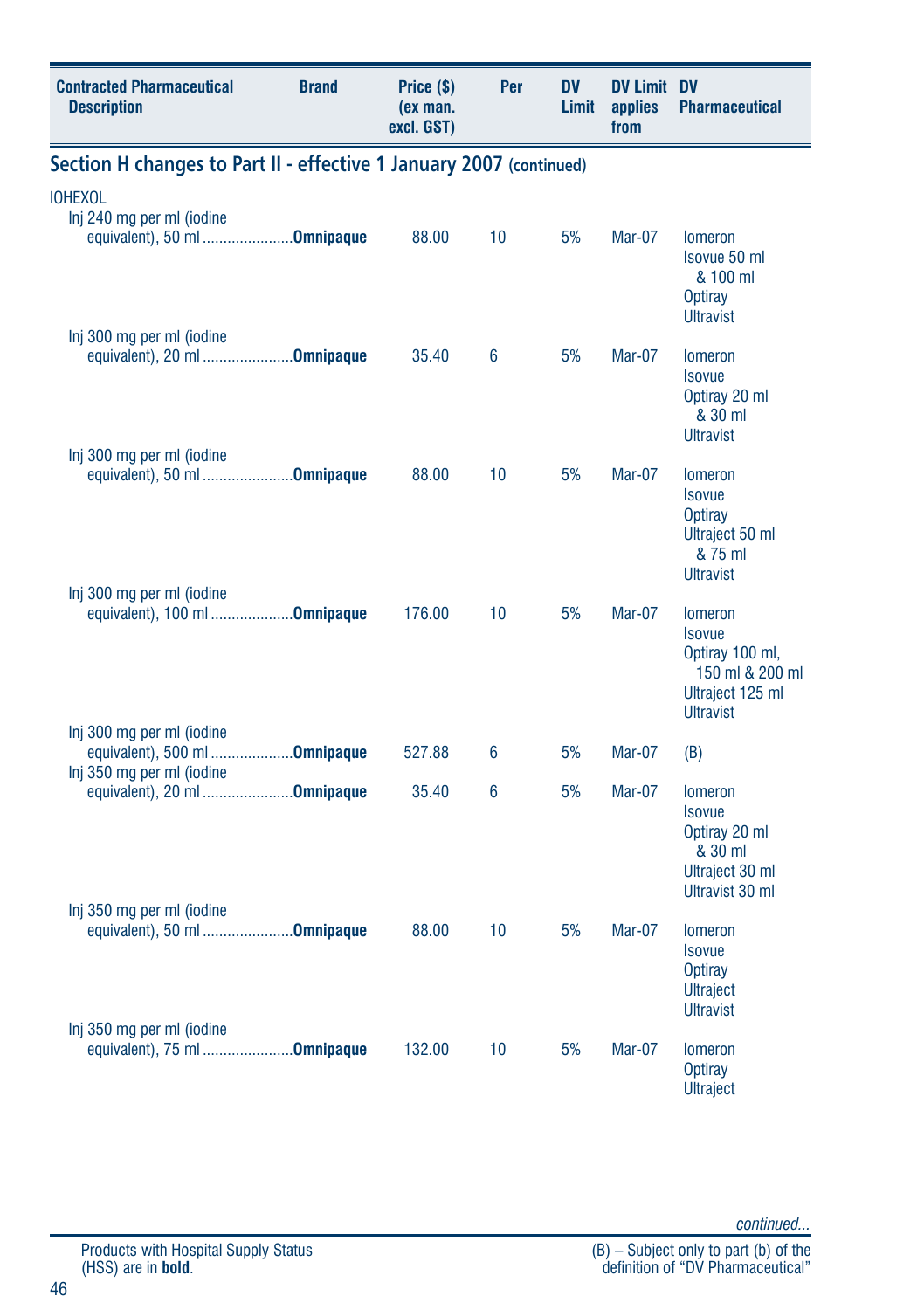| Contracted Pharmaceutical Description | Brand | Price ($) (ex man. excl. GST) | Per | DV Limit | DV Limit applies from | DV Pharmaceutical |
|---|---|---|---|---|---|---|

## Section H changes to Part II - effective 1 January 2007 (continued)

| Contracted Pharmaceutical Description | Brand | Price ($) (ex man. excl. GST) | Per | DV Limit | DV Limit applies from | DV Pharmaceutical |
|---|---|---|---|---|---|---|
| IOHEXOL | | | | | | |
| Inj 240 mg per ml (iodine equivalent), 50 ml | **Omnipaque** | 88.00 | 10 | 5% | Mar-07 | Iomeron<br>Isovue 50 ml & 100 ml<br>Optiray<br>Ultravist |
| Inj 300 mg per ml (iodine equivalent), 20 ml | **Omnipaque** | 35.40 | 6 | 5% | Mar-07 | Iomeron<br>Isovue<br>Optiray 20 ml & 30 ml<br>Ultravist |
| Inj 300 mg per ml (iodine equivalent), 50 ml | **Omnipaque** | 88.00 | 10 | 5% | Mar-07 | Iomeron<br>Isovue<br>Optiray<br>Ultraject 50 ml & 75 ml<br>Ultravist |
| Inj 300 mg per ml (iodine equivalent), 100 ml | **Omnipaque** | 176.00 | 10 | 5% | Mar-07 | Iomeron<br>Isovue<br>Optiray 100 ml, 150 ml & 200 ml<br>Ultraject 125 ml<br>Ultravist |
| Inj 300 mg per ml (iodine equivalent), 500 ml | **Omnipaque** | 527.88 | 6 | 5% | Mar-07 | (B) |
| Inj 350 mg per ml (iodine equivalent), 20 ml | **Omnipaque** | 35.40 | 6 | 5% | Mar-07 | Iomeron<br>Isovue<br>Optiray 20 ml & 30 ml<br>Ultraject 30 ml<br>Ultravist 30 ml |
| Inj 350 mg per ml (iodine equivalent), 50 ml | **Omnipaque** | 88.00 | 10 | 5% | Mar-07 | Iomeron<br>Isovue<br>Optiray<br>Ultraject<br>Ultravist |
| Inj 350 mg per ml (iodine equivalent), 75 ml | **Omnipaque** | 132.00 | 10 | 5% | Mar-07 | Iomeron<br>Optiray<br>Ultraject |

*continued...*

Products with Hospital Supply Status (HSS) are in **bold**.

(B) – Subject only to part (b) of the definition of "DV Pharmaceutical"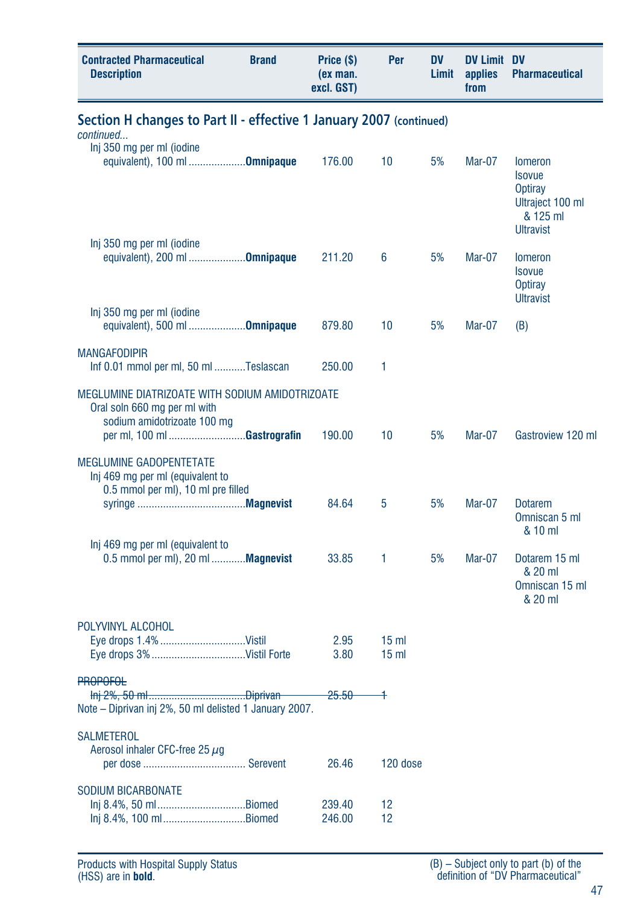| Contracted Pharmaceutical Description | Brand | Price ($) (ex man. excl. GST) | Per | DV Limit | DV Limit applies from | DV Pharmaceutical |
|---|---|---|---|---|---|---|

## Section H changes to Part II - effective 1 January 2007 (continued)

*continued...*

| Contracted Pharmaceutical Description | Brand | Price ($) (ex man. excl. GST) | Per | DV Limit | DV Limit applies from | DV Pharmaceutical |
|---|---|---|---|---|---|---|
| Inj 350 mg per ml (iodine equivalent), 100 ml | **Omnipaque** | 176.00 | 10 | 5% | Mar-07 | Iomeron<br>Isovue<br>Optiray<br>Ultraject 100 ml & 125 ml<br>Ultravist |
| Inj 350 mg per ml (iodine equivalent), 200 ml | **Omnipaque** | 211.20 | 6 | 5% | Mar-07 | Iomeron<br>Isovue<br>Optiray<br>Ultravist |
| Inj 350 mg per ml (iodine equivalent), 500 ml | **Omnipaque** | 879.80 | 10 | 5% | Mar-07 | (B) |
| MANGAFODIPIR | | | | | | |
| Inf 0.01 mmol per ml, 50 ml | Teslascan | 250.00 | 1 | | | |
| MEGLUMINE DIATRIZOATE WITH SODIUM AMIDOTRIZOATE | | | | | | |
| Oral soln 660 mg per ml with sodium amidotrizoate 100 mg per ml, 100 ml | **Gastrografin** | 190.00 | 10 | 5% | Mar-07 | Gastroview 120 ml |
| MEGLUMINE GADOPENTETATE | | | | | | |
| Inj 469 mg per ml (equivalent to 0.5 mmol per ml), 10 ml pre filled syringe | **Magnevist** | 84.64 | 5 | 5% | Mar-07 | Dotarem<br>Omniscan 5 ml & 10 ml |
| Inj 469 mg per ml (equivalent to 0.5 mmol per ml), 20 ml | **Magnevist** | 33.85 | 1 | 5% | Mar-07 | Dotarem 15 ml & 20 ml<br>Omniscan 15 ml & 20 ml |
| POLYVINYL ALCOHOL | | | | | | |
| Eye drops 1.4% | Vistil | 2.95 | 15 ml | | | |
| Eye drops 3% | Vistil Forte | 3.80 | 15 ml | | | |
| ~~PROPOFOL~~ | | | | | | |
| ~~Inj 2%, 50 ml~~ | ~~Diprivan~~ | ~~25.50~~ | ~~1~~ | | | |

Note – Diprivan inj 2%, 50 ml delisted 1 January 2007.

| Contracted Pharmaceutical Description | Brand | Price ($) (ex man. excl. GST) | Per | DV Limit | DV Limit applies from | DV Pharmaceutical |
|---|---|---|---|---|---|---|
| SALMETEROL | | | | | | |
| Aerosol inhaler CFC-free 25 $\mu$g per dose | Serevent | 26.46 | 120 dose | | | |
| SODIUM BICARBONATE | | | | | | |
| Inj 8.4%, 50 ml | Biomed | 239.40 | 12 | | | |
| Inj 8.4%, 100 ml | Biomed | 246.00 | 12 | | | |

Products with Hospital Supply Status (HSS) are in **bold**.

(B) – Subject only to part (b) of the definition of "DV Pharmaceutical"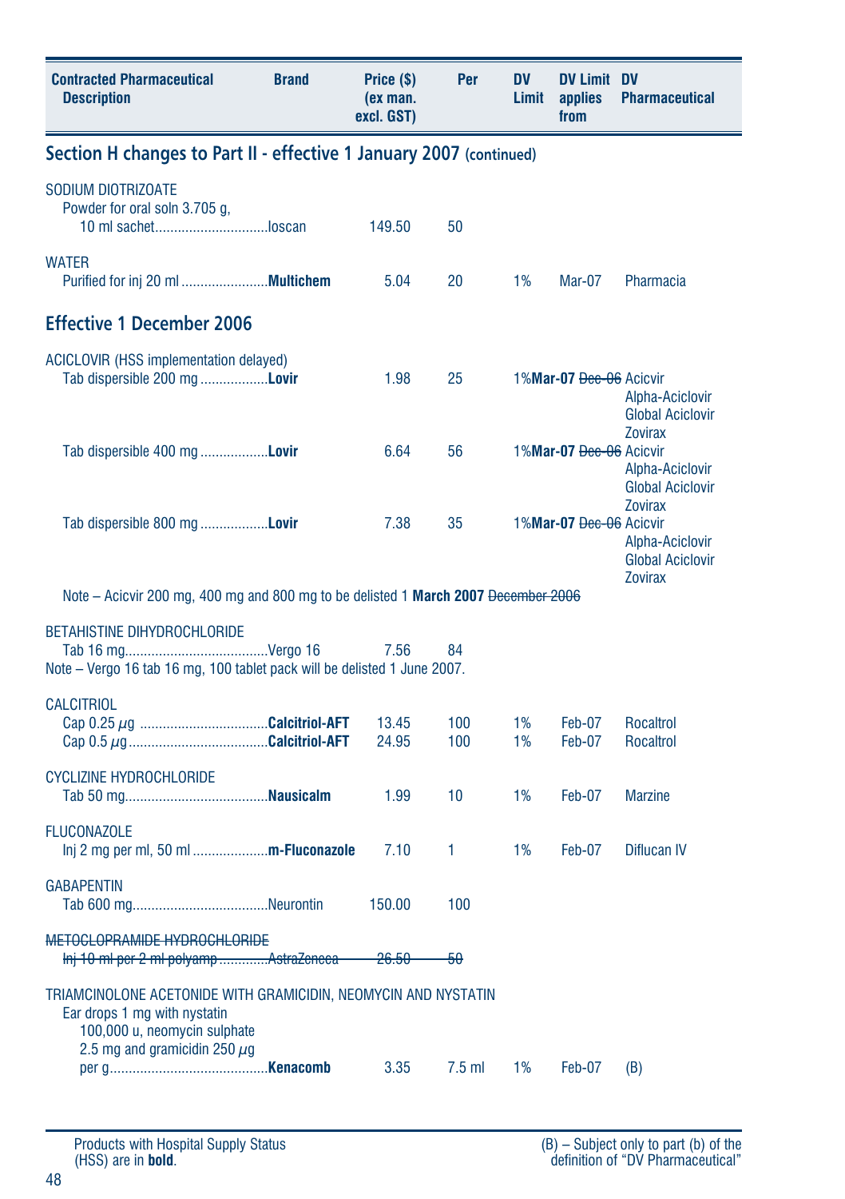| Contracted Pharmaceutical Description | Brand | Price ($) (ex man. excl. GST) | Per | DV Limit | DV Limit applies from | DV Pharmaceutical |
|---|---|---|---|---|---|---|

## Section H changes to Part II - effective 1 January 2007 (continued)

| Contracted Pharmaceutical Description | Brand | Price ($) (ex man. excl. GST) | Per | DV Limit | DV Limit applies from | DV Pharmaceutical |
|---|---|---|---|---|---|---|
| SODIUM DIOTRIZOATE | | | | | | |
| Powder for oral soln 3.705 g, 10 ml sachet | Ioscan | 149.50 | 50 | | | |
| WATER | | | | | | |
| Purified for inj 20 ml | **Multichem** | 5.04 | 20 | 1% | Mar-07 | Pharmacia |

## Effective 1 December 2006

| Contracted Pharmaceutical Description | Brand | Price ($) (ex man. excl. GST) | Per | DV Limit | DV Limit applies from | DV Pharmaceutical |
|---|---|---|---|---|---|---|
| ACICLOVIR (HSS implementation delayed) | | | | | | |
| Tab dispersible 200 mg | **Lovir** | 1.98 | 25 | 1% | **Mar-07** ~~Dec-06~~ | Acicvir, Alpha-Aciclovir, Global Aciclovir, Zovirax |
| Tab dispersible 400 mg | **Lovir** | 6.64 | 56 | 1% | **Mar-07** ~~Dec-06~~ | Acicvir, Alpha-Aciclovir, Global Aciclovir, Zovirax |
| Tab dispersible 800 mg | **Lovir** | 7.38 | 35 | 1% | **Mar-07** ~~Dec-06~~ | Acicvir, Alpha-Aciclovir, Global Aciclovir, Zovirax |

Note – Acicvir 200 mg, 400 mg and 800 mg to be delisted 1 **March 2007** ~~December 2006~~

| Contracted Pharmaceutical Description | Brand | Price ($) (ex man. excl. GST) | Per | DV Limit | DV Limit applies from | DV Pharmaceutical |
|---|---|---|---|---|---|---|
| BETAHISTINE DIHYDROCHLORIDE | | | | | | |
| Tab 16 mg | Vergo 16 | 7.56 | 84 | | | |

Note – Vergo 16 tab 16 mg, 100 tablet pack will be delisted 1 June 2007.

| Contracted Pharmaceutical Description | Brand | Price ($) (ex man. excl. GST) | Per | DV Limit | DV Limit applies from | DV Pharmaceutical |
|---|---|---|---|---|---|---|
| CALCITRIOL | | | | | | |
| Cap 0.25 µg | **Calcitriol-AFT** | 13.45 | 100 | 1% | Feb-07 | Rocaltrol |
| Cap 0.5 µg | **Calcitriol-AFT** | 24.95 | 100 | 1% | Feb-07 | Rocaltrol |
| CYCLIZINE HYDROCHLORIDE | | | | | | |
| Tab 50 mg | **Nausicalm** | 1.99 | 10 | 1% | Feb-07 | Marzine |
| FLUCONAZOLE | | | | | | |
| Inj 2 mg per ml, 50 ml | **m-Fluconazole** | 7.10 | 1 | 1% | Feb-07 | Diflucan IV |
| GABAPENTIN | | | | | | |
| Tab 600 mg | Neurontin | 150.00 | 100 | | | |
| ~~METOCLOPRAMIDE HYDROCHLORIDE~~ | | | | | | |
| ~~Inj 10 ml per 2 ml polyamp~~ | ~~AstraZeneca~~ | ~~26.50~~ | ~~50~~ | | | |
| TRIAMCINOLONE ACETONIDE WITH GRAMICIDIN, NEOMYCIN AND NYSTATIN | | | | | | |
| Ear drops 1 mg with nystatin 100,000 u, neomycin sulphate 2.5 mg and gramicidin 250 µg per g | **Kenacomb** | 3.35 | 7.5 ml | 1% | Feb-07 | (B) |

Products with Hospital Supply Status (HSS) are in **bold**.

(B) – Subject only to part (b) of the definition of "DV Pharmaceutical"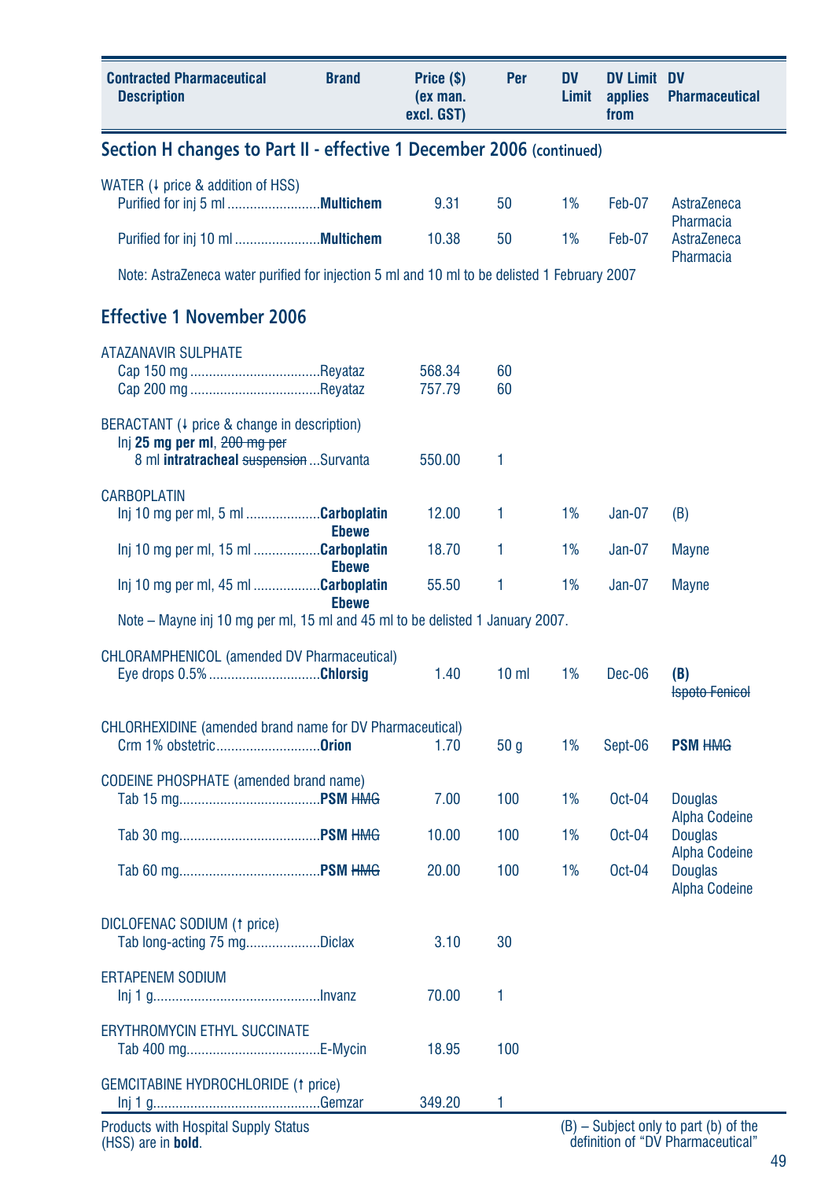| Contracted Pharmaceutical Description | Brand | Price ($) (ex man. excl. GST) | Per | DV Limit | DV Limit applies from | DV Pharmaceutical |
|---|---|---|---|---|---|---|

## Section H changes to Part II - effective 1 December 2006 (continued)

| Contracted Pharmaceutical Description | Brand | Price ($) (ex man. excl. GST) | Per | DV Limit | DV Limit applies from | DV Pharmaceutical |
|---|---|---|---|---|---|---|
| WATER (↓ price & addition of HSS) | | | | | | |
| Purified for inj 5 ml | **Multichem** | 9.31 | 50 | 1% | Feb-07 | AstraZeneca Pharmacia |
| Purified for inj 10 ml | **Multichem** | 10.38 | 50 | 1% | Feb-07 | AstraZeneca Pharmacia |

Note: AstraZeneca water purified for injection 5 ml and 10 ml to be delisted 1 February 2007

## Effective 1 November 2006

| Contracted Pharmaceutical Description | Brand | Price ($) (ex man. excl. GST) | Per | DV Limit | DV Limit applies from | DV Pharmaceutical |
|---|---|---|---|---|---|---|
| ATAZANAVIR SULPHATE | | | | | | |
| Cap 150 mg | Reyataz | 568.34 | 60 | | | |
| Cap 200 mg | Reyataz | 757.79 | 60 | | | |
| BERACTANT (↓ price & change in description) | | | | | | |
| Inj **25 mg per ml**, ~~200 mg per~~ 8 ml **intratracheal** ~~suspension~~ | Survanta | 550.00 | 1 | | | |
| CARBOPLATIN | | | | | | |
| Inj 10 mg per ml, 5 ml | **Carboplatin Ebewe** | 12.00 | 1 | 1% | Jan-07 | (B) |
| Inj 10 mg per ml, 15 ml | **Carboplatin Ebewe** | 18.70 | 1 | 1% | Jan-07 | Mayne |
| Inj 10 mg per ml, 45 ml | **Carboplatin Ebewe** | 55.50 | 1 | 1% | Jan-07 | Mayne |

Note – Mayne inj 10 mg per ml, 15 ml and 45 ml to be delisted 1 January 2007.

| Contracted Pharmaceutical Description | Brand | Price ($) (ex man. excl. GST) | Per | DV Limit | DV Limit applies from | DV Pharmaceutical |
|---|---|---|---|---|---|---|
| CHLORAMPHENICOL (amended DV Pharmaceutical) | | | | | | |
| Eye drops 0.5% | **Chlorsig** | 1.40 | 10 ml | 1% | Dec-06 | **(B)** ~~Ispoto Fenicol~~ |
| CHLORHEXIDINE (amended brand name for DV Pharmaceutical) | | | | | | |
| Crm 1% obstetric | **Orion** | 1.70 | 50 g | 1% | Sept-06 | **PSM** ~~HMG~~ |
| CODEINE PHOSPHATE (amended brand name) | | | | | | |
| Tab 15 mg | **PSM** ~~HMG~~ | 7.00 | 100 | 1% | Oct-04 | Douglas Alpha Codeine |
| Tab 30 mg | **PSM** ~~HMG~~ | 10.00 | 100 | 1% | Oct-04 | Douglas Alpha Codeine |
| Tab 60 mg | **PSM** ~~HMG~~ | 20.00 | 100 | 1% | Oct-04 | Douglas Alpha Codeine |
| DICLOFENAC SODIUM (↑ price) | | | | | | |
| Tab long-acting 75 mg | Diclax | 3.10 | 30 | | | |
| ERTAPENEM SODIUM | | | | | | |
| Inj 1 g | Invanz | 70.00 | 1 | | | |
| ERYTHROMYCIN ETHYL SUCCINATE | | | | | | |
| Tab 400 mg | E-Mycin | 18.95 | 100 | | | |
| GEMCITABINE HYDROCHLORIDE (↑ price) | | | | | | |
| Inj 1 g | Gemzar | 349.20 | 1 | | | |

Products with Hospital Supply Status (HSS) are in **bold**.

(B) – Subject only to part (b) of the definition of "DV Pharmaceutical"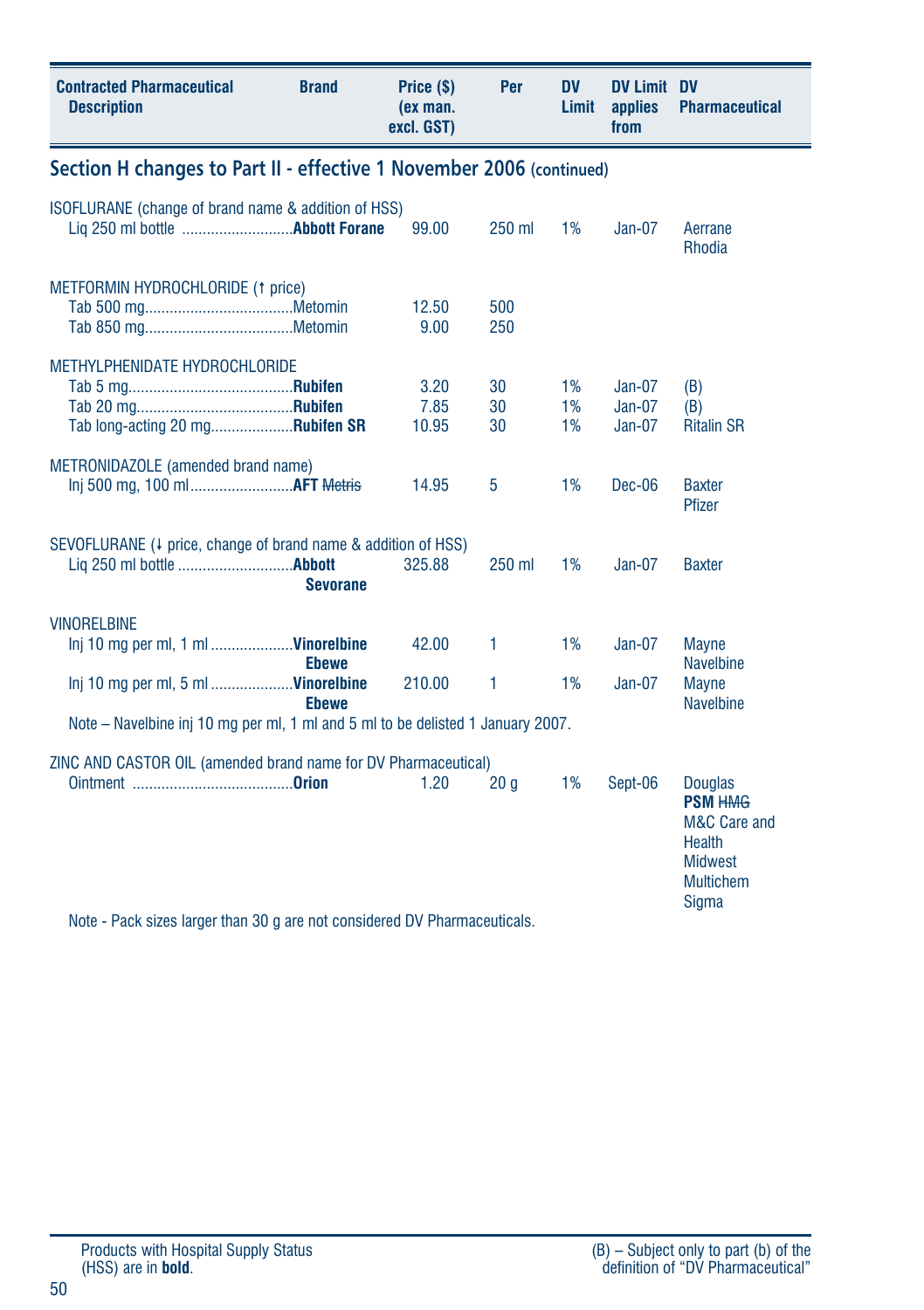| Contracted Pharmaceutical Description | Brand | Price ($) (ex man. excl. GST) | Per | DV Limit | DV Limit applies from | DV Pharmaceutical |
|---|---|---|---|---|---|---|

## Section H changes to Part II - effective 1 November 2006 (continued)

| Contracted Pharmaceutical Description | Brand | Price ($) (ex man. excl. GST) | Per | DV Limit | DV Limit applies from | DV Pharmaceutical |
|---|---|---|---|---|---|---|
| ISOFLURANE (change of brand name & addition of HSS) | | | | | | |
| Liq 250 ml bottle | **Abbott Forane** | 99.00 | 250 ml | 1% | Jan-07 | Aerrane Rhodia |
| METFORMIN HYDROCHLORIDE (↑ price) | | | | | | |
| Tab 500 mg | Metomin | 12.50 | 500 | | | |
| Tab 850 mg | Metomin | 9.00 | 250 | | | |
| METHYLPHENIDATE HYDROCHLORIDE | | | | | | |
| Tab 5 mg | **Rubifen** | 3.20 | 30 | 1% | Jan-07 | (B) |
| Tab 20 mg | **Rubifen** | 7.85 | 30 | 1% | Jan-07 | (B) |
| Tab long-acting 20 mg | **Rubifen SR** | 10.95 | 30 | 1% | Jan-07 | Ritalin SR |
| METRONIDAZOLE (amended brand name) | | | | | | |
| Inj 500 mg, 100 ml | **AFT** ~~Metris~~ | 14.95 | 5 | 1% | Dec-06 | Baxter Pfizer |
| SEVOFLURANE (↓ price, change of brand name & addition of HSS) | | | | | | |
| Liq 250 ml bottle | **Abbott Sevorane** | 325.88 | 250 ml | 1% | Jan-07 | Baxter |
| VINORELBINE | | | | | | |
| Inj 10 mg per ml, 1 ml | **Vinorelbine Ebewe** | 42.00 | 1 | 1% | Jan-07 | Mayne Navelbine |
| Inj 10 mg per ml, 5 ml | **Vinorelbine Ebewe** | 210.00 | 1 | 1% | Jan-07 | Mayne Navelbine |
| Note – Navelbine inj 10 mg per ml, 1 ml and 5 ml to be delisted 1 January 2007. | | | | | | |
| ZINC AND CASTOR OIL (amended brand name for DV Pharmaceutical) | | | | | | |
| Ointment | **Orion** | 1.20 | 20 g | 1% | Sept-06 | Douglas **PSM** ~~HMG~~ M&C Care and Health Midwest Multichem Sigma |
| Note - Pack sizes larger than 30 g are not considered DV Pharmaceuticals. | | | | | | |

Products with Hospital Supply Status (HSS) are in **bold**.

(B) – Subject only to part (b) of the definition of "DV Pharmaceutical"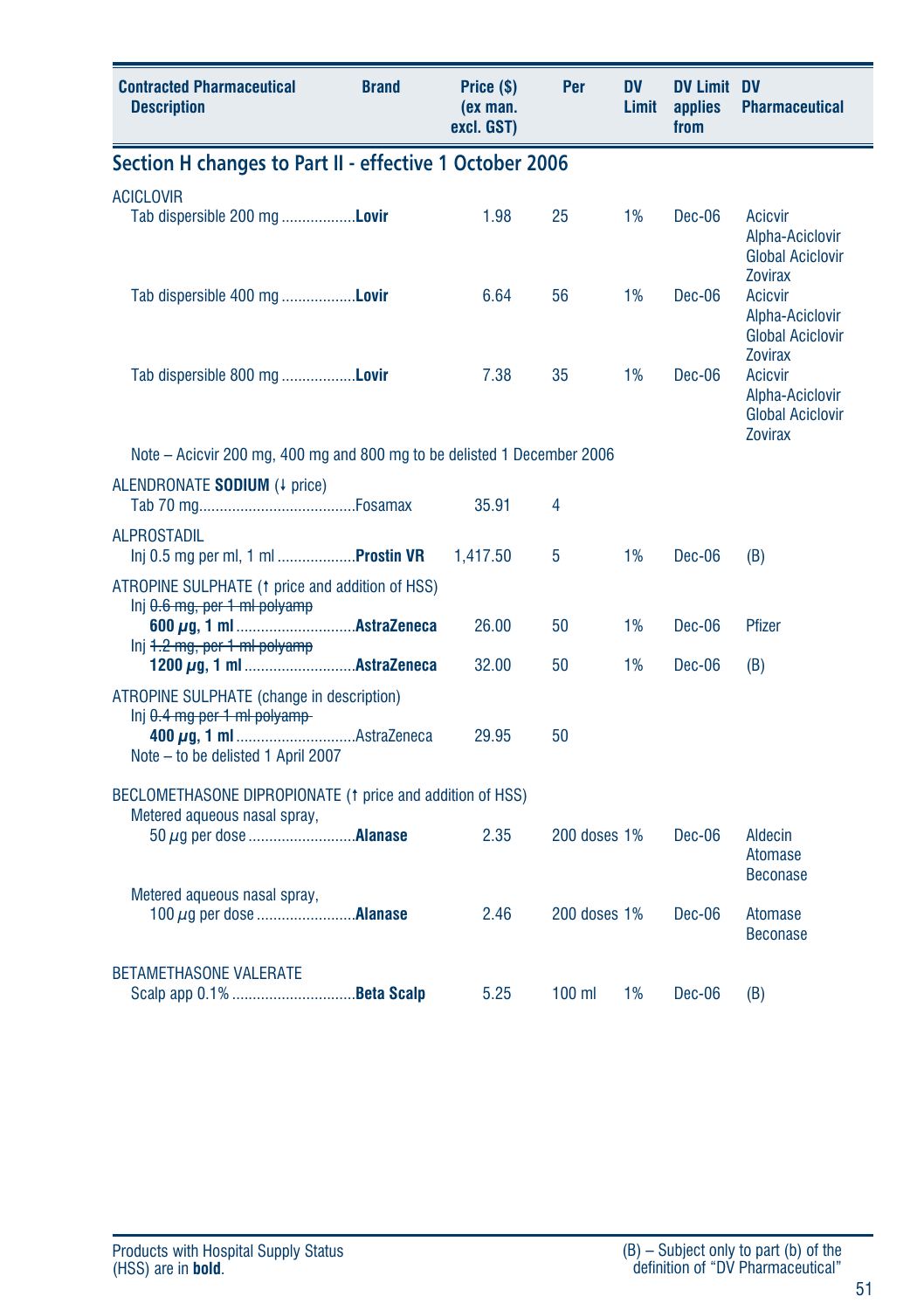| Contracted Pharmaceutical Description | Brand | Price ($) (ex man. excl. GST) | Per | DV Limit | DV Limit applies from | DV Pharmaceutical |
|---|---|---|---|---|---|---|

## Section H changes to Part II - effective 1 October 2006

| Contracted Pharmaceutical Description | Brand | Price ($) (ex man. excl. GST) | Per | DV Limit | DV Limit applies from | DV Pharmaceutical |
|---|---|---|---|---|---|---|
| ACICLOVIR | | | | | | |
| Tab dispersible 200 mg | **Lovir** | 1.98 | 25 | 1% | Dec-06 | Acicvir<br>Alpha-Aciclovir<br>Global Aciclovir<br>Zovirax |
| Tab dispersible 400 mg | **Lovir** | 6.64 | 56 | 1% | Dec-06 | Acicvir<br>Alpha-Aciclovir<br>Global Aciclovir<br>Zovirax |
| Tab dispersible 800 mg | **Lovir** | 7.38 | 35 | 1% | Dec-06 | Acicvir<br>Alpha-Aciclovir<br>Global Aciclovir<br>Zovirax |
| Note – Acicvir 200 mg, 400 mg and 800 mg to be delisted 1 December 2006 | | | | | | |
| ALENDRONATE **SODIUM** (↓ price) | | | | | | |
| Tab 70 mg | Fosamax | 35.91 | 4 | | | |
| ALPROSTADIL | | | | | | |
| Inj 0.5 mg per ml, 1 ml | **Prostin VR** | 1,417.50 | 5 | 1% | Dec-06 | (B) |
| ATROPINE SULPHATE (↑ price and addition of HSS) | | | | | | |
| Inj ~~0.6 mg, per 1 ml polyamp~~ **600 µg, 1 ml** | **AstraZeneca** | 26.00 | 50 | 1% | Dec-06 | Pfizer |
| Inj ~~1.2 mg, per 1 ml polyamp~~ **1200 µg, 1 ml** | **AstraZeneca** | 32.00 | 50 | 1% | Dec-06 | (B) |
| ATROPINE SULPHATE (change in description) | | | | | | |
| Inj ~~0.4 mg per 1 ml polyamp~~ **400 µg, 1 ml** | AstraZeneca | 29.95 | 50 | | | |
| Note – to be delisted 1 April 2007 | | | | | | |
| BECLOMETHASONE DIPROPIONATE (↑ price and addition of HSS) | | | | | | |
| Metered aqueous nasal spray, 50 µg per dose | **Alanase** | 2.35 | 200 doses | 1% | Dec-06 | Aldecin<br>Atomase<br>Beconase |
| Metered aqueous nasal spray, 100 µg per dose | **Alanase** | 2.46 | 200 doses | 1% | Dec-06 | Atomase<br>Beconase |
| BETAMETHASONE VALERATE | | | | | | |
| Scalp app 0.1% | **Beta Scalp** | 5.25 | 100 ml | 1% | Dec-06 | (B) |

Products with Hospital Supply Status (HSS) are in **bold**.

(B) – Subject only to part (b) of the definition of “DV Pharmaceutical”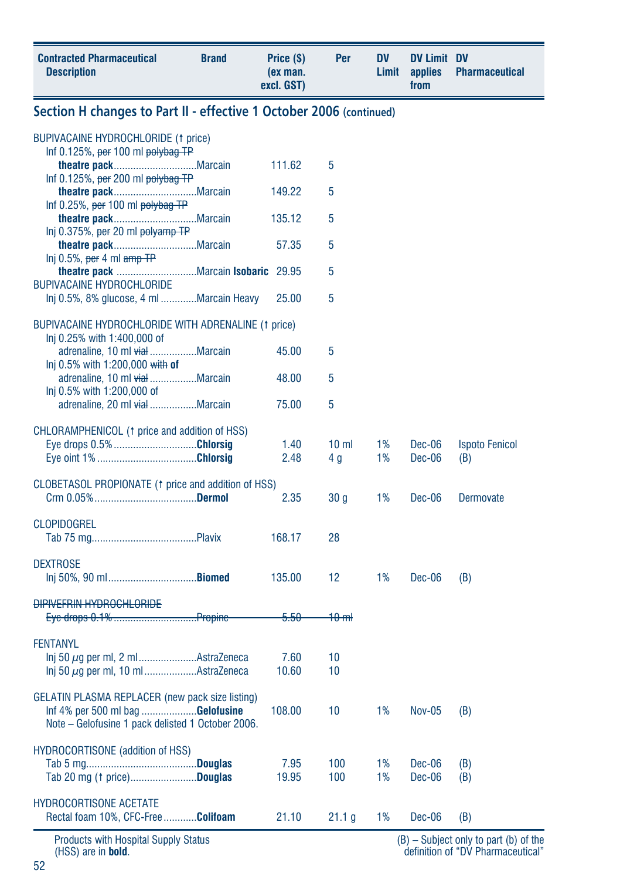| Contracted Pharmaceutical Description | Brand | Price ($) (ex man. excl. GST) | Per | DV Limit | DV Limit applies from | DV Pharmaceutical |
|---|---|---|---|---|---|---|

## Section H changes to Part II - effective 1 October 2006 (continued)

| Contracted Pharmaceutical Description | Brand | Price ($) (ex man. excl. GST) | Per | DV Limit | DV Limit applies from | DV Pharmaceutical |
|---|---|---|---|---|---|---|
| BUPIVACAINE HYDROCHLORIDE (↑ price) | | | | | | |
| Inf 0.125%, ~~per~~ 100 ml ~~polybag TP~~ **theatre pack** | Marcain | 111.62 | 5 | | | |
| Inf 0.125%, ~~per~~ 200 ml ~~polybag TP~~ **theatre pack** | Marcain | 149.22 | 5 | | | |
| Inf 0.25%, ~~per~~ 100 ml ~~polybag TP~~ **theatre pack** | Marcain | 135.12 | 5 | | | |
| Inj 0.375%, ~~per~~ 20 ml ~~polyamp TP~~ **theatre pack** | Marcain | 57.35 | 5 | | | |
| Inj 0.5%, ~~per~~ 4 ml ~~amp TP~~ **theatre pack** | Marcain **Isobaric** | 29.95 | 5 | | | |
| BUPIVACAINE HYDROCHLORIDE | | | | | | |
| Inj 0.5%, 8% glucose, 4 ml | Marcain Heavy | 25.00 | 5 | | | |
| BUPIVACAINE HYDROCHLORIDE WITH ADRENALINE (↑ price) | | | | | | |
| Inj 0.25% with 1:400,000 of adrenaline, 10 ml ~~vial~~ | Marcain | 45.00 | 5 | | | |
| Inj 0.5% with 1:200,000 ~~with~~ **of** adrenaline, 10 ml ~~vial~~ | Marcain | 48.00 | 5 | | | |
| Inj 0.5% with 1:200,000 of adrenaline, 20 ml ~~vial~~ | Marcain | 75.00 | 5 | | | |
| CHLORAMPHENICOL (↑ price and addition of HSS) | | | | | | |
| Eye drops 0.5% | **Chlorsig** | 1.40 | 10 ml | 1% | Dec-06 | Ispoto Fenicol |
| Eye oint 1% | **Chlorsig** | 2.48 | 4 g | 1% | Dec-06 | (B) |
| CLOBETASOL PROPIONATE (↑ price and addition of HSS) | | | | | | |
| Crm 0.05% | **Dermol** | 2.35 | 30 g | 1% | Dec-06 | Dermovate |
| CLOPIDOGREL | | | | | | |
| Tab 75 mg | Plavix | 168.17 | 28 | | | |
| DEXTROSE | | | | | | |
| Inj 50%, 90 ml | **Biomed** | 135.00 | 12 | 1% | Dec-06 | (B) |
| ~~DIPIVEFRIN HYDROCHLORIDE~~ | | | | | | |
| ~~Eye drops 0.1%~~ | ~~Propine~~ | ~~5.50~~ | ~~10 ml~~ | | | |
| FENTANYL | | | | | | |
| Inj 50 μg per ml, 2 ml | AstraZeneca | 7.60 | 10 | | | |
| Inj 50 μg per ml, 10 ml | AstraZeneca | 10.60 | 10 | | | |
| GELATIN PLASMA REPLACER (new pack size listing) | | | | | | |
| Inf 4% per 500 ml bag | **Gelofusine** | 108.00 | 10 | 1% | Nov-05 | (B) |
| Note – Gelofusine 1 pack delisted 1 October 2006. | | | | | | |
| HYDROCORTISONE (addition of HSS) | | | | | | |
| Tab 5 mg | **Douglas** | 7.95 | 100 | 1% | Dec-06 | (B) |
| Tab 20 mg (↑ price) | **Douglas** | 19.95 | 100 | 1% | Dec-06 | (B) |
| HYDROCORTISONE ACETATE | | | | | | |
| Rectal foam 10%, CFC-Free | **Colifoam** | 21.10 | 21.1 g | 1% | Dec-06 | (B) |

Products with Hospital Supply Status (HSS) are in **bold**.

(B) – Subject only to part (b) of the definition of "DV Pharmaceutical"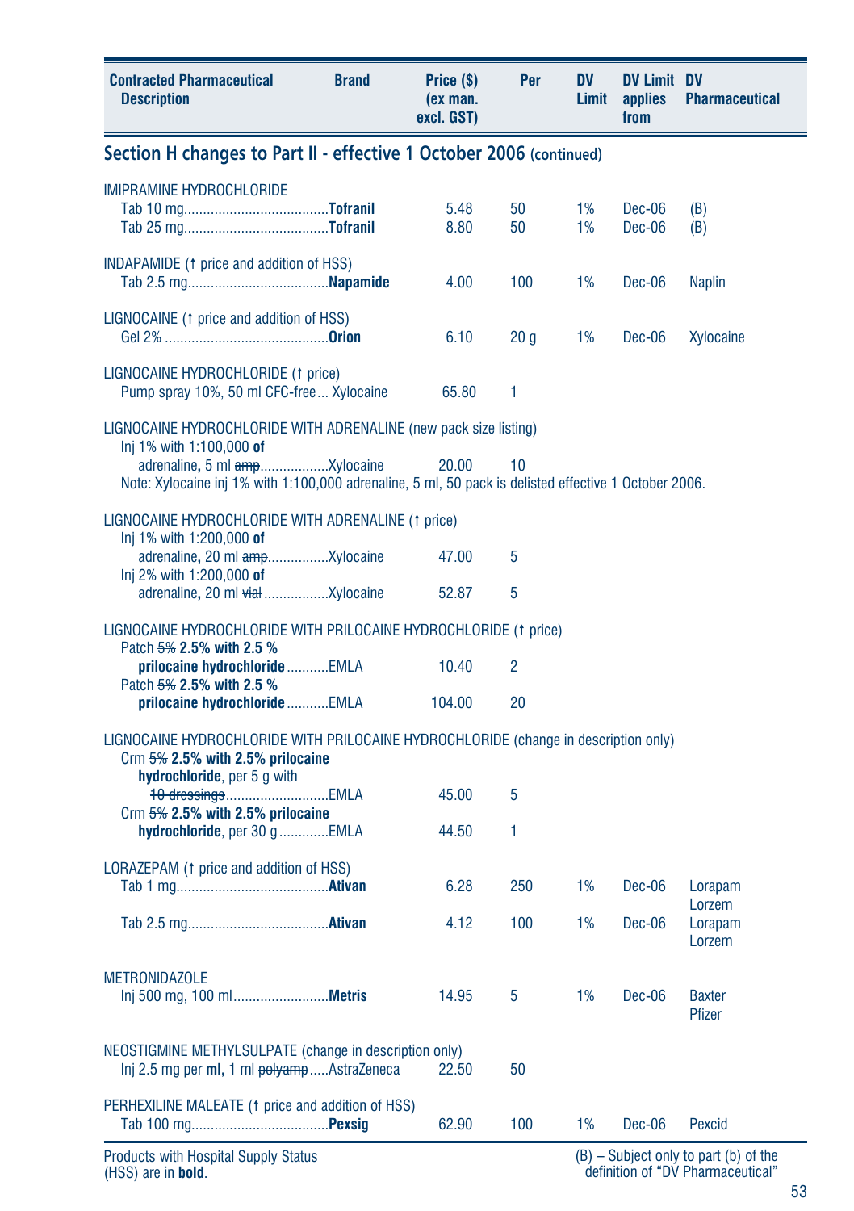| Contracted Pharmaceutical Description | Brand | Price ($) (ex man. excl. GST) | Per | DV Limit | DV Limit applies from | DV Pharmaceutical |
|---|---|---|---|---|---|---|

## Section H changes to Part II - effective 1 October 2006 (continued)

| Contracted Pharmaceutical Description | Brand | Price ($) (ex man. excl. GST) | Per | DV Limit | DV Limit applies from | DV Pharmaceutical |
|---|---|---|---|---|---|---|
| **IMIPRAMINE HYDROCHLORIDE** | | | | | | |
| Tab 10 mg | **Tofranil** | 5.48 | 50 | 1% | Dec-06 | (B) |
| Tab 25 mg | **Tofranil** | 8.80 | 50 | 1% | Dec-06 | (B) |
| **INDAPAMIDE** (↑ price and addition of HSS) | | | | | | |
| Tab 2.5 mg | **Napamide** | 4.00 | 100 | 1% | Dec-06 | Naplin |
| **LIGNOCAINE** (↑ price and addition of HSS) | | | | | | |
| Gel 2% | **Orion** | 6.10 | 20 g | 1% | Dec-06 | Xylocaine |
| **LIGNOCAINE HYDROCHLORIDE** (↑ price) | | | | | | |
| Pump spray 10%, 50 ml CFC-free | Xylocaine | 65.80 | 1 | | | |
| **LIGNOCAINE HYDROCHLORIDE WITH ADRENALINE** (new pack size listing) | | | | | | |
| Inj 1% with 1:100,000 **of** adrenaline**,** 5 ml ~~amp~~ | Xylocaine | 20.00 | 10 | | | |
| Note: Xylocaine inj 1% with 1:100,000 adrenaline, 5 ml, 50 pack is delisted effective 1 October 2006. | | | | | | |
| **LIGNOCAINE HYDROCHLORIDE WITH ADRENALINE** (↑ price) | | | | | | |
| Inj 1% with 1:200,000 **of** adrenaline**,** 20 ml ~~amp~~ | Xylocaine | 47.00 | 5 | | | |
| Inj 2% with 1:200,000 **of** adrenaline**,** 20 ml ~~vial~~ | Xylocaine | 52.87 | 5 | | | |
| **LIGNOCAINE HYDROCHLORIDE WITH PRILOCAINE HYDROCHLORIDE** (↑ price) | | | | | | |
| Patch ~~5%~~ **2.5% with 2.5 % prilocaine hydrochloride** | EMLA | 10.40 | 2 | | | |
| Patch ~~5%~~ **2.5% with 2.5 % prilocaine hydrochloride** | EMLA | 104.00 | 20 | | | |
| **LIGNOCAINE HYDROCHLORIDE WITH PRILOCAINE HYDROCHLORIDE** (change in description only) | | | | | | |
| Crm ~~5%~~ **2.5% with 2.5% prilocaine hydrochloride**, ~~per~~ 5 g ~~with 10 dressings~~ | EMLA | 45.00 | 5 | | | |
| Crm ~~5%~~ **2.5% with 2.5% prilocaine hydrochloride**, ~~per~~ 30 g | EMLA | 44.50 | 1 | | | |
| **LORAZEPAM** (↑ price and addition of HSS) | | | | | | |
| Tab 1 mg | **Ativan** | 6.28 | 250 | 1% | Dec-06 | Lorapam, Lorzem |
| Tab 2.5 mg | **Ativan** | 4.12 | 100 | 1% | Dec-06 | Lorapam, Lorzem |
| **METRONIDAZOLE** | | | | | | |
| Inj 500 mg, 100 ml | **Metris** | 14.95 | 5 | 1% | Dec-06 | Baxter, Pfizer |
| **NEOSTIGMINE METHYLSULPATE** (change in description only) | | | | | | |
| Inj 2.5 mg per **ml**, 1 ml ~~polyamp~~ | AstraZeneca | 22.50 | 50 | | | |
| **PERHEXILINE MALEATE** (↑ price and addition of HSS) | | | | | | |
| Tab 100 mg | **Pexsig** | 62.90 | 100 | 1% | Dec-06 | Pexcid |

Products with Hospital Supply Status (HSS) are in **bold**.

(B) – Subject only to part (b) of the definition of "DV Pharmaceutical"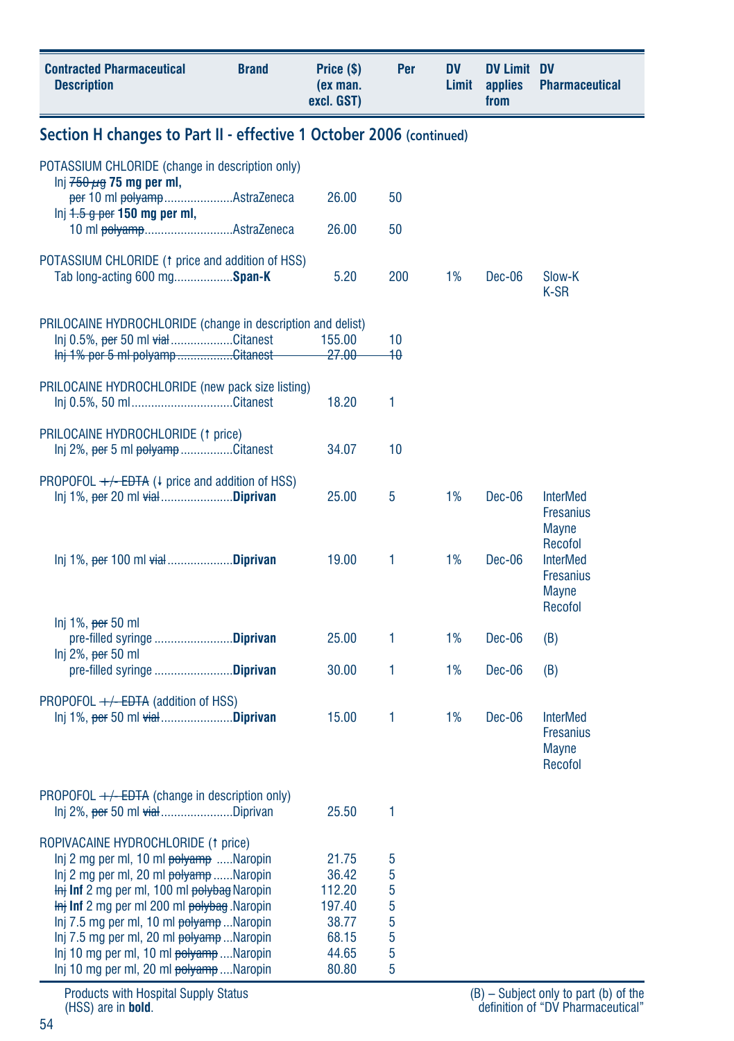| Contracted Pharmaceutical Description | Brand | Price ($) (ex man. excl. GST) | Per | DV Limit | DV Limit applies from | DV Pharmaceutical |
|---|---|---|---|---|---|---|

## Section H changes to Part II - effective 1 October 2006 (continued)

| Contracted Pharmaceutical Description | Brand | Price ($) (ex man. excl. GST) | Per | DV Limit | DV Limit applies from | DV Pharmaceutical |
|---|---|---|---|---|---|---|
| POTASSIUM CHLORIDE (change in description only) | | | | | | |
| Inj ~~750 µg~~ **75 mg per ml,** ~~per~~ 10 ml ~~polyamp~~ | AstraZeneca | 26.00 | 50 | | | |
| Inj ~~1.5 g per~~ **150 mg per ml,** 10 ml ~~polyamp~~ | AstraZeneca | 26.00 | 50 | | | |
| POTASSIUM CHLORIDE (↑ price and addition of HSS) | | | | | | |
| Tab long-acting 600 mg | **Span-K** | 5.20 | 200 | 1% | Dec-06 | Slow-K K-SR |
| PRILOCAINE HYDROCHLORIDE (change in description and delist) | | | | | | |
| Inj 0.5%, ~~per~~ 50 ml ~~vial~~ | Citanest | 155.00 | 10 | | | |
| ~~Inj 1% per 5 ml polyamp~~ | ~~Citanest~~ | ~~27.00~~ | ~~10~~ | | | |
| PRILOCAINE HYDROCHLORIDE (new pack size listing) | | | | | | |
| Inj 0.5%, 50 ml | Citanest | 18.20 | 1 | | | |
| PRILOCAINE HYDROCHLORIDE (↑ price) | | | | | | |
| Inj 2%, ~~per~~ 5 ml ~~polyamp~~ | Citanest | 34.07 | 10 | | | |
| PROPOFOL ~~+/- EDTA~~ (↓ price and addition of HSS) | | | | | | |
| Inj 1%, ~~per~~ 20 ml ~~vial~~ | **Diprivan** | 25.00 | 5 | 1% | Dec-06 | InterMed Fresanius Mayne Recofol |
| Inj 1%, ~~per~~ 100 ml ~~vial~~ | **Diprivan** | 19.00 | 1 | 1% | Dec-06 | InterMed Fresanius Mayne Recofol |
| Inj 1%, ~~per~~ 50 ml pre-filled syringe | **Diprivan** | 25.00 | 1 | 1% | Dec-06 | (B) |
| Inj 2%, ~~per~~ 50 ml pre-filled syringe | **Diprivan** | 30.00 | 1 | 1% | Dec-06 | (B) |
| PROPOFOL ~~+/- EDTA~~ (addition of HSS) | | | | | | |
| Inj 1%, ~~per~~ 50 ml ~~vial~~ | **Diprivan** | 15.00 | 1 | 1% | Dec-06 | InterMed Fresanius Mayne Recofol |
| PROPOFOL ~~+/- EDTA~~ (change in description only) | | | | | | |
| Inj 2%, ~~per~~ 50 ml ~~vial~~ | Diprivan | 25.50 | 1 | | | |
| ROPIVACAINE HYDROCHLORIDE (↑ price) | | | | | | |
| Inj 2 mg per ml, 10 ml ~~polyamp~~ | Naropin | 21.75 | 5 | | | |
| Inj 2 mg per ml, 20 ml ~~polyamp~~ | Naropin | 36.42 | 5 | | | |
| ~~Inj~~ **Inf** 2 mg per ml, 100 ml ~~polybag~~ | Naropin | 112.20 | 5 | | | |
| ~~Inj~~ **Inf** 2 mg per ml 200 ml ~~polybag~~ | Naropin | 197.40 | 5 | | | |
| Inj 7.5 mg per ml, 10 ml ~~polyamp~~ | Naropin | 38.77 | 5 | | | |
| Inj 7.5 mg per ml, 20 ml ~~polyamp~~ | Naropin | 68.15 | 5 | | | |
| Inj 10 mg per ml, 10 ml ~~polyamp~~ | Naropin | 44.65 | 5 | | | |
| Inj 10 mg per ml, 20 ml ~~polyamp~~ | Naropin | 80.80 | 5 | | | |

Products with Hospital Supply Status (HSS) are in **bold**.

(B) – Subject only to part (b) of the definition of "DV Pharmaceutical"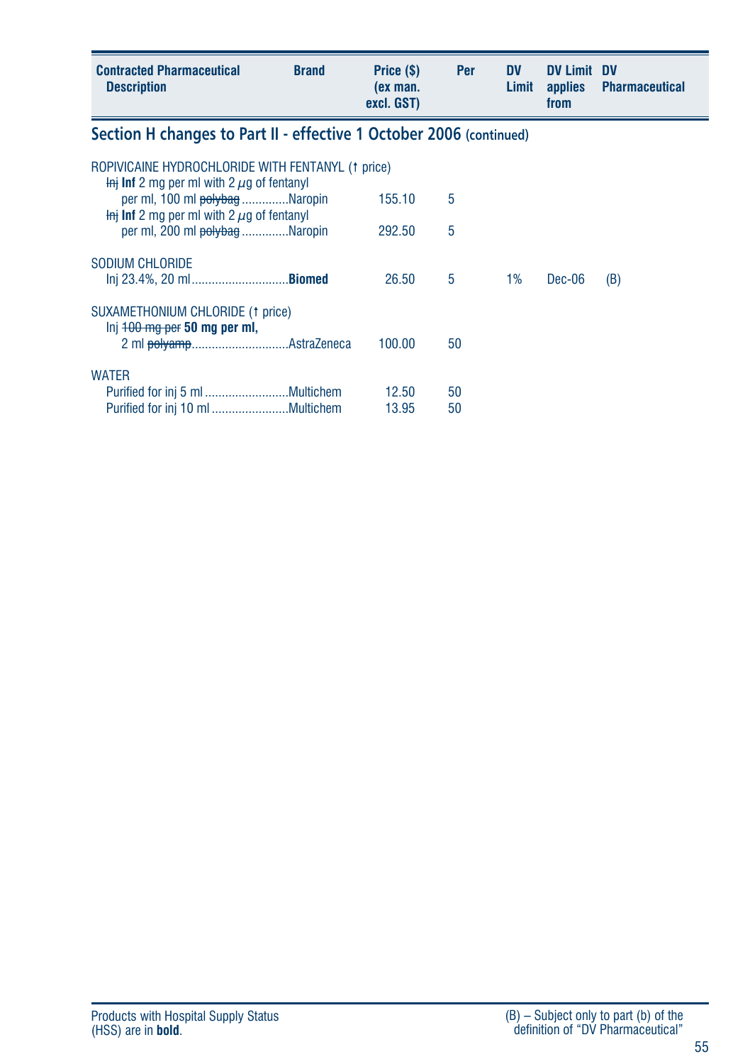| Contracted Pharmaceutical Description | Brand | Price ($) (ex man. excl. GST) | Per | DV Limit | DV Limit applies from | DV Pharmaceutical |
|---|---|---|---|---|---|---|

## Section H changes to Part II - effective 1 October 2006 (continued)

| Contracted Pharmaceutical Description | Brand | Price ($) (ex man. excl. GST) | Per | DV Limit | DV Limit applies from | DV Pharmaceutical |
|---|---|---|---|---|---|---|
| ROPIVICAINE HYDROCHLORIDE WITH FENTANYL (↑ price) | | | | | | |
| ~~Inj~~ **Inf** 2 mg per ml with 2 $\mu$g of fentanyl per ml, 100 ml ~~polybag~~ | Naropin | 155.10 | 5 | | | |
| ~~Inj~~ **Inf** 2 mg per ml with 2 $\mu$g of fentanyl per ml, 200 ml ~~polybag~~ | Naropin | 292.50 | 5 | | | |
| SODIUM CHLORIDE | | | | | | |
| Inj 23.4%, 20 ml | **Biomed** | 26.50 | 5 | 1% | Dec-06 | (B) |
| SUXAMETHONIUM CHLORIDE (↑ price) | | | | | | |
| Inj ~~100 mg per~~ **50 mg per ml,** 2 ml ~~polyamp~~ | AstraZeneca | 100.00 | 50 | | | |
| WATER | | | | | | |
| Purified for inj 5 ml | Multichem | 12.50 | 50 | | | |
| Purified for inj 10 ml | Multichem | 13.95 | 50 | | | |

Products with Hospital Supply Status (HSS) are in **bold**.

(B) – Subject only to part (b) of the definition of "DV Pharmaceutical"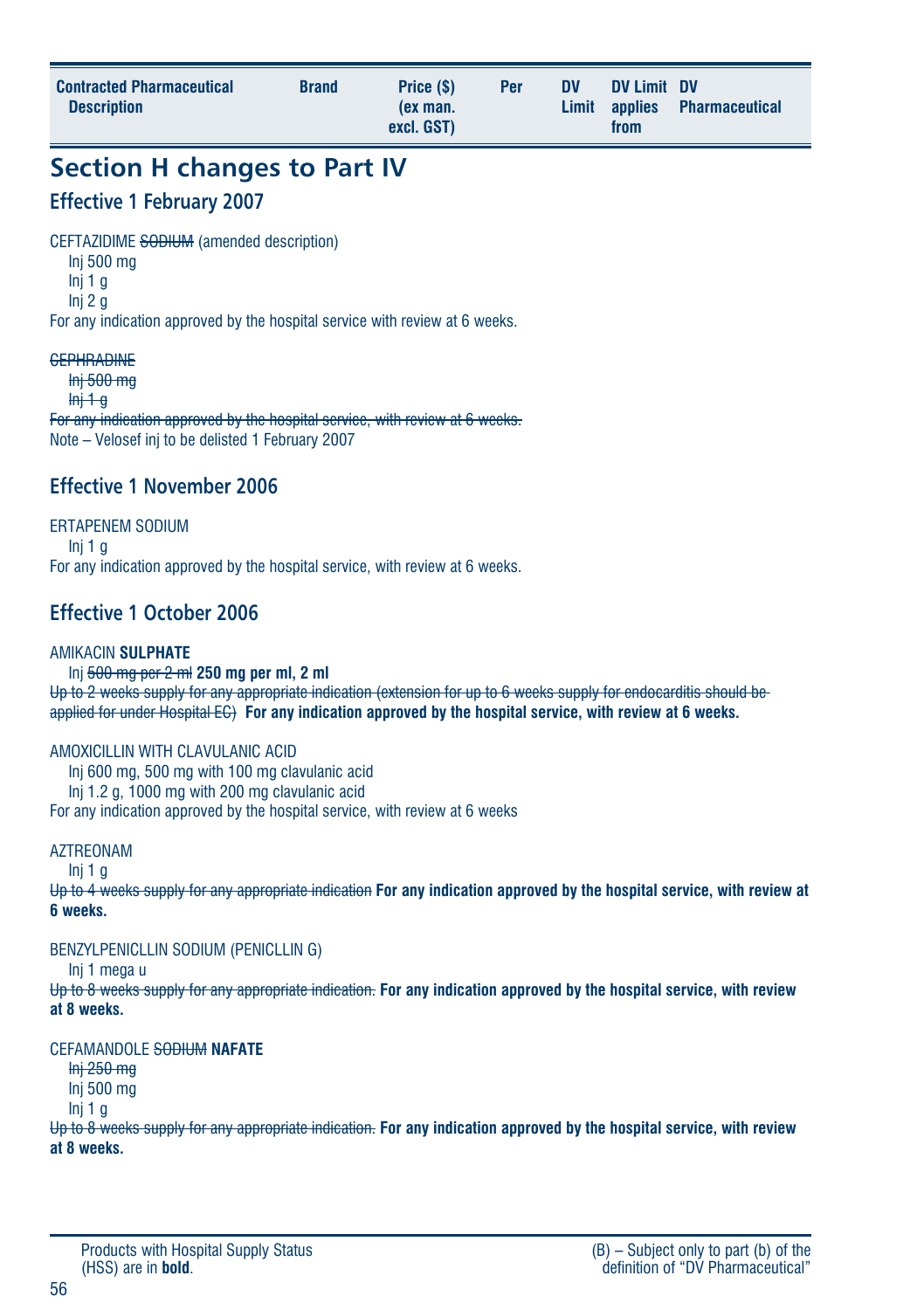| Contracted Pharmaceutical Description | Brand | Price ($) (ex man. excl. GST) | Per | DV Limit | DV Limit applies from | DV Pharmaceutical |
|---|---|---|---|---|---|---|

# Section H changes to Part IV

## Effective 1 February 2007

CEFTAZIDIME ~~SODIUM~~ (amended description)
Inj 500 mg
Inj 1 g
Inj 2 g
For any indication approved by the hospital service with review at 6 weeks.

~~CEPHRADINE~~
~~Inj 500 mg~~
~~Inj 1 g~~
~~For any indication approved by the hospital service, with review at 6 weeks.~~
Note – Velosef inj to be delisted 1 February 2007

## Effective 1 November 2006

ERTAPENEM SODIUM
Inj 1 g
For any indication approved by the hospital service, with review at 6 weeks.

## Effective 1 October 2006

AMIKACIN **SULPHATE**
Inj ~~500 mg per 2 ml~~ **250 mg per ml, 2 ml**
~~Up to 2 weeks supply for any appropriate indication (extension for up to 6 weeks supply for endocarditis should be applied for under Hospital EC)~~ **For any indication approved by the hospital service, with review at 6 weeks.**

AMOXICILLIN WITH CLAVULANIC ACID
Inj 600 mg, 500 mg with 100 mg clavulanic acid
Inj 1.2 g, 1000 mg with 200 mg clavulanic acid
For any indication approved by the hospital service, with review at 6 weeks

AZTREONAM
Inj 1 g
~~Up to 4 weeks supply for any appropriate indication~~ **For any indication approved by the hospital service, with review at 6 weeks.**

BENZYLPENICLLIN SODIUM (PENICLLIN G)
Inj 1 mega u
~~Up to 8 weeks supply for any appropriate indication.~~ **For any indication approved by the hospital service, with review at 8 weeks.**

CEFAMANDOLE ~~SODIUM~~ **NAFATE**
~~Inj 250 mg~~
Inj 500 mg
Inj 1 g
~~Up to 8 weeks supply for any appropriate indication.~~ **For any indication approved by the hospital service, with review at 8 weeks.**

Products with Hospital Supply Status (HSS) are in **bold**.

(B) – Subject only to part (b) of the definition of "DV Pharmaceutical"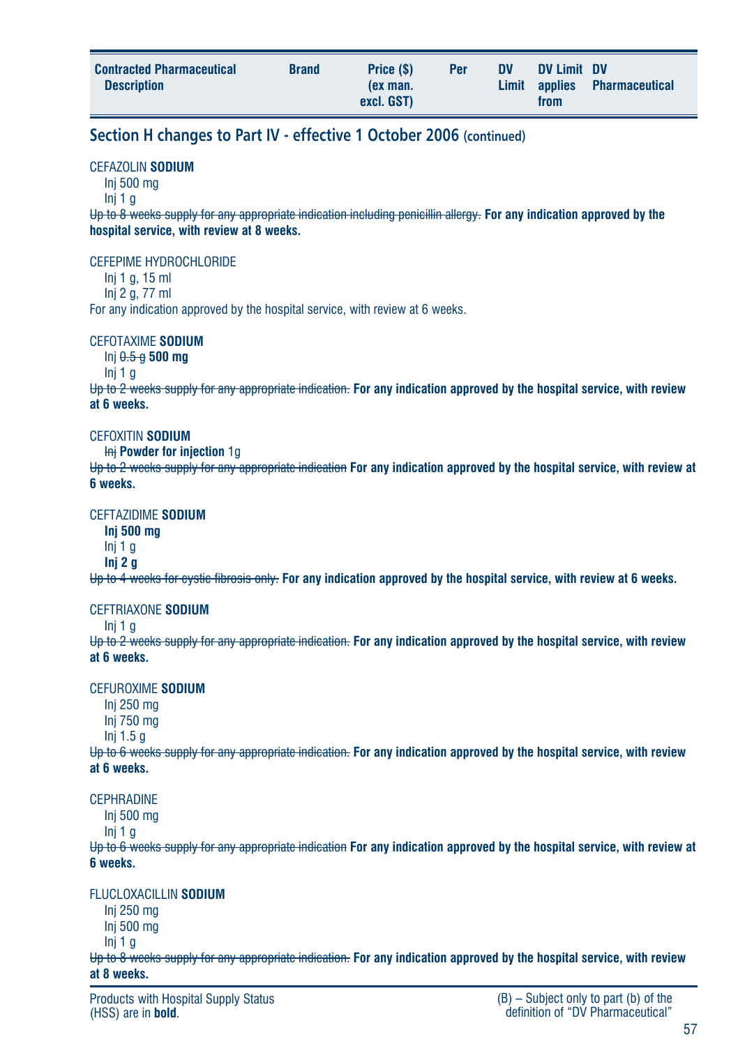| Contracted Pharmaceutical Description | Brand | Price ($) (ex man. excl. GST) | Per | DV Limit | DV Limit applies from | DV Pharmaceutical |
|---|---|---|---|---|---|---|

## Section H changes to Part IV - effective 1 October 2006 (continued)

CEFAZOLIN **SODIUM**
Inj 500 mg
Inj 1 g
~~Up to 8 weeks supply for any appropriate indication including penicillin allergy.~~ **For any indication approved by the hospital service, with review at 8 weeks.**

CEFEPIME HYDROCHLORIDE
Inj 1 g, 15 ml
Inj 2 g, 77 ml
For any indication approved by the hospital service, with review at 6 weeks.

CEFOTAXIME **SODIUM**
Inj ~~0.5 g~~ **500 mg**
Inj 1 g
~~Up to 2 weeks supply for any appropriate indication.~~ **For any indication approved by the hospital service, with review at 6 weeks.**

CEFOXITIN **SODIUM**
~~Inj~~ **Powder for injection** 1g
~~Up to 2 weeks supply for any appropriate indication~~ **For any indication approved by the hospital service, with review at 6 weeks.**

CEFTAZIDIME **SODIUM**
**Inj 500 mg**
Inj 1 g
**Inj 2 g**
~~Up to 4 weeks for cystic fibrosis only.~~ **For any indication approved by the hospital service, with review at 6 weeks.**

CEFTRIAXONE **SODIUM**
Inj 1 g
~~Up to 2 weeks supply for any appropriate indication.~~ **For any indication approved by the hospital service, with review at 6 weeks.**

CEFUROXIME **SODIUM**
Inj 250 mg
Inj 750 mg
Inj 1.5 g
~~Up to 6 weeks supply for any appropriate indication.~~ **For any indication approved by the hospital service, with review at 6 weeks.**

CEPHRADINE
Inj 500 mg
Inj 1 g
~~Up to 6 weeks supply for any appropriate indication~~ **For any indication approved by the hospital service, with review at 6 weeks.**

FLUCLOXACILLIN **SODIUM**
Inj 250 mg
Inj 500 mg
Inj 1 g
~~Up to 8 weeks supply for any appropriate indication.~~ **For any indication approved by the hospital service, with review at 8 weeks.**

Products with Hospital Supply Status (HSS) are in **bold**.

(B) – Subject only to part (b) of the definition of "DV Pharmaceutical"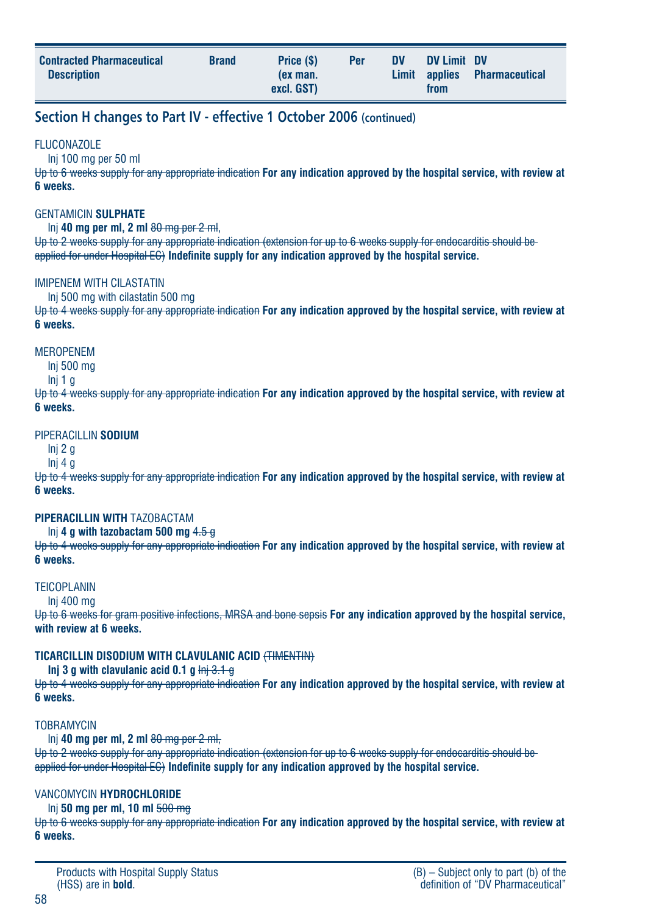| Contracted Pharmaceutical Description | Brand | Price ($) (ex man. excl. GST) | Per | DV Limit | DV Limit applies from | DV Pharmaceutical |
|---|---|---|---|---|---|---|

## Section H changes to Part IV - effective 1 October 2006 (continued)

FLUCONAZOLE
Inj 100 mg per 50 ml
~~Up to 6 weeks supply for any appropriate indication~~ **For any indication approved by the hospital service, with review at 6 weeks.**

GENTAMICIN **SULPHATE**
Inj **40 mg per ml, 2 ml** ~~80 mg per 2 ml~~,
~~Up to 2 weeks supply for any appropriate indication (extension for up to 6 weeks supply for endocarditis should be applied for under Hospital EC)~~ **Indefinite supply for any indication approved by the hospital service.**

IMIPENEM WITH CILASTATIN
Inj 500 mg with cilastatin 500 mg
~~Up to 4 weeks supply for any appropriate indication~~ **For any indication approved by the hospital service, with review at 6 weeks.**

MEROPENEM
Inj 500 mg
Inj 1 g
~~Up to 4 weeks supply for any appropriate indication~~ **For any indication approved by the hospital service, with review at 6 weeks.**

PIPERACILLIN **SODIUM**
Inj 2 g
Inj 4 g
~~Up to 4 weeks supply for any appropriate indication~~ **For any indication approved by the hospital service, with review at 6 weeks.**

**PIPERACILLIN WITH** TAZOBACTAM
Inj **4 g with tazobactam 500 mg** ~~4.5 g~~
~~Up to 4 weeks supply for any appropriate indication~~ **For any indication approved by the hospital service, with review at 6 weeks.**

TEICOPLANIN
Inj 400 mg
~~Up to 6 weeks for gram positive infections, MRSA and bone sepsis~~ **For any indication approved by the hospital service, with review at 6 weeks.**

**TICARCILLIN DISODIUM WITH CLAVULANIC ACID** ~~(TIMENTIN)~~
**Inj 3 g with clavulanic acid 0.1 g** ~~Inj 3.1 g~~
~~Up to 4 weeks supply for any appropriate indication~~ **For any indication approved by the hospital service, with review at 6 weeks.**

TOBRAMYCIN
Inj **40 mg per ml, 2 ml** ~~80 mg per 2 ml,~~
~~Up to 2 weeks supply for any appropriate indication (extension for up to 6 weeks supply for endocarditis should be applied for under Hospital EC)~~ **Indefinite supply for any indication approved by the hospital service.**

VANCOMYCIN **HYDROCHLORIDE**
Inj **50 mg per ml, 10 ml** ~~500 mg~~
~~Up to 6 weeks supply for any appropriate indication~~ **For any indication approved by the hospital service, with review at 6 weeks.**

Products with Hospital Supply Status (HSS) are in **bold**.

(B) – Subject only to part (b) of the definition of "DV Pharmaceutical"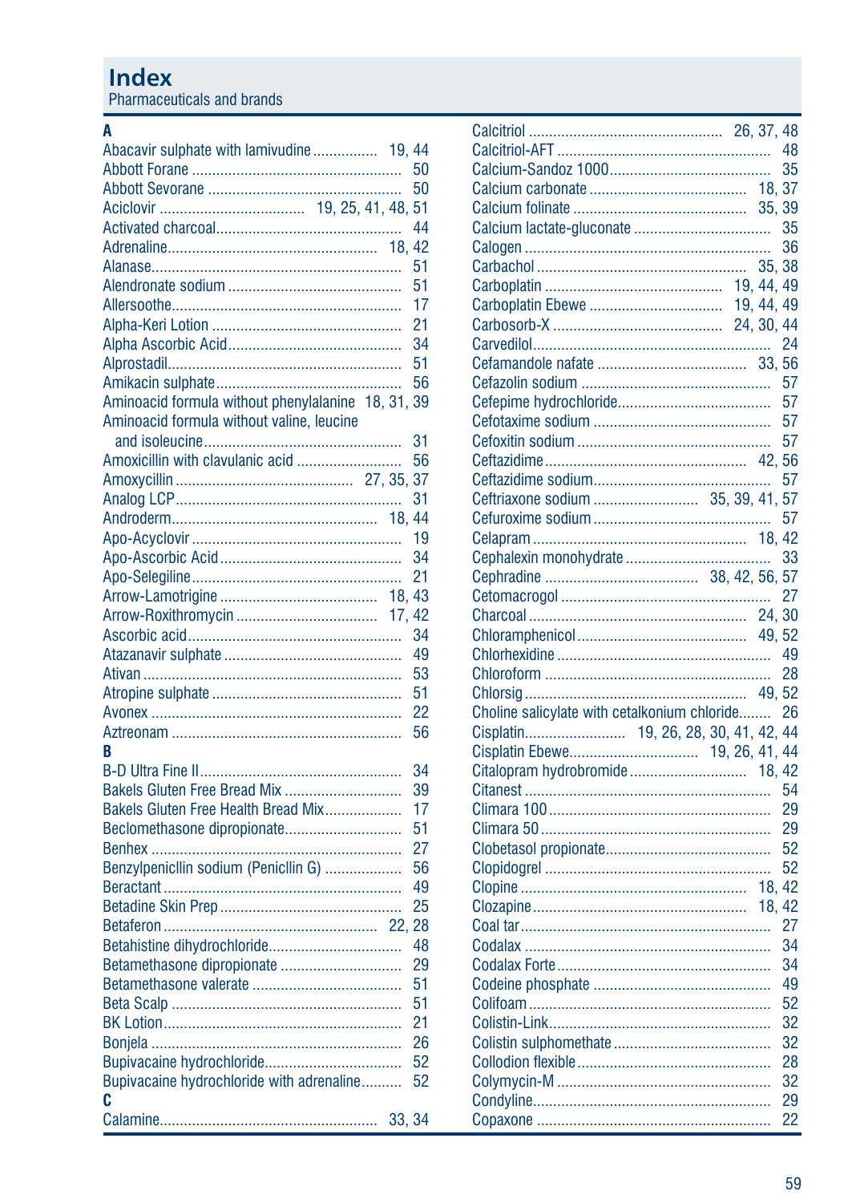# Index

Pharmaceuticals and brands

### A

Abacavir sulphate with lamivudine ................ 19, 44
Abbott Forane .................................................... 50
Abbott Sevorane ................................................. 50
Aciclovir .................................... 19, 25, 41, 48, 51
Activated charcoal............................................. 44
Adrenaline.................................................... 18, 42
Alanase............................................................... 51
Alendronate sodium ........................................... 51
Allersoothe......................................................... 17
Alpha-Keri Lotion ............................................... 21
Alpha Ascorbic Acid........................................... 34
Alprostadil.......................................................... 51
Amikacin sulphate.............................................. 56
Aminoacid formula without phenylalanine 18, 31, 39
Aminoacid formula without valine, leucine
and isoleucine................................................. 31
Amoxicillin with clavulanic acid .......................... 56
Amoxycillin ........................................... 27, 35, 37
Analog LCP......................................................... 31
Androderm.................................................. 18, 44
Apo-Acyclovir .................................................... 19
Apo-Ascorbic Acid ............................................. 34
Apo-Selegiline.................................................... 21
Arrow-Lamotrigine ...................................... 18, 43
Arrow-Roxithromycin .................................. 17, 42
Ascorbic acid..................................................... 34
Atazanavir sulphate ............................................ 49
Ativan ................................................................ 53
Atropine sulphate ............................................... 51
Avonex .............................................................. 22
Aztreonam ......................................................... 56

### B

B-D Ultra Fine II.................................................. 34
Bakels Gluten Free Bread Mix ............................ 39
Bakels Gluten Free Health Bread Mix................. 17
Beclomethasone dipropionate............................ 51
Benhex .............................................................. 27
Benzylpenicllin sodium (Penicllin G) .................. 56
Beractant ........................................................... 49
Betadine Skin Prep ............................................ 25
Betaferon .................................................... 22, 28
Betahistine dihydrochloride................................ 48
Betamethasone dipropionate ............................. 29
Betamethasone valerate .................................... 51
Beta Scalp ......................................................... 51
BK Lotion........................................................... 21
Bonjela ............................................................. 26
Bupivacaine hydrochloride................................. 52
Bupivacaine hydrochloride with adrenaline.......... 52

### C

Calamine..................................................... 33, 34
Calcitriol ............................................... 26, 37, 48
Calcitriol-AFT ..................................................... 48
Calcium-Sandoz 1000........................................ 35
Calcium carbonate ...................................... 18, 37
Calcium folinate .......................................... 35, 39
Calcium lactate-gluconate ................................. 35
Calogen ............................................................. 36
Carbachol ................................................... 35, 38
Carboplatin ............................................ 19, 44, 49
Carboplatin Ebewe ................................ 19, 44, 49
Carbosorb-X ......................................... 24, 30, 44
Carvedilol........................................................... 24
Cefamandole nafate .................................... 33, 56
Cefazolin sodium .............................................. 57
Cefepime hydrochloride..................................... 57
Cefotaxime sodium ........................................... 57
Cefoxitin sodium ............................................... 57
Ceftazidime................................................. 42, 56
Ceftazidime sodium........................................... 57
Ceftriaxone sodium ......................... 35, 39, 41, 57
Cefuroxime sodium ........................................... 57
Celapram .................................................... 18, 42
Cephalexin monohydrate ................................... 33
Cephradine ..................................... 38, 42, 56, 57
Cetomacrogol .................................................... 27
Charcoal ..................................................... 24, 30
Chloramphenicol......................................... 49, 52
Chlorhexidine .................................................... 49
Chloroform ........................................................ 28
Chlorsig ...................................................... 49, 52
Choline salicylate with cetalkonium chloride........ 26
Cisplatin......................... 19, 26, 28, 30, 41, 42, 44
Cisplatin Ebewe................................ 19, 26, 41, 44
Citalopram hydrobromide ............................ 18, 42
Citanest ............................................................ 54
Climara 100 ...................................................... 29
Climara 50 ........................................................ 29
Clobetasol propionate........................................ 52
Clopidogrel ........................................................ 52
Clopine ....................................................... 18, 42
Clozapine.................................................... 18, 42
Coal tar.............................................................. 27
Codalax ............................................................ 34
Codalax Forte.................................................... 34
Codeine phosphate ........................................... 49
Colifoam ........................................................... 52
Colistin-Link....................................................... 32
Colistin sulphomethate ...................................... 32
Collodion flexible ............................................... 28
Colymycin-M ..................................................... 32
Condyline........................................................... 29
Copaxone ......................................................... 22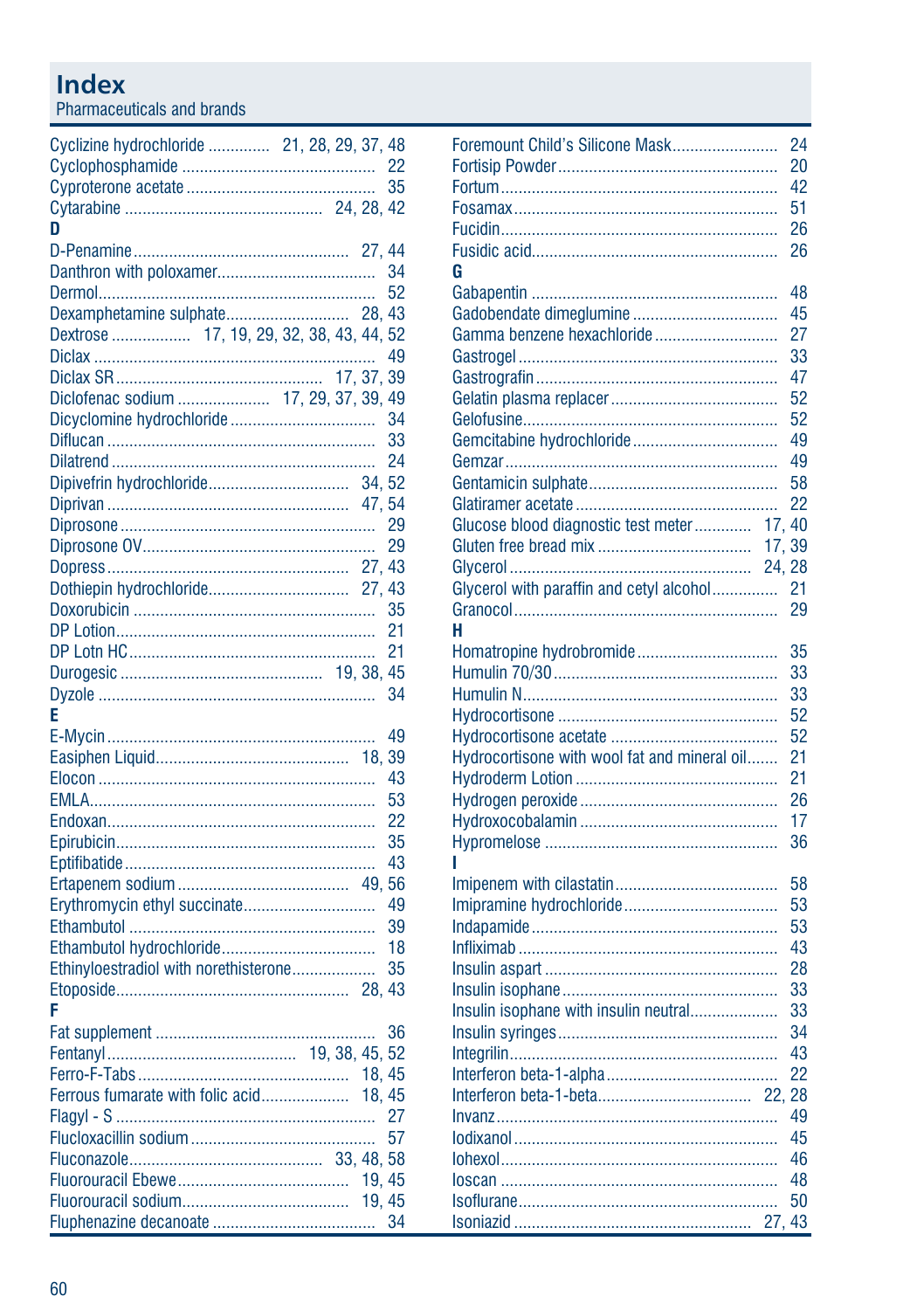# Index

Pharmaceuticals and brands

Cyclizine hydrochloride .............. 21, 28, 29, 37, 48
Cyclophosphamide ............................................ 22
Cyproterone acetate ........................................... 35
Cytarabine ............................................. 24, 28, 42

**D**

D-Penamine ................................................ 27, 44
Danthron with poloxamer.................................... 34
Dermol............................................................... 52
Dexamphetamine sulphate............................ 28, 43
Dextrose .................. 17, 19, 29, 32, 38, 43, 44, 52
Diclax ................................................................ 49
Diclax SR ............................................... 17, 37, 39
Diclofenac sodium ..................... 17, 29, 37, 39, 49
Dicyclomine hydrochloride ................................. 34
Diflucan ............................................................ 33
Dilatrend ........................................................... 24
Dipivefrin hydrochloride................................ 34, 52
Diprivan ...................................................... 47, 54
Diprosone .......................................................... 29
Diprosone OV..................................................... 29
Dopress ...................................................... 27, 43
Dothiepin hydrochloride................................ 27, 43
Doxorubicin ....................................................... 35
DP Lotion........................................................... 21
DP Lotn HC........................................................ 21
Durogesic ............................................. 19, 38, 45
Dyzole ............................................................... 34

**E**

E-Mycin ............................................................. 49
Easiphen Liquid............................................ 18, 39
Elocon ............................................................... 43
EMLA................................................................. 53
Endoxan............................................................. 22
Epirubicin........................................................... 35
Eptifibatide ......................................................... 43
Ertapenem sodium ....................................... 49, 56
Erythromycin ethyl succinate.............................. 49
Ethambutol ........................................................ 39
Ethambutol hydrochloride................................... 18
Ethinyloestradiol with norethisterone.................. 35
Etoposide.................................................... 28, 43

**F**

Fat supplement .................................................. 36
Fentanyl ........................................... 19, 38, 45, 52
Ferro-F-Tabs ................................................ 18, 45
Ferrous fumarate with folic acid.................... 18, 45
Flagyl - S ........................................................... 27
Flucloxacillin sodium .......................................... 57
Fluconazole........................................... 33, 48, 58
Fluorouracil Ebewe....................................... 19, 45
Fluorouracil sodium...................................... 19, 45
Fluphenazine decanoate .................................... 34
Foremount Child's Silicone Mask........................ 24
Fortisip Powder.................................................. 20
Fortum ............................................................... 42
Fosamax ............................................................ 51
Fucidin............................................................... 26
Fusidic acid........................................................ 26

**G**

Gabapentin ........................................................ 48
Gadobendate dimeglumine ................................ 45
Gamma benzene hexachloride ............................ 27
Gastrogel ........................................................... 33
Gastrografin ....................................................... 47
Gelatin plasma replacer ...................................... 52
Gelofusine.......................................................... 52
Gemcitabine hydrochloride ................................. 49
Gemzar .............................................................. 49
Gentamicin sulphate........................................... 58
Glatiramer acetate .............................................. 22
Glucose blood diagnostic test meter ............. 17, 40
Gluten free bread mix ................................... 17, 39
Glycerol ....................................................... 24, 28
Glycerol with paraffin and cetyl alcohol............... 21
Granocol ............................................................ 29

**H**

Homatropine hydrobromide ................................ 35
Humulin 70/30 ................................................... 33
Humulin N.......................................................... 33
Hydrocortisone .................................................. 52
Hydrocortisone acetate ...................................... 52
Hydrocortisone with wool fat and mineral oil....... 21
Hydroderm Lotion .............................................. 21
Hydrogen peroxide ............................................ 26
Hydroxocobalamin ............................................. 17
Hypromelose ..................................................... 36

**I**

Imipenem with cilastatin..................................... 58
Imipramine hydrochloride................................... 53
Indapamide ........................................................ 53
Infliximab ........................................................... 43
Insulin aspart ..................................................... 28
Insulin isophane ................................................. 33
Insulin isophane with insulin neutral.................... 33
Insulin syringes .................................................. 34
Integrilin............................................................. 43
Interferon beta-1-alpha ...................................... 22
Interferon beta-1-beta.................................. 22, 28
Invanz ................................................................ 49
Iodixanol ............................................................ 45
Iohexol .............................................................. 46
Ioscan ............................................................... 48
Isoflurane........................................................... 50
Isoniazid ...................................................... 27, 43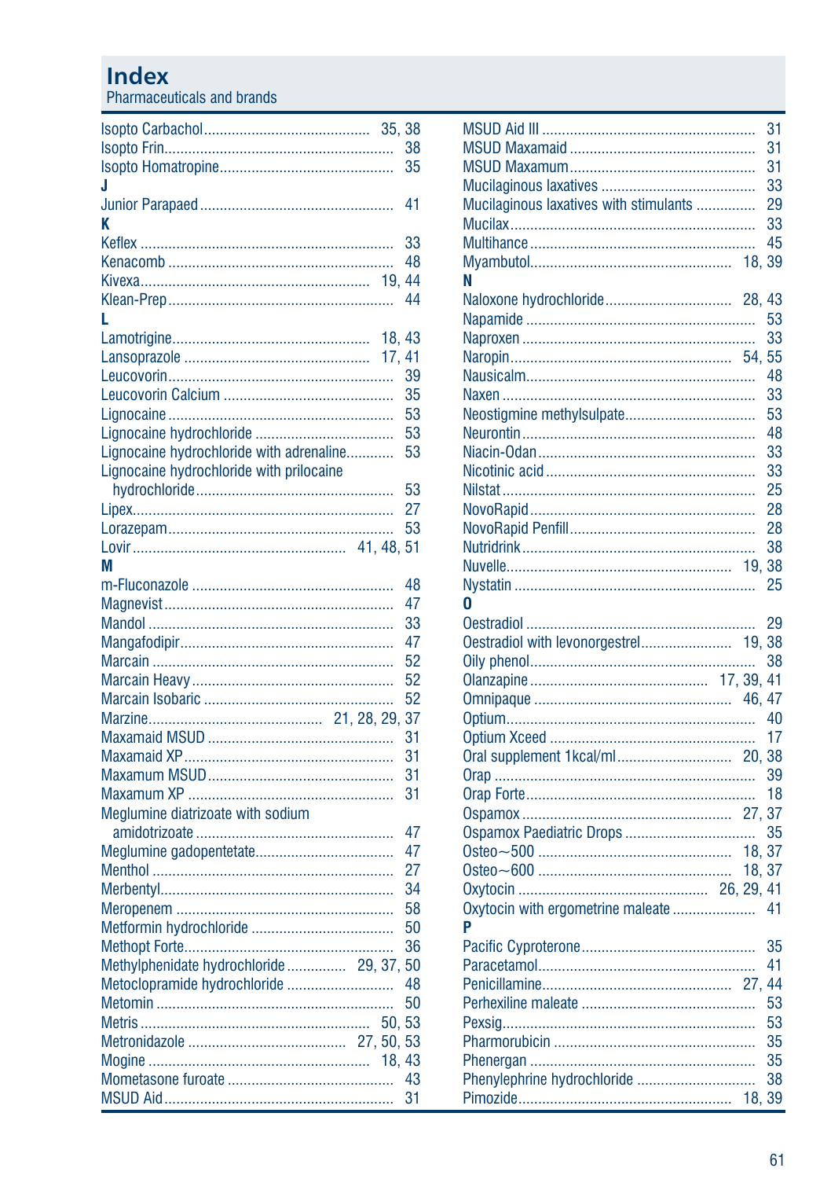# Index

Pharmaceuticals and brands

Isopto Carbachol ..... 35, 38
Isopto Frin ..... 38
Isopto Homatropine ..... 35

**J**

Junior Parapaed ..... 41

**K**

Keflex ..... 33
Kenacomb ..... 48
Kivexa ..... 19, 44
Klean-Prep ..... 44

**L**

Lamotrigine ..... 18, 43
Lansoprazole ..... 17, 41
Leucovorin ..... 39
Leucovorin Calcium ..... 35
Lignocaine ..... 53
Lignocaine hydrochloride ..... 53
Lignocaine hydrochloride with adrenaline ..... 53
Lignocaine hydrochloride with prilocaine hydrochloride ..... 53
Lipex ..... 27
Lorazepam ..... 53
Lovir ..... 41, 48, 51

**M**

m-Fluconazole ..... 48
Magnevist ..... 47
Mandol ..... 33
Mangafodipir ..... 47
Marcain ..... 52
Marcain Heavy ..... 52
Marcain Isobaric ..... 52
Marzine ..... 21, 28, 29, 37
Maxamaid MSUD ..... 31
Maxamaid XP ..... 31
Maxamum MSUD ..... 31
Maxamum XP ..... 31
Meglumine diatrizoate with sodium amidotrizoate ..... 47
Meglumine gadopentetate ..... 47
Menthol ..... 27
Merbentyl ..... 34
Meropenem ..... 58
Metformin hydrochloride ..... 50
Methopt Forte ..... 36
Methylphenidate hydrochloride ..... 29, 37, 50
Metoclopramide hydrochloride ..... 48
Metomin ..... 50
Metris ..... 50, 53
Metronidazole ..... 27, 50, 53
Mogine ..... 18, 43
Mometasone furoate ..... 43
MSUD Aid ..... 31
MSUD Aid III ..... 31
MSUD Maxamaid ..... 31
MSUD Maxamum ..... 31
Mucilaginous laxatives ..... 33
Mucilaginous laxatives with stimulants ..... 29
Mucilax ..... 33
Multihance ..... 45
Myambutol ..... 18, 39

**N**

Naloxone hydrochloride ..... 28, 43
Napamide ..... 53
Naproxen ..... 33
Naropin ..... 54, 55
Nausicalm ..... 48
Naxen ..... 33
Neostigmine methylsulpate ..... 53
Neurontin ..... 48
Niacin-Odan ..... 33
Nicotinic acid ..... 33
Nilstat ..... 25
NovoRapid ..... 28
NovoRapid Penfill ..... 28
Nutridrink ..... 38
Nuvelle ..... 19, 38
Nystatin ..... 25

**O**

Oestradiol ..... 29
Oestradiol with levonorgestrel ..... 19, 38
Oily phenol ..... 38
Olanzapine ..... 17, 39, 41
Omnipaque ..... 46, 47
Optium ..... 40
Optium Xceed ..... 17
Oral supplement 1kcal/ml ..... 20, 38
Orap ..... 39
Orap Forte ..... 18
Ospamox ..... 27, 37
Ospamox Paediatric Drops ..... 35
Osteo~500 ..... 18, 37
Osteo~600 ..... 18, 37
Oxytocin ..... 26, 29, 41
Oxytocin with ergometrine maleate ..... 41

**P**

Pacific Cyproterone ..... 35
Paracetamol ..... 41
Penicillamine ..... 27, 44
Perhexiline maleate ..... 53
Pexsig ..... 53
Pharmorubicin ..... 35
Phenergan ..... 35
Phenylephrine hydrochloride ..... 38
Pimozide ..... 18, 39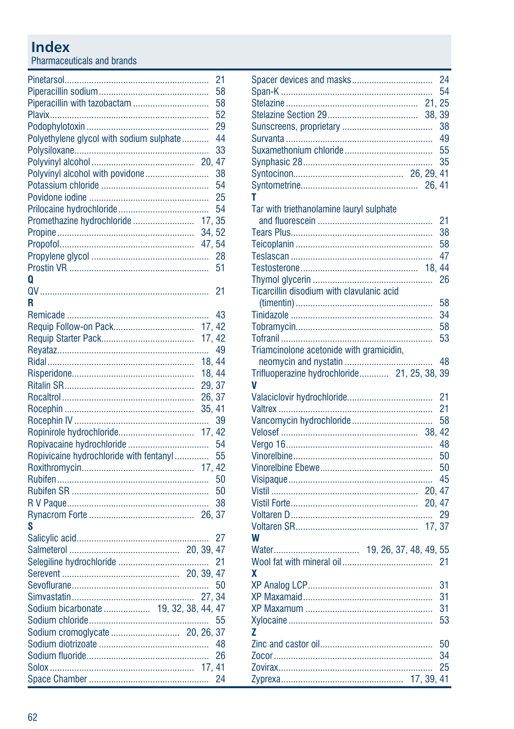# Index

Pharmaceuticals and brands

Pinetarsol ... 21
Piperacillin sodium ... 58
Piperacillin with tazobactam ... 58
Plavix ... 52
Podophylotoxin ... 29
Polyethylene glycol with sodium sulphate ... 44
Polysiloxane ... 33
Polyvinyl alcohol ... 20, 47
Polyvinyl alcohol with povidone ... 38
Potassium chloride ... 54
Povidone iodine ... 25
Prilocaine hydrochloride ... 54
Promethazine hydrochloride ... 17, 35
Propine ... 34, 52
Propofol ... 47, 54
Propylene glycol ... 28
Prostin VR ... 51

**Q**

QV ... 21

**R**

Remicade ... 43
Requip Follow-on Pack ... 17, 42
Requip Starter Pack ... 17, 42
Reyataz ... 49
Ridal ... 18, 44
Risperidone ... 18, 44
Ritalin SR ... 29, 37
Rocaltrol ... 26, 37
Rocephin ... 35, 41
Rocephin IV ... 39
Ropinirole hydrochloride ... 17, 42
Ropivacaine hydrochloride ... 54
Ropivicaine hydrochloride with fentanyl ... 55
Roxithromycin ... 17, 42
Rubifen ... 50
Rubifen SR ... 50
R V Paque ... 38
Rynacrom Forte ... 26, 37

**S**

Salicylic acid ... 27
Salmeterol ... 20, 39, 47
Selegiline hydrochloride ... 21
Serevent ... 20, 39, 47
Sevoflurane ... 50
Simvastatin ... 27, 34
Sodium bicarbonate ... 19, 32, 38, 44, 47
Sodium chloride ... 55
Sodium cromoglycate ... 20, 26, 37
Sodium diotrizoate ... 48
Sodium fluoride ... 26
Solox ... 17, 41
Space Chamber ... 24
Spacer devices and masks ... 24
Span-K ... 54
Stelazine ... 21, 25
Stelazine Section 29 ... 38, 39
Sunscreens, proprietary ... 38
Survanta ... 49
Suxamethonium chloride ... 55
Synphasic 28 ... 35
Syntocinon ... 26, 29, 41
Syntometrine ... 26, 41

**T**

Tar with triethanolamine lauryl sulphate and fluorescein ... 21
Tears Plus ... 38
Teicoplanin ... 58
Teslascan ... 47
Testosterone ... 18, 44
Thymol glycerin ... 26
Ticarcillin disodium with clavulanic acid (timentin) ... 58
Tinidazole ... 34
Tobramycin ... 58
Tofranil ... 53
Triamcinolone acetonide with gramicidin, neomycin and nystatin ... 48
Trifluoperazine hydrochloride ... 21, 25, 38, 39

**V**

Valaciclovir hydrochloride ... 21
Valtrex ... 21
Vancomycin hydrochloride ... 58
Velosef ... 38, 42
Vergo 16 ... 48
Vinorelbine ... 50
Vinorelbine Ebewe ... 50
Visipaque ... 45
Vistil ... 20, 47
Vistil Forte ... 20, 47
Voltaren D ... 29
Voltaren SR ... 17, 37

**W**

Water ... 19, 26, 37, 48, 49, 55
Wool fat with mineral oil ... 21

**X**

XP Analog LCP ... 31
XP Maxamaid ... 31
XP Maxamum ... 31
Xylocaine ... 53

**Z**

Zinc and castor oil ... 50
Zocor ... 34
Zovirax ... 25
Zyprexa ... 17, 39, 41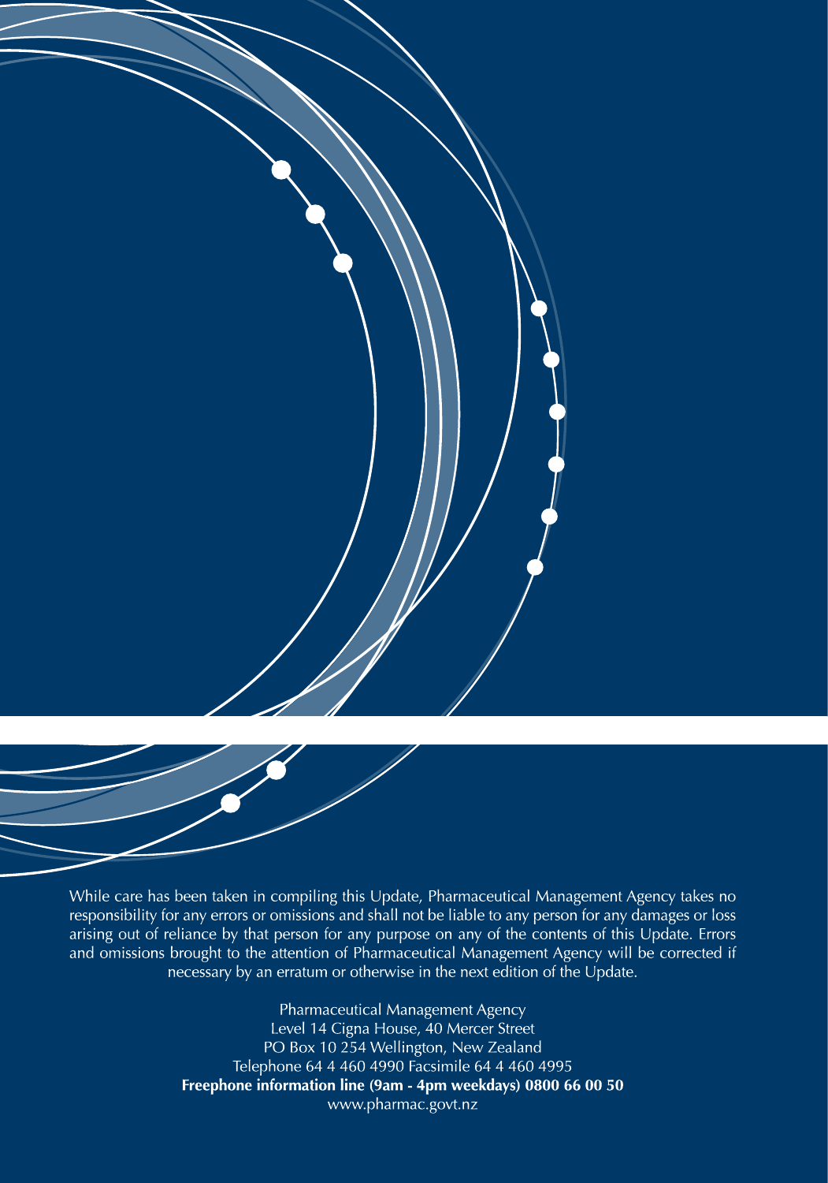While care has been taken in compiling this Update, Pharmaceutical Management Agency takes no responsibility for any errors or omissions and shall not be liable to any person for any damages or loss arising out of reliance by that person for any purpose on any of the contents of this Update. Errors and omissions brought to the attention of Pharmaceutical Management Agency will be corrected if necessary by an erratum or otherwise in the next edition of the Update.

Pharmaceutical Management Agency
Level 14 Cigna House, 40 Mercer Street
PO Box 10 254 Wellington, New Zealand
Telephone 64 4 460 4990 Facsimile 64 4 460 4995
**Freephone information line (9am - 4pm weekdays) 0800 66 00 50**
www.pharmac.govt.nz